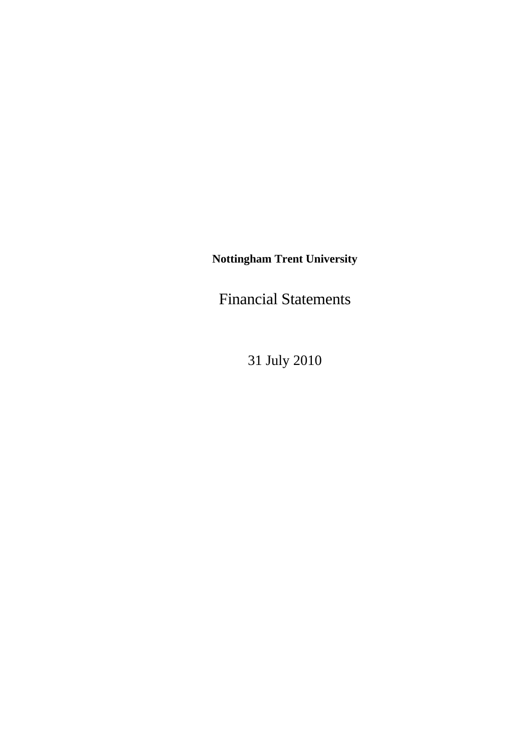**Nottingham Trent University**

# Financial Statements

31 July 2010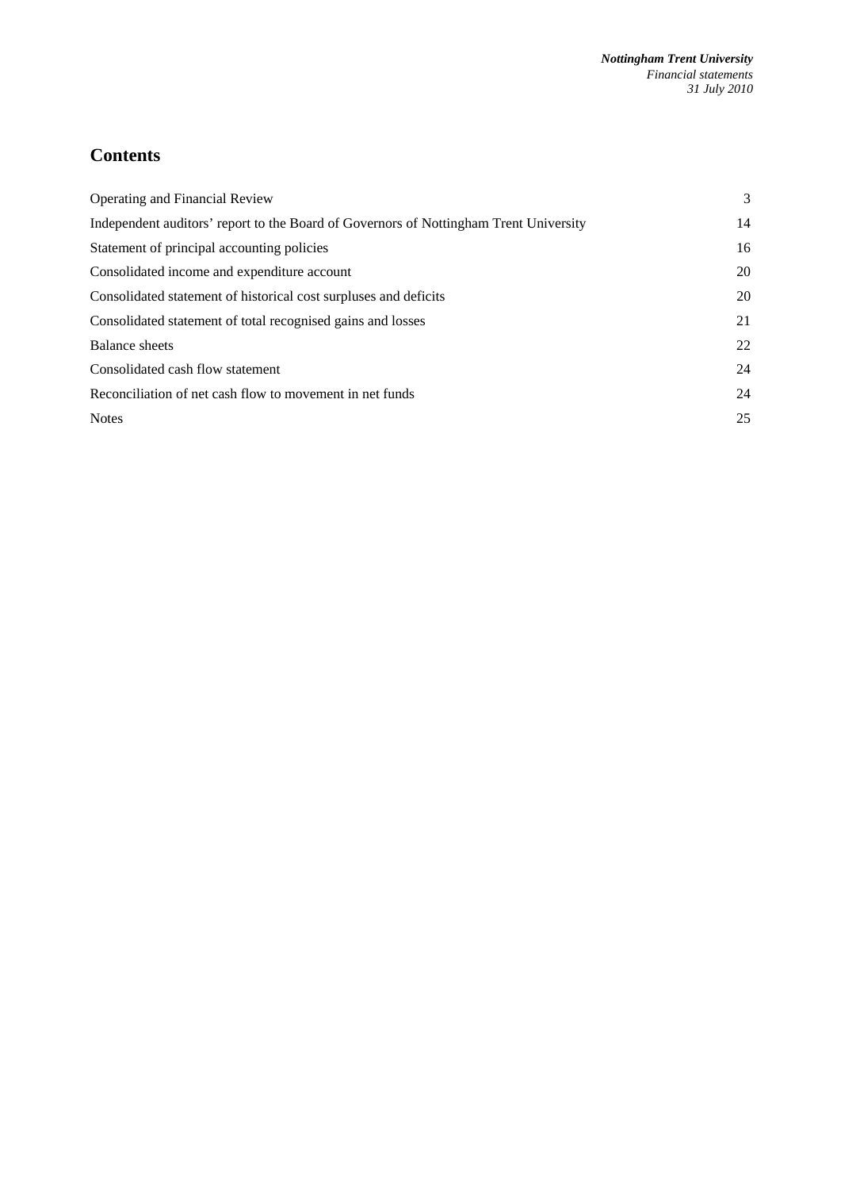## Contents

| | |
|---|---|
| Operating and Financial Review | 3 |
| Independent auditors' report to the Board of Governors of Nottingham Trent University | 14 |
| Statement of principal accounting policies | 16 |
| Consolidated income and expenditure account | 20 |
| Consolidated statement of historical cost surpluses and deficits | 20 |
| Consolidated statement of total recognised gains and losses | 21 |
| Balance sheets | 22 |
| Consolidated cash flow statement | 24 |
| Reconciliation of net cash flow to movement in net funds | 24 |
| Notes | 25 |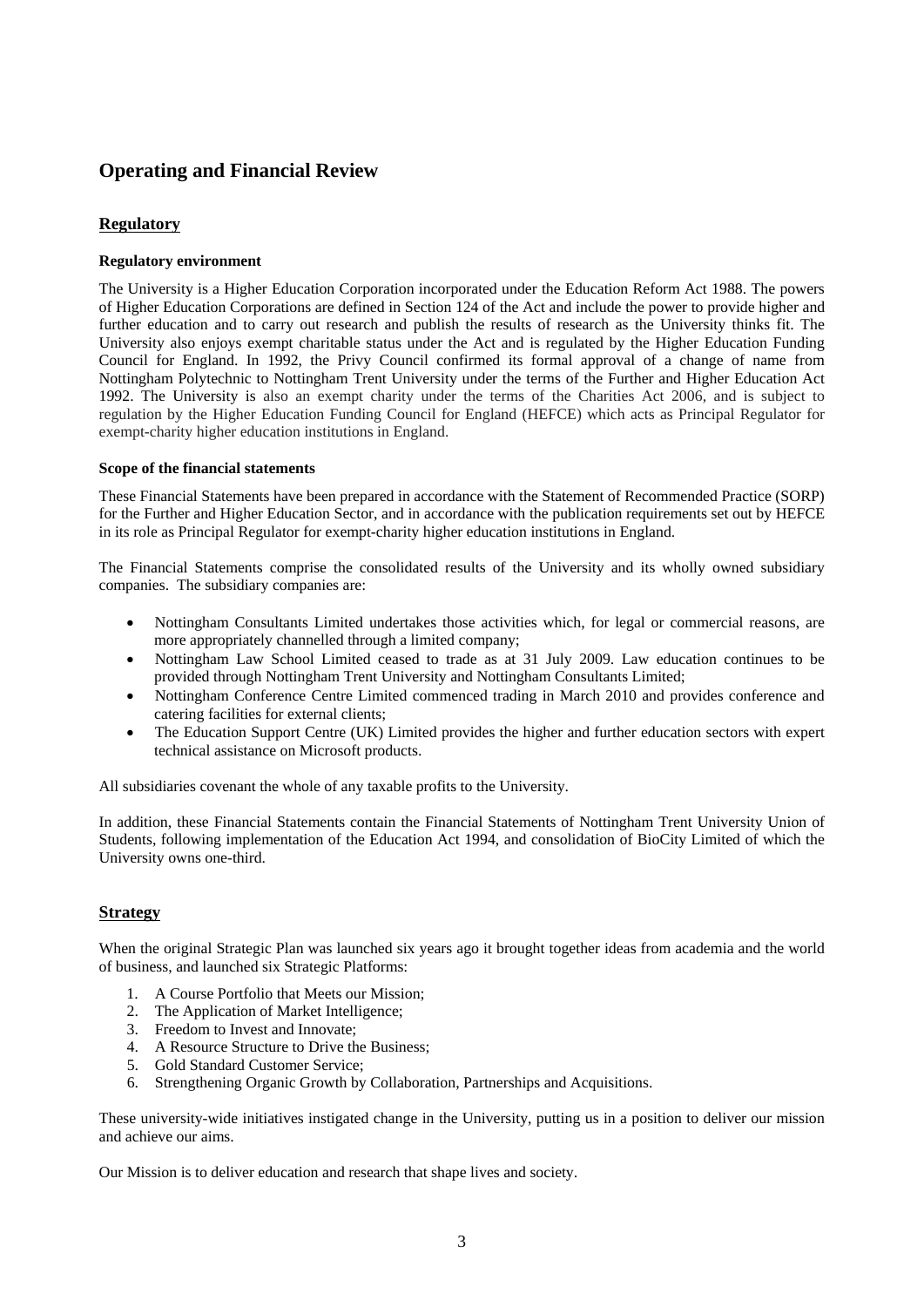# Operating and Financial Review

## Regulatory

### Regulatory environment

The University is a Higher Education Corporation incorporated under the Education Reform Act 1988. The powers of Higher Education Corporations are defined in Section 124 of the Act and include the power to provide higher and further education and to carry out research and publish the results of research as the University thinks fit. The University also enjoys exempt charitable status under the Act and is regulated by the Higher Education Funding Council for England. In 1992, the Privy Council confirmed its formal approval of a change of name from Nottingham Polytechnic to Nottingham Trent University under the terms of the Further and Higher Education Act 1992. The University is also an exempt charity under the terms of the Charities Act 2006, and is subject to regulation by the Higher Education Funding Council for England (HEFCE) which acts as Principal Regulator for exempt-charity higher education institutions in England.

### Scope of the financial statements

These Financial Statements have been prepared in accordance with the Statement of Recommended Practice (SORP) for the Further and Higher Education Sector, and in accordance with the publication requirements set out by HEFCE in its role as Principal Regulator for exempt-charity higher education institutions in England.

The Financial Statements comprise the consolidated results of the University and its wholly owned subsidiary companies. The subsidiary companies are:

- Nottingham Consultants Limited undertakes those activities which, for legal or commercial reasons, are more appropriately channelled through a limited company;
- Nottingham Law School Limited ceased to trade as at 31 July 2009. Law education continues to be provided through Nottingham Trent University and Nottingham Consultants Limited;
- Nottingham Conference Centre Limited commenced trading in March 2010 and provides conference and catering facilities for external clients;
- The Education Support Centre (UK) Limited provides the higher and further education sectors with expert technical assistance on Microsoft products.

All subsidiaries covenant the whole of any taxable profits to the University.

In addition, these Financial Statements contain the Financial Statements of Nottingham Trent University Union of Students, following implementation of the Education Act 1994, and consolidation of BioCity Limited of which the University owns one-third.

## Strategy

When the original Strategic Plan was launched six years ago it brought together ideas from academia and the world of business, and launched six Strategic Platforms:

1. A Course Portfolio that Meets our Mission;
2. The Application of Market Intelligence;
3. Freedom to Invest and Innovate;
4. A Resource Structure to Drive the Business;
5. Gold Standard Customer Service;
6. Strengthening Organic Growth by Collaboration, Partnerships and Acquisitions.

These university-wide initiatives instigated change in the University, putting us in a position to deliver our mission and achieve our aims.

Our Mission is to deliver education and research that shape lives and society.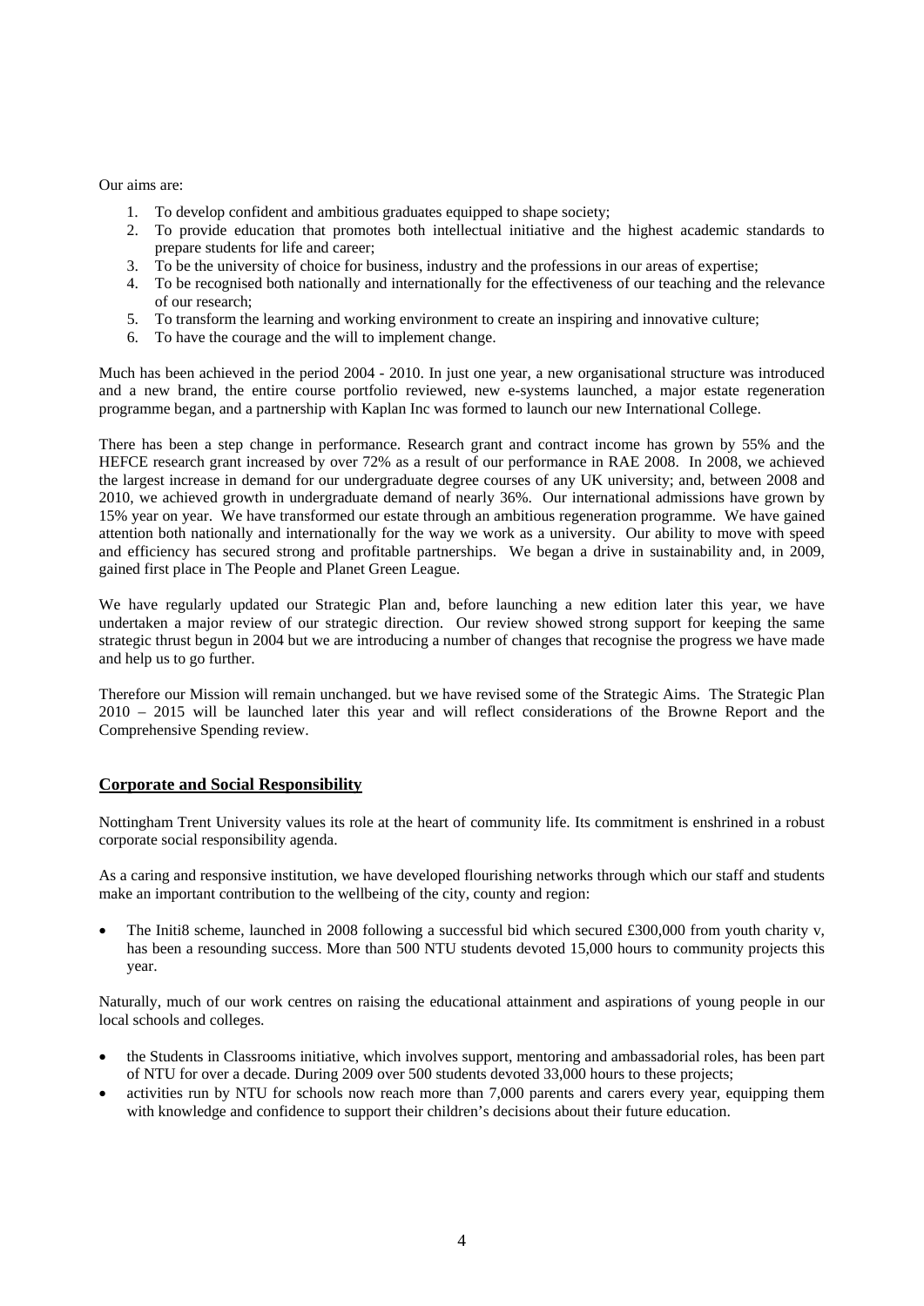Our aims are:

1. To develop confident and ambitious graduates equipped to shape society;
2. To provide education that promotes both intellectual initiative and the highest academic standards to prepare students for life and career;
3. To be the university of choice for business, industry and the professions in our areas of expertise;
4. To be recognised both nationally and internationally for the effectiveness of our teaching and the relevance of our research;
5. To transform the learning and working environment to create an inspiring and innovative culture;
6. To have the courage and the will to implement change.

Much has been achieved in the period 2004 - 2010. In just one year, a new organisational structure was introduced and a new brand, the entire course portfolio reviewed, new e-systems launched, a major estate regeneration programme began, and a partnership with Kaplan Inc was formed to launch our new International College.

There has been a step change in performance. Research grant and contract income has grown by 55% and the HEFCE research grant increased by over 72% as a result of our performance in RAE 2008. In 2008, we achieved the largest increase in demand for our undergraduate degree courses of any UK university; and, between 2008 and 2010, we achieved growth in undergraduate demand of nearly 36%. Our international admissions have grown by 15% year on year. We have transformed our estate through an ambitious regeneration programme. We have gained attention both nationally and internationally for the way we work as a university. Our ability to move with speed and efficiency has secured strong and profitable partnerships. We began a drive in sustainability and, in 2009, gained first place in The People and Planet Green League.

We have regularly updated our Strategic Plan and, before launching a new edition later this year, we have undertaken a major review of our strategic direction. Our review showed strong support for keeping the same strategic thrust begun in 2004 but we are introducing a number of changes that recognise the progress we have made and help us to go further.

Therefore our Mission will remain unchanged. but we have revised some of the Strategic Aims. The Strategic Plan 2010 – 2015 will be launched later this year and will reflect considerations of the Browne Report and the Comprehensive Spending review.

## Corporate and Social Responsibility

Nottingham Trent University values its role at the heart of community life. Its commitment is enshrined in a robust corporate social responsibility agenda.

As a caring and responsive institution, we have developed flourishing networks through which our staff and students make an important contribution to the wellbeing of the city, county and region:

- The Initi8 scheme, launched in 2008 following a successful bid which secured £300,000 from youth charity v, has been a resounding success. More than 500 NTU students devoted 15,000 hours to community projects this year.

Naturally, much of our work centres on raising the educational attainment and aspirations of young people in our local schools and colleges.

- the Students in Classrooms initiative, which involves support, mentoring and ambassadorial roles, has been part of NTU for over a decade. During 2009 over 500 students devoted 33,000 hours to these projects;
- activities run by NTU for schools now reach more than 7,000 parents and carers every year, equipping them with knowledge and confidence to support their children's decisions about their future education.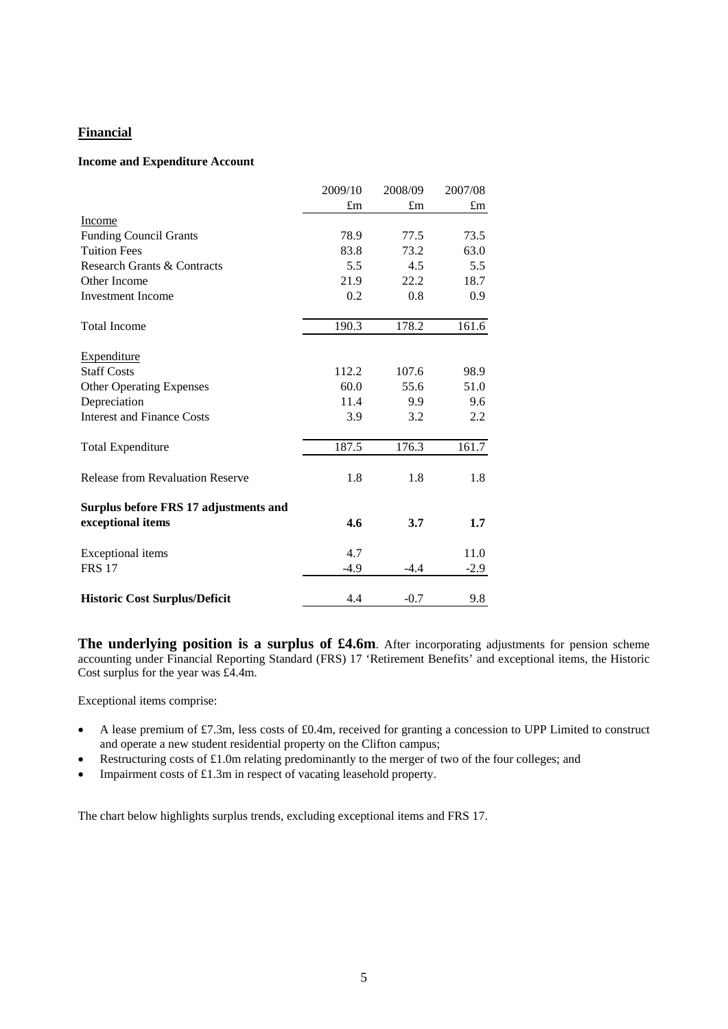## Financial

### Income and Expenditure Account

| | 2009/10 | 2008/09 | 2007/08 |
|---|---|---|---|
| | £m | £m | £m |
| Income | | | |
| Funding Council Grants | 78.9 | 77.5 | 73.5 |
| Tuition Fees | 83.8 | 73.2 | 63.0 |
| Research Grants & Contracts | 5.5 | 4.5 | 5.5 |
| Other Income | 21.9 | 22.2 | 18.7 |
| Investment Income | 0.2 | 0.8 | 0.9 |
| Total Income | 190.3 | 178.2 | 161.6 |
| Expenditure | | | |
| Staff Costs | 112.2 | 107.6 | 98.9 |
| Other Operating Expenses | 60.0 | 55.6 | 51.0 |
| Depreciation | 11.4 | 9.9 | 9.6 |
| Interest and Finance Costs | 3.9 | 3.2 | 2.2 |
| Total Expenditure | 187.5 | 176.3 | 161.7 |
| Release from Revaluation Reserve | 1.8 | 1.8 | 1.8 |
| **Surplus before FRS 17 adjustments and exceptional items** | **4.6** | **3.7** | **1.7** |
| Exceptional items | 4.7 | | 11.0 |
| FRS 17 | -4.9 | -4.4 | -2.9 |
| **Historic Cost Surplus/Deficit** | 4.4 | -0.7 | 9.8 |

**The underlying position is a surplus of £4.6m**. After incorporating adjustments for pension scheme accounting under Financial Reporting Standard (FRS) 17 'Retirement Benefits' and exceptional items, the Historic Cost surplus for the year was £4.4m.

Exceptional items comprise:

- A lease premium of £7.3m, less costs of £0.4m, received for granting a concession to UPP Limited to construct and operate a new student residential property on the Clifton campus;
- Restructuring costs of £1.0m relating predominantly to the merger of two of the four colleges; and
- Impairment costs of £1.3m in respect of vacating leasehold property.

The chart below highlights surplus trends, excluding exceptional items and FRS 17.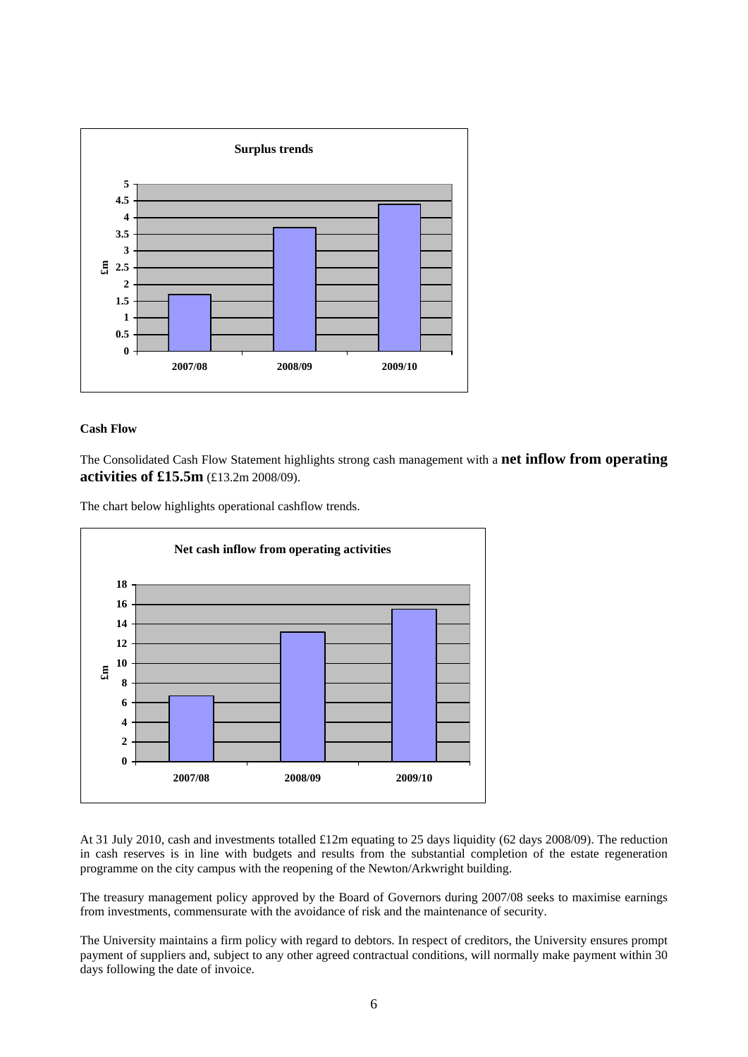**Surplus trends**

**Cash Flow**

The Consolidated Cash Flow Statement highlights strong cash management with a **net inflow from operating activities of £15.5m** (£13.2m 2008/09).

The chart below highlights operational cashflow trends.

**Net cash inflow from operating activities**

At 31 July 2010, cash and investments totalled £12m equating to 25 days liquidity (62 days 2008/09). The reduction in cash reserves is in line with budgets and results from the substantial completion of the estate regeneration programme on the city campus with the reopening of the Newton/Arkwright building.

The treasury management policy approved by the Board of Governors during 2007/08 seeks to maximise earnings from investments, commensurate with the avoidance of risk and the maintenance of security.

The University maintains a firm policy with regard to debtors. In respect of creditors, the University ensures prompt payment of suppliers and, subject to any other agreed contractual conditions, will normally make payment within 30 days following the date of invoice.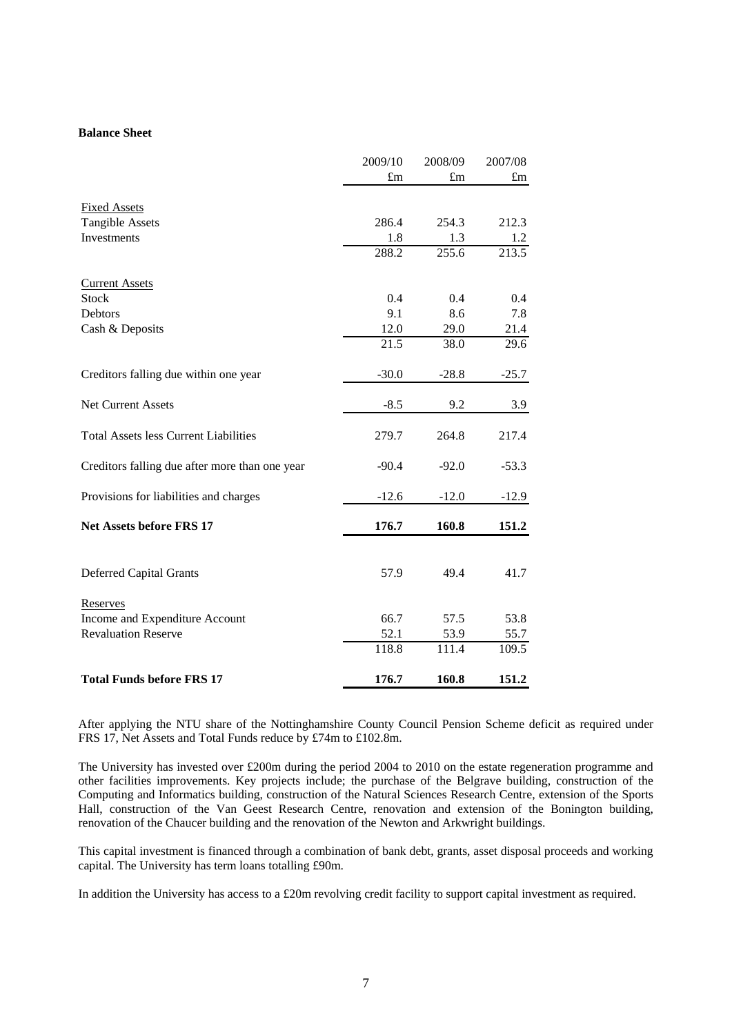**Balance Sheet**

| | 2009/10 | 2008/09 | 2007/08 |
|---|---|---|---|
| | £m | £m | £m |
| Fixed Assets | | | |
| Tangible Assets | 286.4 | 254.3 | 212.3 |
| Investments | 1.8 | 1.3 | 1.2 |
| | 288.2 | 255.6 | 213.5 |
| Current Assets | | | |
| Stock | 0.4 | 0.4 | 0.4 |
| Debtors | 9.1 | 8.6 | 7.8 |
| Cash & Deposits | 12.0 | 29.0 | 21.4 |
| | 21.5 | 38.0 | 29.6 |
| Creditors falling due within one year | -30.0 | -28.8 | -25.7 |
| Net Current Assets | -8.5 | 9.2 | 3.9 |
| Total Assets less Current Liabilities | 279.7 | 264.8 | 217.4 |
| Creditors falling due after more than one year | -90.4 | -92.0 | -53.3 |
| Provisions for liabilities and charges | -12.6 | -12.0 | -12.9 |
| **Net Assets before FRS 17** | **176.7** | **160.8** | **151.2** |
| Deferred Capital Grants | 57.9 | 49.4 | 41.7 |
| Reserves | | | |
| Income and Expenditure Account | 66.7 | 57.5 | 53.8 |
| Revaluation Reserve | 52.1 | 53.9 | 55.7 |
| | 118.8 | 111.4 | 109.5 |
| **Total Funds before FRS 17** | **176.7** | **160.8** | **151.2** |

After applying the NTU share of the Nottinghamshire County Council Pension Scheme deficit as required under FRS 17, Net Assets and Total Funds reduce by £74m to £102.8m.

The University has invested over £200m during the period 2004 to 2010 on the estate regeneration programme and other facilities improvements. Key projects include; the purchase of the Belgrave building, construction of the Computing and Informatics building, construction of the Natural Sciences Research Centre, extension of the Sports Hall, construction of the Van Geest Research Centre, renovation and extension of the Bonington building, renovation of the Chaucer building and the renovation of the Newton and Arkwright buildings.

This capital investment is financed through a combination of bank debt, grants, asset disposal proceeds and working capital. The University has term loans totalling £90m.

In addition the University has access to a £20m revolving credit facility to support capital investment as required.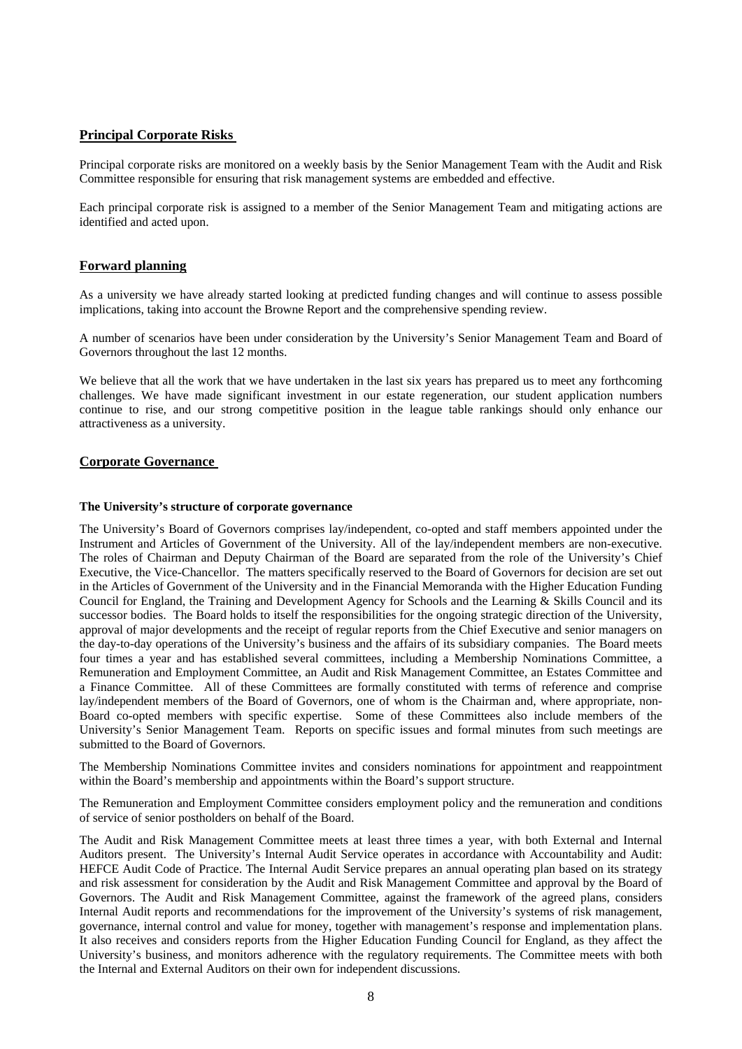## Principal Corporate Risks

Principal corporate risks are monitored on a weekly basis by the Senior Management Team with the Audit and Risk Committee responsible for ensuring that risk management systems are embedded and effective.

Each principal corporate risk is assigned to a member of the Senior Management Team and mitigating actions are identified and acted upon.

## Forward planning

As a university we have already started looking at predicted funding changes and will continue to assess possible implications, taking into account the Browne Report and the comprehensive spending review.

A number of scenarios have been under consideration by the University's Senior Management Team and Board of Governors throughout the last 12 months.

We believe that all the work that we have undertaken in the last six years has prepared us to meet any forthcoming challenges. We have made significant investment in our estate regeneration, our student application numbers continue to rise, and our strong competitive position in the league table rankings should only enhance our attractiveness as a university.

## Corporate Governance

### The University's structure of corporate governance

The University's Board of Governors comprises lay/independent, co-opted and staff members appointed under the Instrument and Articles of Government of the University. All of the lay/independent members are non-executive. The roles of Chairman and Deputy Chairman of the Board are separated from the role of the University's Chief Executive, the Vice-Chancellor. The matters specifically reserved to the Board of Governors for decision are set out in the Articles of Government of the University and in the Financial Memoranda with the Higher Education Funding Council for England, the Training and Development Agency for Schools and the Learning & Skills Council and its successor bodies. The Board holds to itself the responsibilities for the ongoing strategic direction of the University, approval of major developments and the receipt of regular reports from the Chief Executive and senior managers on the day-to-day operations of the University's business and the affairs of its subsidiary companies. The Board meets four times a year and has established several committees, including a Membership Nominations Committee, a Remuneration and Employment Committee, an Audit and Risk Management Committee, an Estates Committee and a Finance Committee. All of these Committees are formally constituted with terms of reference and comprise lay/independent members of the Board of Governors, one of whom is the Chairman and, where appropriate, non-Board co-opted members with specific expertise. Some of these Committees also include members of the University's Senior Management Team. Reports on specific issues and formal minutes from such meetings are submitted to the Board of Governors.

The Membership Nominations Committee invites and considers nominations for appointment and reappointment within the Board's membership and appointments within the Board's support structure.

The Remuneration and Employment Committee considers employment policy and the remuneration and conditions of service of senior postholders on behalf of the Board.

The Audit and Risk Management Committee meets at least three times a year, with both External and Internal Auditors present. The University's Internal Audit Service operates in accordance with Accountability and Audit: HEFCE Audit Code of Practice. The Internal Audit Service prepares an annual operating plan based on its strategy and risk assessment for consideration by the Audit and Risk Management Committee and approval by the Board of Governors. The Audit and Risk Management Committee, against the framework of the agreed plans, considers Internal Audit reports and recommendations for the improvement of the University's systems of risk management, governance, internal control and value for money, together with management's response and implementation plans. It also receives and considers reports from the Higher Education Funding Council for England, as they affect the University's business, and monitors adherence with the regulatory requirements. The Committee meets with both the Internal and External Auditors on their own for independent discussions.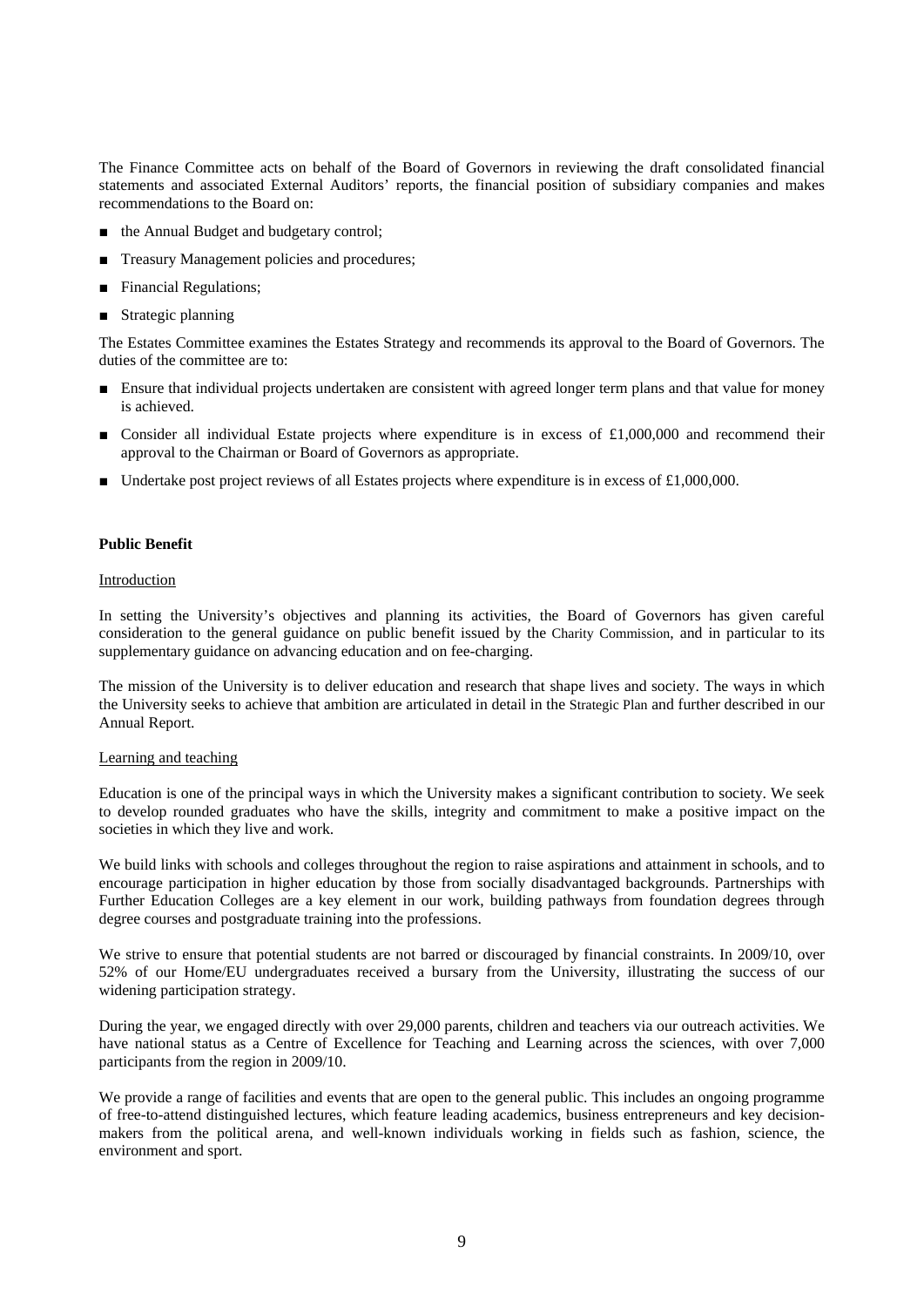The Finance Committee acts on behalf of the Board of Governors in reviewing the draft consolidated financial statements and associated External Auditors' reports, the financial position of subsidiary companies and makes recommendations to the Board on:

- the Annual Budget and budgetary control;
- Treasury Management policies and procedures;
- Financial Regulations;
- Strategic planning

The Estates Committee examines the Estates Strategy and recommends its approval to the Board of Governors. The duties of the committee are to:

- Ensure that individual projects undertaken are consistent with agreed longer term plans and that value for money is achieved.
- Consider all individual Estate projects where expenditure is in excess of £1,000,000 and recommend their approval to the Chairman or Board of Governors as appropriate.
- Undertake post project reviews of all Estates projects where expenditure is in excess of £1,000,000.

**Public Benefit**

Introduction

In setting the University's objectives and planning its activities, the Board of Governors has given careful consideration to the general guidance on public benefit issued by the Charity Commission, and in particular to its supplementary guidance on advancing education and on fee-charging.

The mission of the University is to deliver education and research that shape lives and society. The ways in which the University seeks to achieve that ambition are articulated in detail in the Strategic Plan and further described in our Annual Report.

Learning and teaching

Education is one of the principal ways in which the University makes a significant contribution to society. We seek to develop rounded graduates who have the skills, integrity and commitment to make a positive impact on the societies in which they live and work.

We build links with schools and colleges throughout the region to raise aspirations and attainment in schools, and to encourage participation in higher education by those from socially disadvantaged backgrounds. Partnerships with Further Education Colleges are a key element in our work, building pathways from foundation degrees through degree courses and postgraduate training into the professions.

We strive to ensure that potential students are not barred or discouraged by financial constraints. In 2009/10, over 52% of our Home/EU undergraduates received a bursary from the University, illustrating the success of our widening participation strategy.

During the year, we engaged directly with over 29,000 parents, children and teachers via our outreach activities. We have national status as a Centre of Excellence for Teaching and Learning across the sciences, with over 7,000 participants from the region in 2009/10.

We provide a range of facilities and events that are open to the general public. This includes an ongoing programme of free-to-attend distinguished lectures, which feature leading academics, business entrepreneurs and key decision-makers from the political arena, and well-known individuals working in fields such as fashion, science, the environment and sport.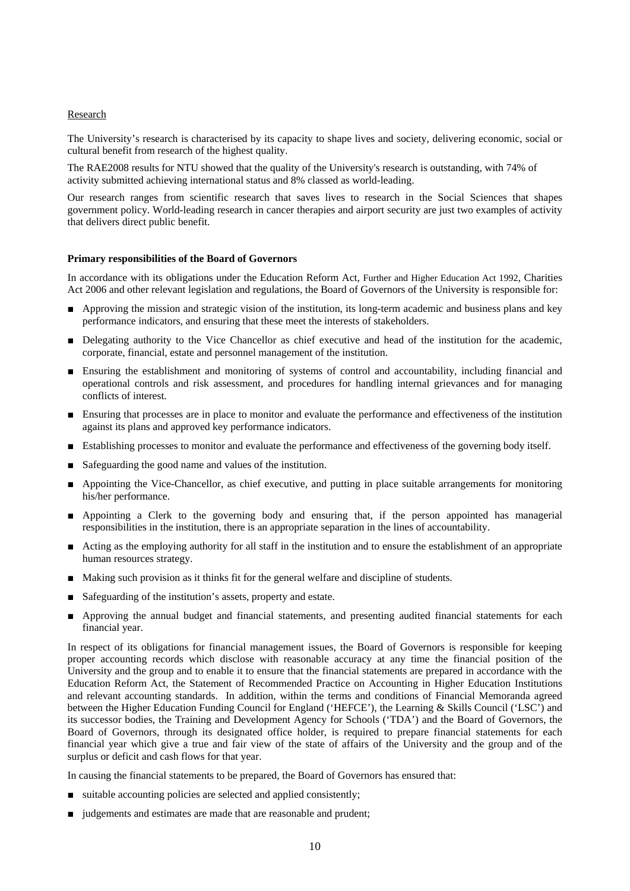Research

The University's research is characterised by its capacity to shape lives and society, delivering economic, social or cultural benefit from research of the highest quality.

The RAE2008 results for NTU showed that the quality of the University's research is outstanding, with 74% of activity submitted achieving international status and 8% classed as world-leading.

Our research ranges from scientific research that saves lives to research in the Social Sciences that shapes government policy. World-leading research in cancer therapies and airport security are just two examples of activity that delivers direct public benefit.

**Primary responsibilities of the Board of Governors**

In accordance with its obligations under the Education Reform Act, Further and Higher Education Act 1992, Charities Act 2006 and other relevant legislation and regulations, the Board of Governors of the University is responsible for:

- Approving the mission and strategic vision of the institution, its long-term academic and business plans and key performance indicators, and ensuring that these meet the interests of stakeholders.
- Delegating authority to the Vice Chancellor as chief executive and head of the institution for the academic, corporate, financial, estate and personnel management of the institution.
- Ensuring the establishment and monitoring of systems of control and accountability, including financial and operational controls and risk assessment, and procedures for handling internal grievances and for managing conflicts of interest.
- Ensuring that processes are in place to monitor and evaluate the performance and effectiveness of the institution against its plans and approved key performance indicators.
- Establishing processes to monitor and evaluate the performance and effectiveness of the governing body itself.
- Safeguarding the good name and values of the institution.
- Appointing the Vice-Chancellor, as chief executive, and putting in place suitable arrangements for monitoring his/her performance.
- Appointing a Clerk to the governing body and ensuring that, if the person appointed has managerial responsibilities in the institution, there is an appropriate separation in the lines of accountability.
- Acting as the employing authority for all staff in the institution and to ensure the establishment of an appropriate human resources strategy.
- Making such provision as it thinks fit for the general welfare and discipline of students.
- Safeguarding of the institution's assets, property and estate.
- Approving the annual budget and financial statements, and presenting audited financial statements for each financial year.

In respect of its obligations for financial management issues, the Board of Governors is responsible for keeping proper accounting records which disclose with reasonable accuracy at any time the financial position of the University and the group and to enable it to ensure that the financial statements are prepared in accordance with the Education Reform Act, the Statement of Recommended Practice on Accounting in Higher Education Institutions and relevant accounting standards. In addition, within the terms and conditions of Financial Memoranda agreed between the Higher Education Funding Council for England ('HEFCE'), the Learning & Skills Council ('LSC') and its successor bodies, the Training and Development Agency for Schools ('TDA') and the Board of Governors, the Board of Governors, through its designated office holder, is required to prepare financial statements for each financial year which give a true and fair view of the state of affairs of the University and the group and of the surplus or deficit and cash flows for that year.

In causing the financial statements to be prepared, the Board of Governors has ensured that:

- suitable accounting policies are selected and applied consistently;
- judgements and estimates are made that are reasonable and prudent;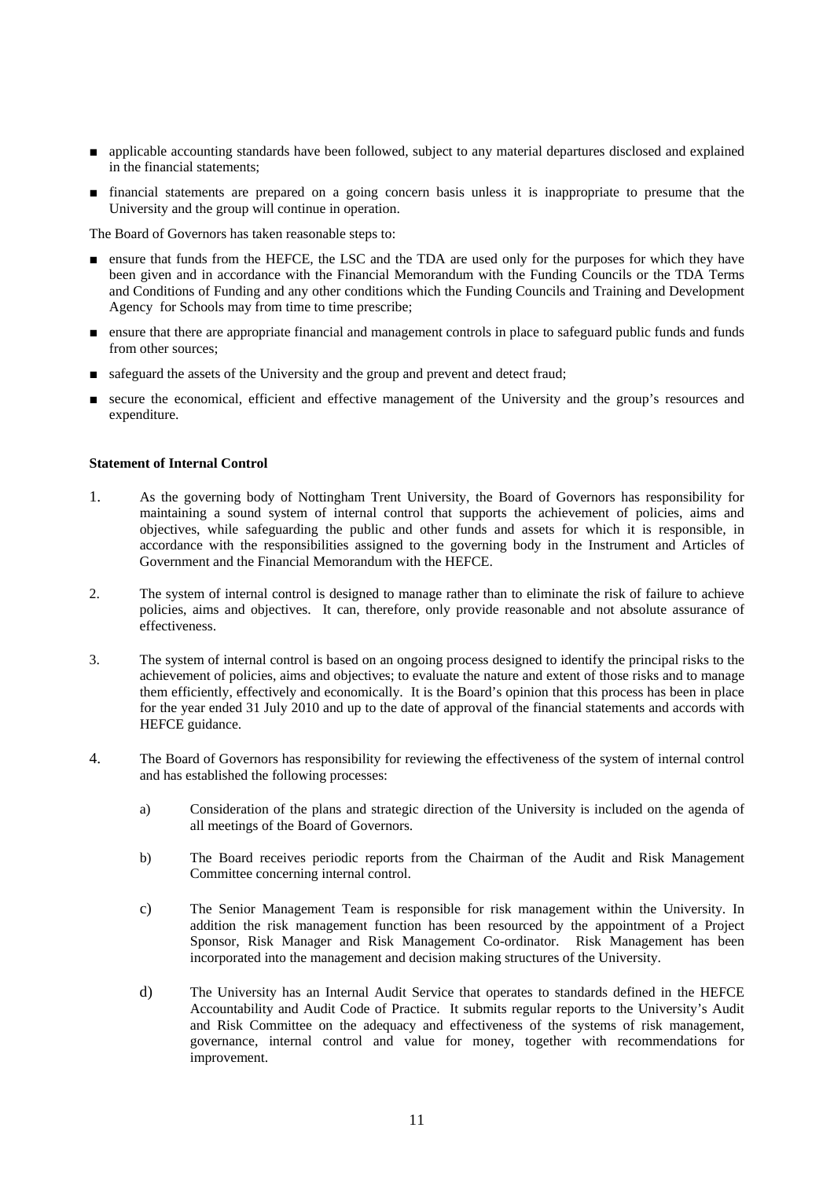- applicable accounting standards have been followed, subject to any material departures disclosed and explained in the financial statements;
- financial statements are prepared on a going concern basis unless it is inappropriate to presume that the University and the group will continue in operation.

The Board of Governors has taken reasonable steps to:

- ensure that funds from the HEFCE, the LSC and the TDA are used only for the purposes for which they have been given and in accordance with the Financial Memorandum with the Funding Councils or the TDA Terms and Conditions of Funding and any other conditions which the Funding Councils and Training and Development Agency for Schools may from time to time prescribe;
- ensure that there are appropriate financial and management controls in place to safeguard public funds and funds from other sources;
- safeguard the assets of the University and the group and prevent and detect fraud;
- secure the economical, efficient and effective management of the University and the group's resources and expenditure.

**Statement of Internal Control**

1. As the governing body of Nottingham Trent University, the Board of Governors has responsibility for maintaining a sound system of internal control that supports the achievement of policies, aims and objectives, while safeguarding the public and other funds and assets for which it is responsible, in accordance with the responsibilities assigned to the governing body in the Instrument and Articles of Government and the Financial Memorandum with the HEFCE.

2. The system of internal control is designed to manage rather than to eliminate the risk of failure to achieve policies, aims and objectives. It can, therefore, only provide reasonable and not absolute assurance of effectiveness.

3. The system of internal control is based on an ongoing process designed to identify the principal risks to the achievement of policies, aims and objectives; to evaluate the nature and extent of those risks and to manage them efficiently, effectively and economically. It is the Board's opinion that this process has been in place for the year ended 31 July 2010 and up to the date of approval of the financial statements and accords with HEFCE guidance.

4. The Board of Governors has responsibility for reviewing the effectiveness of the system of internal control and has established the following processes:

    a) Consideration of the plans and strategic direction of the University is included on the agenda of all meetings of the Board of Governors.

    b) The Board receives periodic reports from the Chairman of the Audit and Risk Management Committee concerning internal control.

    c) The Senior Management Team is responsible for risk management within the University. In addition the risk management function has been resourced by the appointment of a Project Sponsor, Risk Manager and Risk Management Co-ordinator. Risk Management has been incorporated into the management and decision making structures of the University.

    d) The University has an Internal Audit Service that operates to standards defined in the HEFCE Accountability and Audit Code of Practice. It submits regular reports to the University's Audit and Risk Committee on the adequacy and effectiveness of the systems of risk management, governance, internal control and value for money, together with recommendations for improvement.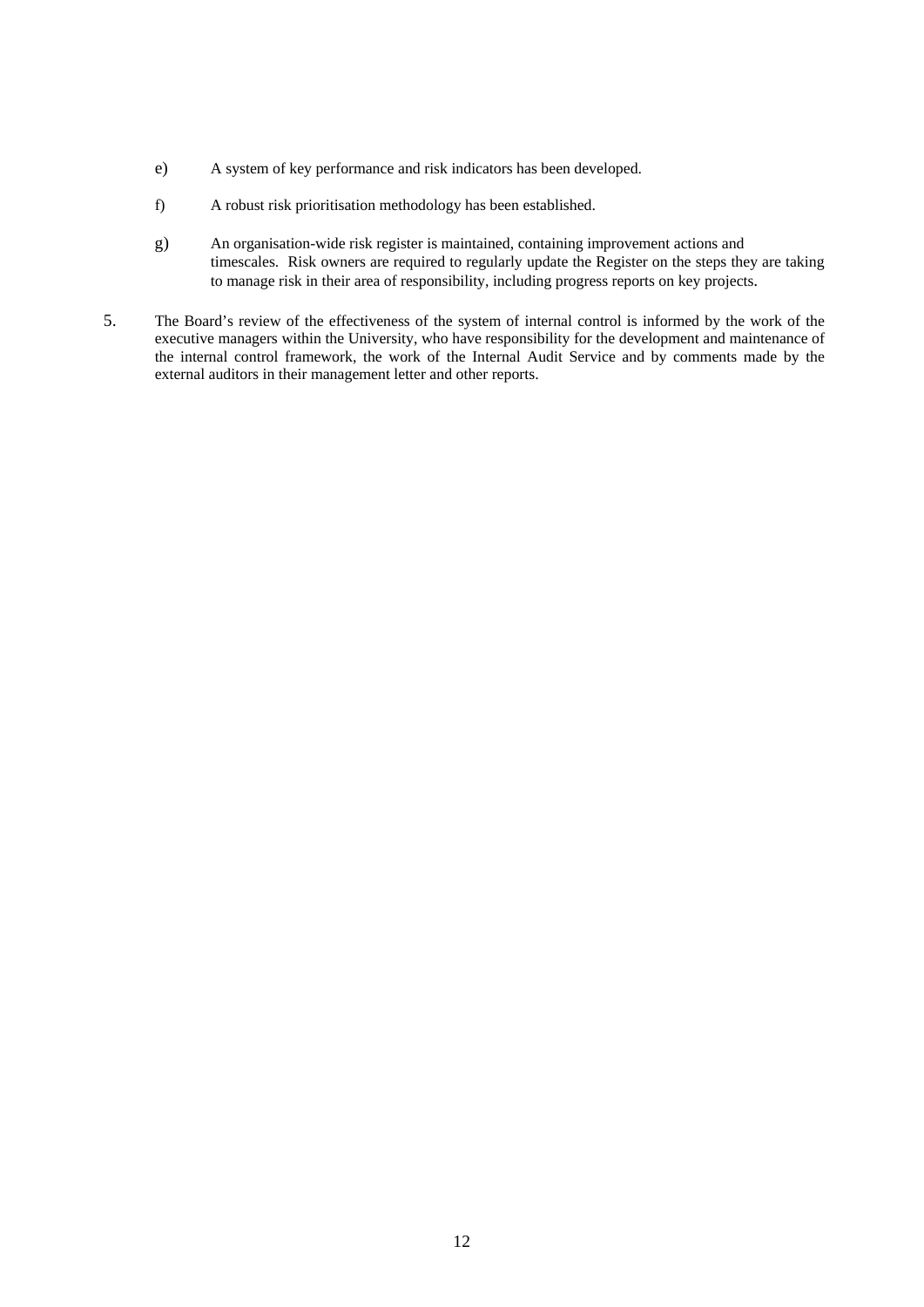e) A system of key performance and risk indicators has been developed.

f) A robust risk prioritisation methodology has been established.

g) An organisation-wide risk register is maintained, containing improvement actions and timescales. Risk owners are required to regularly update the Register on the steps they are taking to manage risk in their area of responsibility, including progress reports on key projects.

5. The Board's review of the effectiveness of the system of internal control is informed by the work of the executive managers within the University, who have responsibility for the development and maintenance of the internal control framework, the work of the Internal Audit Service and by comments made by the external auditors in their management letter and other reports.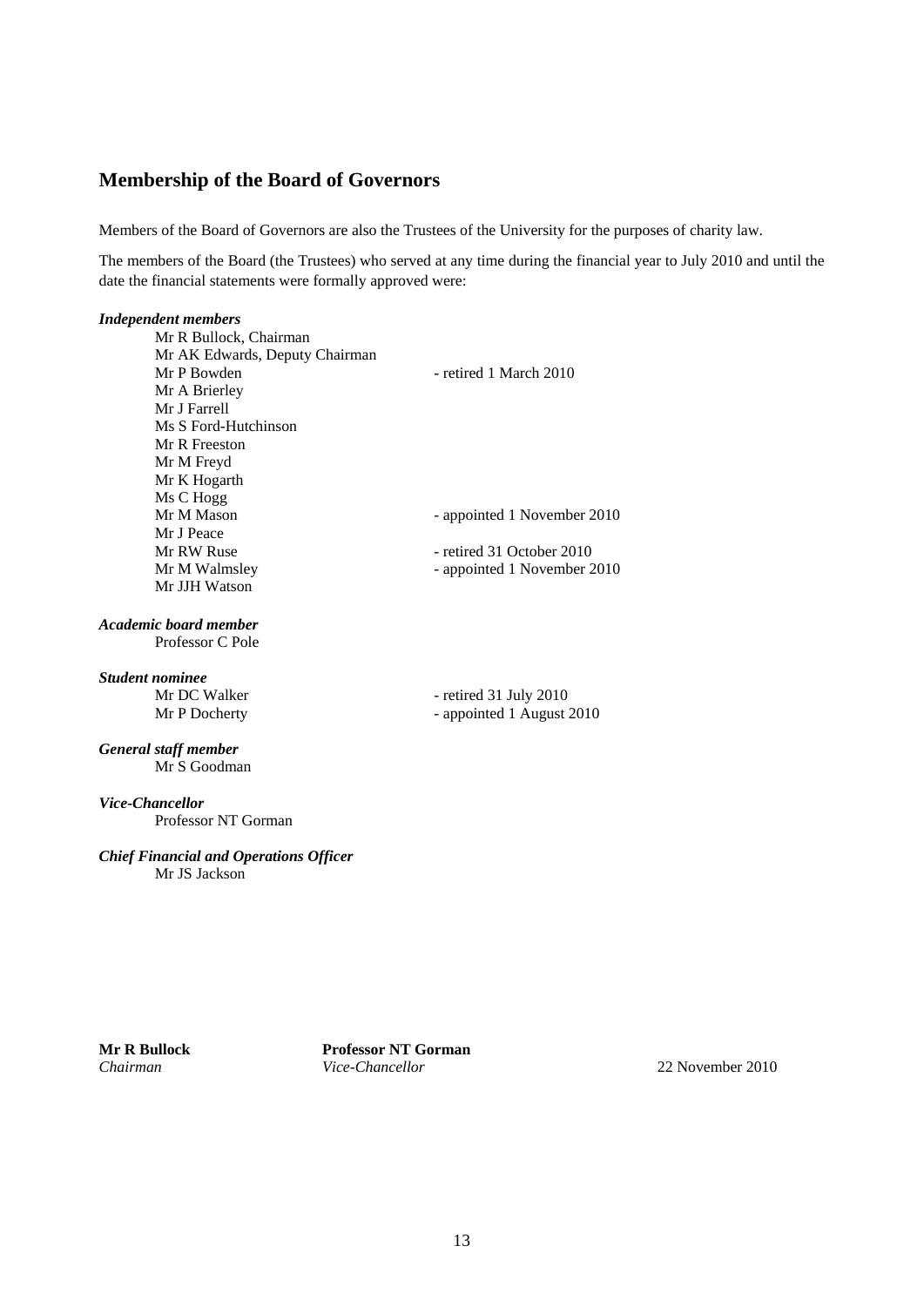## Membership of the Board of Governors

Members of the Board of Governors are also the Trustees of the University for the purposes of charity law.

The members of the Board (the Trustees) who served at any time during the financial year to July 2010 and until the date the financial statements were formally approved were:

***Independent members***

| | |
|---|---|
| Mr R Bullock, Chairman | |
| Mr AK Edwards, Deputy Chairman | |
| Mr P Bowden | - retired 1 March 2010 |
| Mr A Brierley | |
| Mr J Farrell | |
| Ms S Ford-Hutchinson | |
| Mr R Freeston | |
| Mr M Freyd | |
| Mr K Hogarth | |
| Ms C Hogg | |
| Mr M Mason | - appointed 1 November 2010 |
| Mr J Peace | |
| Mr RW Ruse | - retired 31 October 2010 |
| Mr M Walmsley | - appointed 1 November 2010 |
| Mr JJH Watson | |

***Academic board member***

Professor C Pole

***Student nominee***

| | |
|---|---|
| Mr DC Walker | - retired 31 July 2010 |
| Mr P Docherty | - appointed 1 August 2010 |

***General staff member***

Mr S Goodman

***Vice-Chancellor***

Professor NT Gorman

***Chief Financial and Operations Officer***

Mr JS Jackson

**Mr R Bullock**
*Chairman*

**Professor NT Gorman**
*Vice-Chancellor*

22 November 2010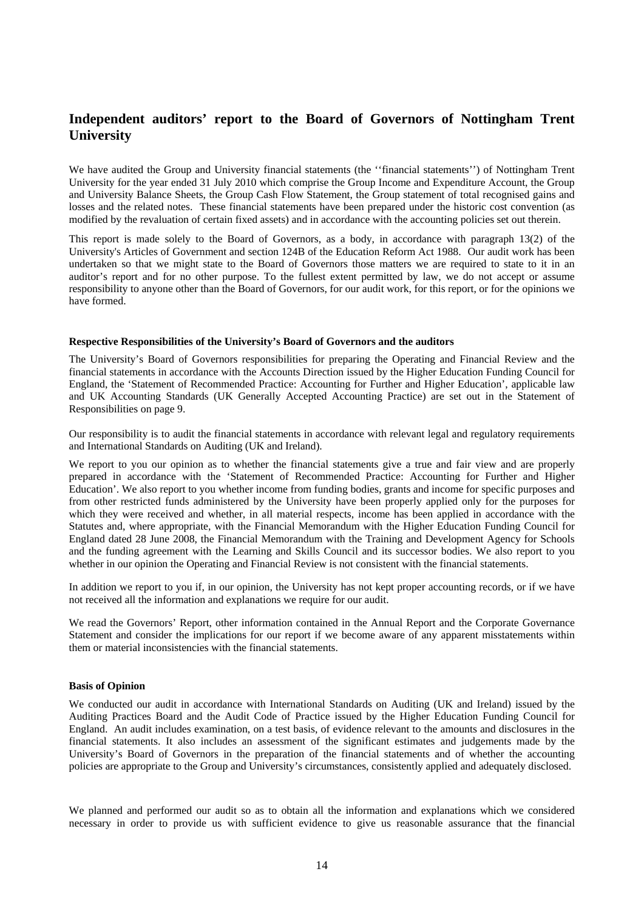## Independent auditors' report to the Board of Governors of Nottingham Trent University

We have audited the Group and University financial statements (the ''financial statements'') of Nottingham Trent University for the year ended 31 July 2010 which comprise the Group Income and Expenditure Account, the Group and University Balance Sheets, the Group Cash Flow Statement, the Group statement of total recognised gains and losses and the related notes. These financial statements have been prepared under the historic cost convention (as modified by the revaluation of certain fixed assets) and in accordance with the accounting policies set out therein.

This report is made solely to the Board of Governors, as a body, in accordance with paragraph 13(2) of the University's Articles of Government and section 124B of the Education Reform Act 1988. Our audit work has been undertaken so that we might state to the Board of Governors those matters we are required to state to it in an auditor's report and for no other purpose. To the fullest extent permitted by law, we do not accept or assume responsibility to anyone other than the Board of Governors, for our audit work, for this report, or for the opinions we have formed.

**Respective Responsibilities of the University's Board of Governors and the auditors**

The University's Board of Governors responsibilities for preparing the Operating and Financial Review and the financial statements in accordance with the Accounts Direction issued by the Higher Education Funding Council for England, the 'Statement of Recommended Practice: Accounting for Further and Higher Education', applicable law and UK Accounting Standards (UK Generally Accepted Accounting Practice) are set out in the Statement of Responsibilities on page 9.

Our responsibility is to audit the financial statements in accordance with relevant legal and regulatory requirements and International Standards on Auditing (UK and Ireland).

We report to you our opinion as to whether the financial statements give a true and fair view and are properly prepared in accordance with the 'Statement of Recommended Practice: Accounting for Further and Higher Education'. We also report to you whether income from funding bodies, grants and income for specific purposes and from other restricted funds administered by the University have been properly applied only for the purposes for which they were received and whether, in all material respects, income has been applied in accordance with the Statutes and, where appropriate, with the Financial Memorandum with the Higher Education Funding Council for England dated 28 June 2008, the Financial Memorandum with the Training and Development Agency for Schools and the funding agreement with the Learning and Skills Council and its successor bodies. We also report to you whether in our opinion the Operating and Financial Review is not consistent with the financial statements.

In addition we report to you if, in our opinion, the University has not kept proper accounting records, or if we have not received all the information and explanations we require for our audit.

We read the Governors' Report, other information contained in the Annual Report and the Corporate Governance Statement and consider the implications for our report if we become aware of any apparent misstatements within them or material inconsistencies with the financial statements.

**Basis of Opinion**

We conducted our audit in accordance with International Standards on Auditing (UK and Ireland) issued by the Auditing Practices Board and the Audit Code of Practice issued by the Higher Education Funding Council for England. An audit includes examination, on a test basis, of evidence relevant to the amounts and disclosures in the financial statements. It also includes an assessment of the significant estimates and judgements made by the University's Board of Governors in the preparation of the financial statements and of whether the accounting policies are appropriate to the Group and University's circumstances, consistently applied and adequately disclosed.

We planned and performed our audit so as to obtain all the information and explanations which we considered necessary in order to provide us with sufficient evidence to give us reasonable assurance that the financial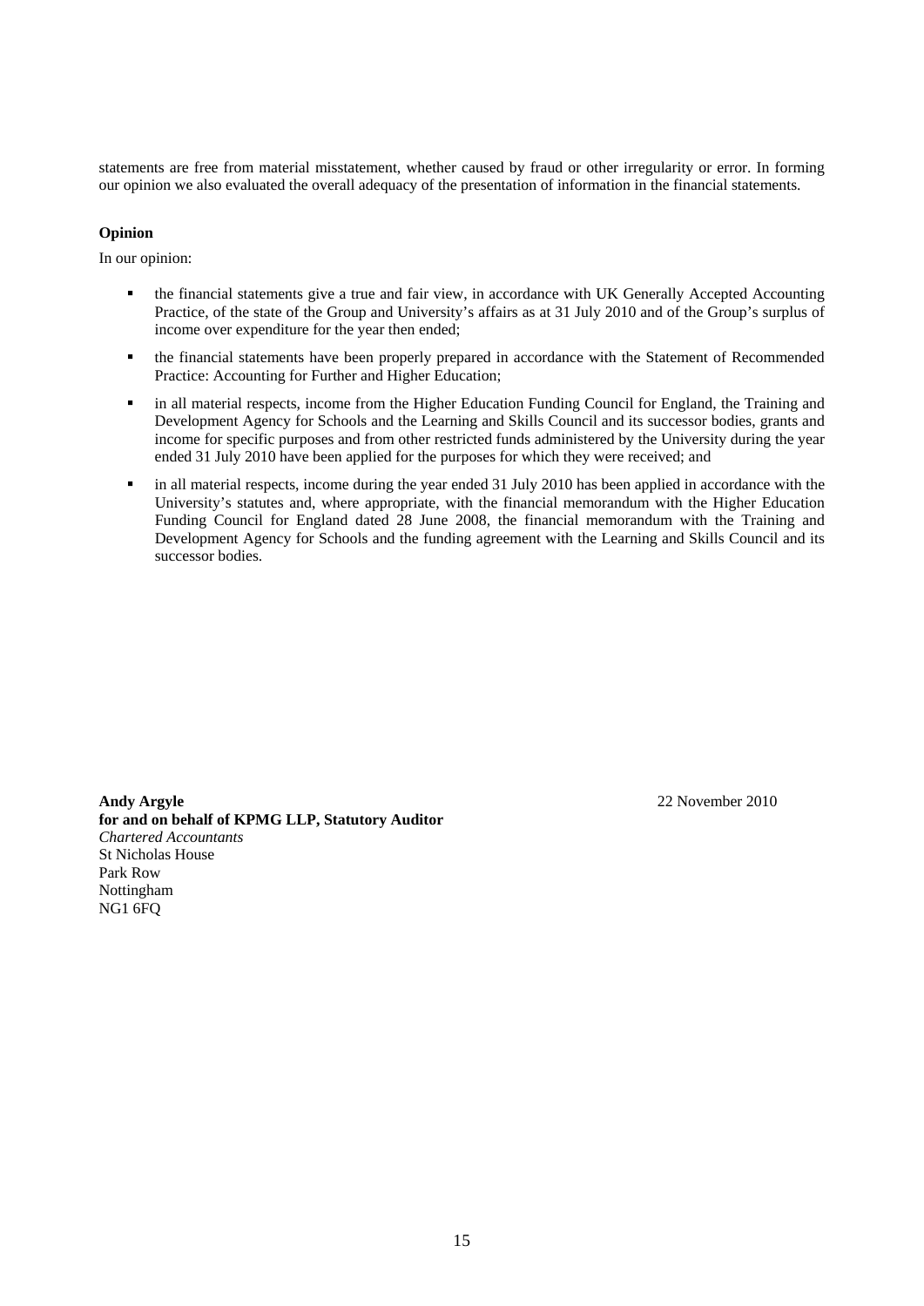statements are free from material misstatement, whether caused by fraud or other irregularity or error. In forming our opinion we also evaluated the overall adequacy of the presentation of information in the financial statements.

**Opinion**

In our opinion:

- the financial statements give a true and fair view, in accordance with UK Generally Accepted Accounting Practice, of the state of the Group and University's affairs as at 31 July 2010 and of the Group's surplus of income over expenditure for the year then ended;
- the financial statements have been properly prepared in accordance with the Statement of Recommended Practice: Accounting for Further and Higher Education;
- in all material respects, income from the Higher Education Funding Council for England, the Training and Development Agency for Schools and the Learning and Skills Council and its successor bodies, grants and income for specific purposes and from other restricted funds administered by the University during the year ended 31 July 2010 have been applied for the purposes for which they were received; and
- in all material respects, income during the year ended 31 July 2010 has been applied in accordance with the University's statutes and, where appropriate, with the financial memorandum with the Higher Education Funding Council for England dated 28 June 2008, the financial memorandum with the Training and Development Agency for Schools and the funding agreement with the Learning and Skills Council and its successor bodies.

**Andy Argyle** 22 November 2010
**for and on behalf of KPMG LLP, Statutory Auditor**
*Chartered Accountants*
St Nicholas House
Park Row
Nottingham
NG1 6FQ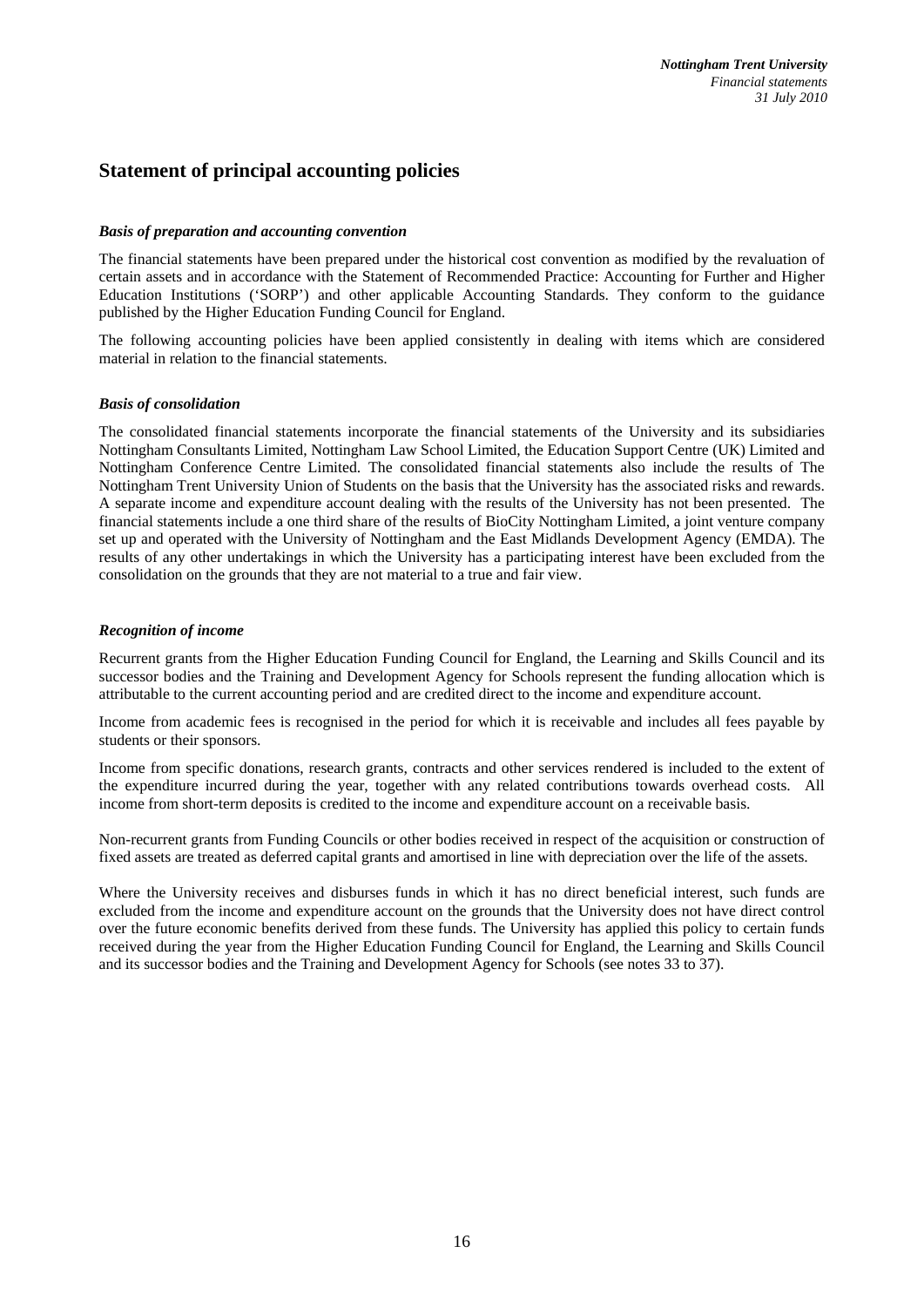## Statement of principal accounting policies

### *Basis of preparation and accounting convention*

The financial statements have been prepared under the historical cost convention as modified by the revaluation of certain assets and in accordance with the Statement of Recommended Practice: Accounting for Further and Higher Education Institutions ('SORP') and other applicable Accounting Standards. They conform to the guidance published by the Higher Education Funding Council for England.

The following accounting policies have been applied consistently in dealing with items which are considered material in relation to the financial statements.

### *Basis of consolidation*

The consolidated financial statements incorporate the financial statements of the University and its subsidiaries Nottingham Consultants Limited, Nottingham Law School Limited, the Education Support Centre (UK) Limited and Nottingham Conference Centre Limited. The consolidated financial statements also include the results of The Nottingham Trent University Union of Students on the basis that the University has the associated risks and rewards. A separate income and expenditure account dealing with the results of the University has not been presented. The financial statements include a one third share of the results of BioCity Nottingham Limited, a joint venture company set up and operated with the University of Nottingham and the East Midlands Development Agency (EMDA). The results of any other undertakings in which the University has a participating interest have been excluded from the consolidation on the grounds that they are not material to a true and fair view.

### *Recognition of income*

Recurrent grants from the Higher Education Funding Council for England, the Learning and Skills Council and its successor bodies and the Training and Development Agency for Schools represent the funding allocation which is attributable to the current accounting period and are credited direct to the income and expenditure account.

Income from academic fees is recognised in the period for which it is receivable and includes all fees payable by students or their sponsors.

Income from specific donations, research grants, contracts and other services rendered is included to the extent of the expenditure incurred during the year, together with any related contributions towards overhead costs. All income from short-term deposits is credited to the income and expenditure account on a receivable basis.

Non-recurrent grants from Funding Councils or other bodies received in respect of the acquisition or construction of fixed assets are treated as deferred capital grants and amortised in line with depreciation over the life of the assets.

Where the University receives and disburses funds in which it has no direct beneficial interest, such funds are excluded from the income and expenditure account on the grounds that the University does not have direct control over the future economic benefits derived from these funds. The University has applied this policy to certain funds received during the year from the Higher Education Funding Council for England, the Learning and Skills Council and its successor bodies and the Training and Development Agency for Schools (see notes 33 to 37).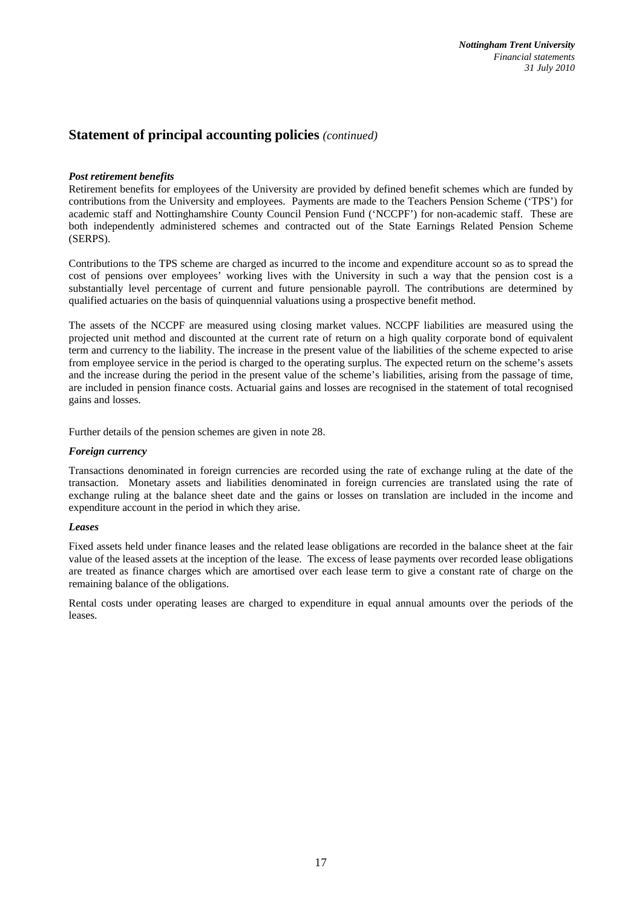## Statement of principal accounting policies *(continued)*

***Post retirement benefits***

Retirement benefits for employees of the University are provided by defined benefit schemes which are funded by contributions from the University and employees. Payments are made to the Teachers Pension Scheme ('TPS') for academic staff and Nottinghamshire County Council Pension Fund ('NCCPF') for non-academic staff. These are both independently administered schemes and contracted out of the State Earnings Related Pension Scheme (SERPS).

Contributions to the TPS scheme are charged as incurred to the income and expenditure account so as to spread the cost of pensions over employees' working lives with the University in such a way that the pension cost is a substantially level percentage of current and future pensionable payroll. The contributions are determined by qualified actuaries on the basis of quinquennial valuations using a prospective benefit method.

The assets of the NCCPF are measured using closing market values. NCCPF liabilities are measured using the projected unit method and discounted at the current rate of return on a high quality corporate bond of equivalent term and currency to the liability. The increase in the present value of the liabilities of the scheme expected to arise from employee service in the period is charged to the operating surplus. The expected return on the scheme's assets and the increase during the period in the present value of the scheme's liabilities, arising from the passage of time, are included in pension finance costs. Actuarial gains and losses are recognised in the statement of total recognised gains and losses.

Further details of the pension schemes are given in note 28.

***Foreign currency***

Transactions denominated in foreign currencies are recorded using the rate of exchange ruling at the date of the transaction. Monetary assets and liabilities denominated in foreign currencies are translated using the rate of exchange ruling at the balance sheet date and the gains or losses on translation are included in the income and expenditure account in the period in which they arise.

***Leases***

Fixed assets held under finance leases and the related lease obligations are recorded in the balance sheet at the fair value of the leased assets at the inception of the lease. The excess of lease payments over recorded lease obligations are treated as finance charges which are amortised over each lease term to give a constant rate of charge on the remaining balance of the obligations.

Rental costs under operating leases are charged to expenditure in equal annual amounts over the periods of the leases.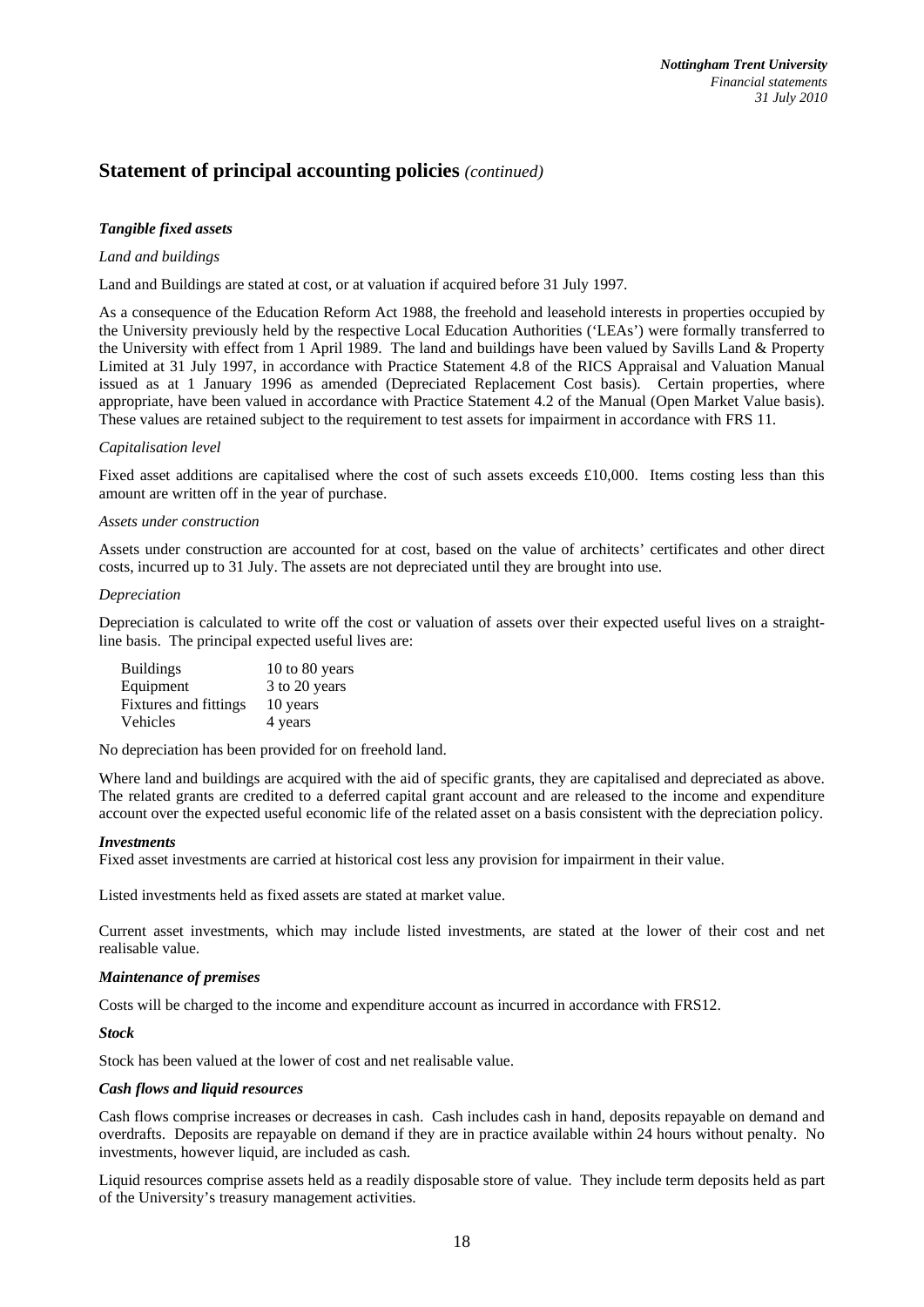## Statement of principal accounting policies *(continued)*

### *Tangible fixed assets*

*Land and buildings*

Land and Buildings are stated at cost, or at valuation if acquired before 31 July 1997.

As a consequence of the Education Reform Act 1988, the freehold and leasehold interests in properties occupied by the University previously held by the respective Local Education Authorities ('LEAs') were formally transferred to the University with effect from 1 April 1989. The land and buildings have been valued by Savills Land & Property Limited at 31 July 1997, in accordance with Practice Statement 4.8 of the RICS Appraisal and Valuation Manual issued as at 1 January 1996 as amended (Depreciated Replacement Cost basis). Certain properties, where appropriate, have been valued in accordance with Practice Statement 4.2 of the Manual (Open Market Value basis). These values are retained subject to the requirement to test assets for impairment in accordance with FRS 11.

*Capitalisation level*

Fixed asset additions are capitalised where the cost of such assets exceeds £10,000. Items costing less than this amount are written off in the year of purchase.

*Assets under construction*

Assets under construction are accounted for at cost, based on the value of architects' certificates and other direct costs, incurred up to 31 July. The assets are not depreciated until they are brought into use.

*Depreciation*

Depreciation is calculated to write off the cost or valuation of assets over their expected useful lives on a straight-line basis. The principal expected useful lives are:

| | |
|---|---|
| Buildings | 10 to 80 years |
| Equipment | 3 to 20 years |
| Fixtures and fittings | 10 years |
| Vehicles | 4 years |

No depreciation has been provided for on freehold land.

Where land and buildings are acquired with the aid of specific grants, they are capitalised and depreciated as above. The related grants are credited to a deferred capital grant account and are released to the income and expenditure account over the expected useful economic life of the related asset on a basis consistent with the depreciation policy.

### *Investments*

Fixed asset investments are carried at historical cost less any provision for impairment in their value.

Listed investments held as fixed assets are stated at market value.

Current asset investments, which may include listed investments, are stated at the lower of their cost and net realisable value.

### *Maintenance of premises*

Costs will be charged to the income and expenditure account as incurred in accordance with FRS12.

### *Stock*

Stock has been valued at the lower of cost and net realisable value.

### *Cash flows and liquid resources*

Cash flows comprise increases or decreases in cash. Cash includes cash in hand, deposits repayable on demand and overdrafts. Deposits are repayable on demand if they are in practice available within 24 hours without penalty. No investments, however liquid, are included as cash.

Liquid resources comprise assets held as a readily disposable store of value. They include term deposits held as part of the University's treasury management activities.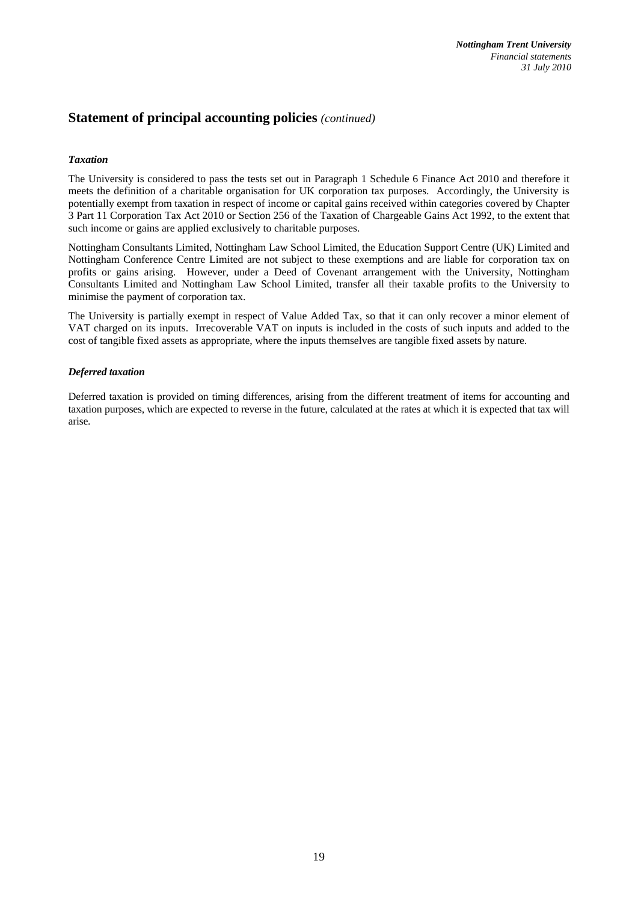## Statement of principal accounting policies *(continued)*

### *Taxation*

The University is considered to pass the tests set out in Paragraph 1 Schedule 6 Finance Act 2010 and therefore it meets the definition of a charitable organisation for UK corporation tax purposes. Accordingly, the University is potentially exempt from taxation in respect of income or capital gains received within categories covered by Chapter 3 Part 11 Corporation Tax Act 2010 or Section 256 of the Taxation of Chargeable Gains Act 1992, to the extent that such income or gains are applied exclusively to charitable purposes.

Nottingham Consultants Limited, Nottingham Law School Limited, the Education Support Centre (UK) Limited and Nottingham Conference Centre Limited are not subject to these exemptions and are liable for corporation tax on profits or gains arising. However, under a Deed of Covenant arrangement with the University, Nottingham Consultants Limited and Nottingham Law School Limited, transfer all their taxable profits to the University to minimise the payment of corporation tax.

The University is partially exempt in respect of Value Added Tax, so that it can only recover a minor element of VAT charged on its inputs. Irrecoverable VAT on inputs is included in the costs of such inputs and added to the cost of tangible fixed assets as appropriate, where the inputs themselves are tangible fixed assets by nature.

### *Deferred taxation*

Deferred taxation is provided on timing differences, arising from the different treatment of items for accounting and taxation purposes, which are expected to reverse in the future, calculated at the rates at which it is expected that tax will arise.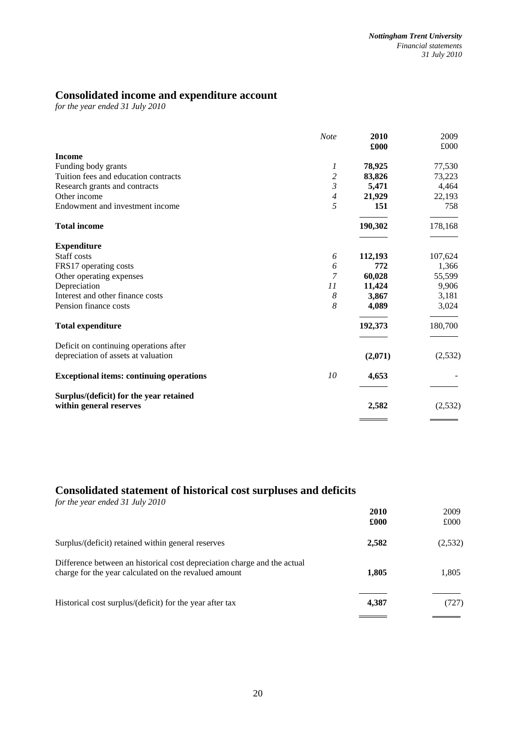## Consolidated income and expenditure account

*for the year ended 31 July 2010*

| | *Note* | **2010** **£000** | 2009 £000 |
|---|---|---|---|
| **Income** | | | |
| Funding body grants | *1* | **78,925** | 77,530 |
| Tuition fees and education contracts | *2* | **83,826** | 73,223 |
| Research grants and contracts | *3* | **5,471** | 4,464 |
| Other income | *4* | **21,929** | 22,193 |
| Endowment and investment income | *5* | **151** | 758 |
| **Total income** | | **190,302** | 178,168 |
| **Expenditure** | | | |
| Staff costs | *6* | **112,193** | 107,624 |
| FRS17 operating costs | *6* | **772** | 1,366 |
| Other operating expenses | *7* | **60,028** | 55,599 |
| Depreciation | *11* | **11,424** | 9,906 |
| Interest and other finance costs | *8* | **3,867** | 3,181 |
| Pension finance costs | *8* | **4,089** | 3,024 |
| **Total expenditure** | | **192,373** | 180,700 |
| Deficit on continuing operations after depreciation of assets at valuation | | **(2,071)** | (2,532) |
| **Exceptional items: continuing operations** | *10* | **4,653** | - |
| **Surplus/(deficit) for the year retained within general reserves** | | **2,582** | (2,532) |

## Consolidated statement of historical cost surpluses and deficits

*for the year ended 31 July 2010*

| | **2010** **£000** | 2009 £000 |
|---|---|---|
| Surplus/(deficit) retained within general reserves | **2,582** | (2,532) |
| Difference between an historical cost depreciation charge and the actual charge for the year calculated on the revalued amount | **1,805** | 1,805 |
| Historical cost surplus/(deficit) for the year after tax | **4,387** | (727) |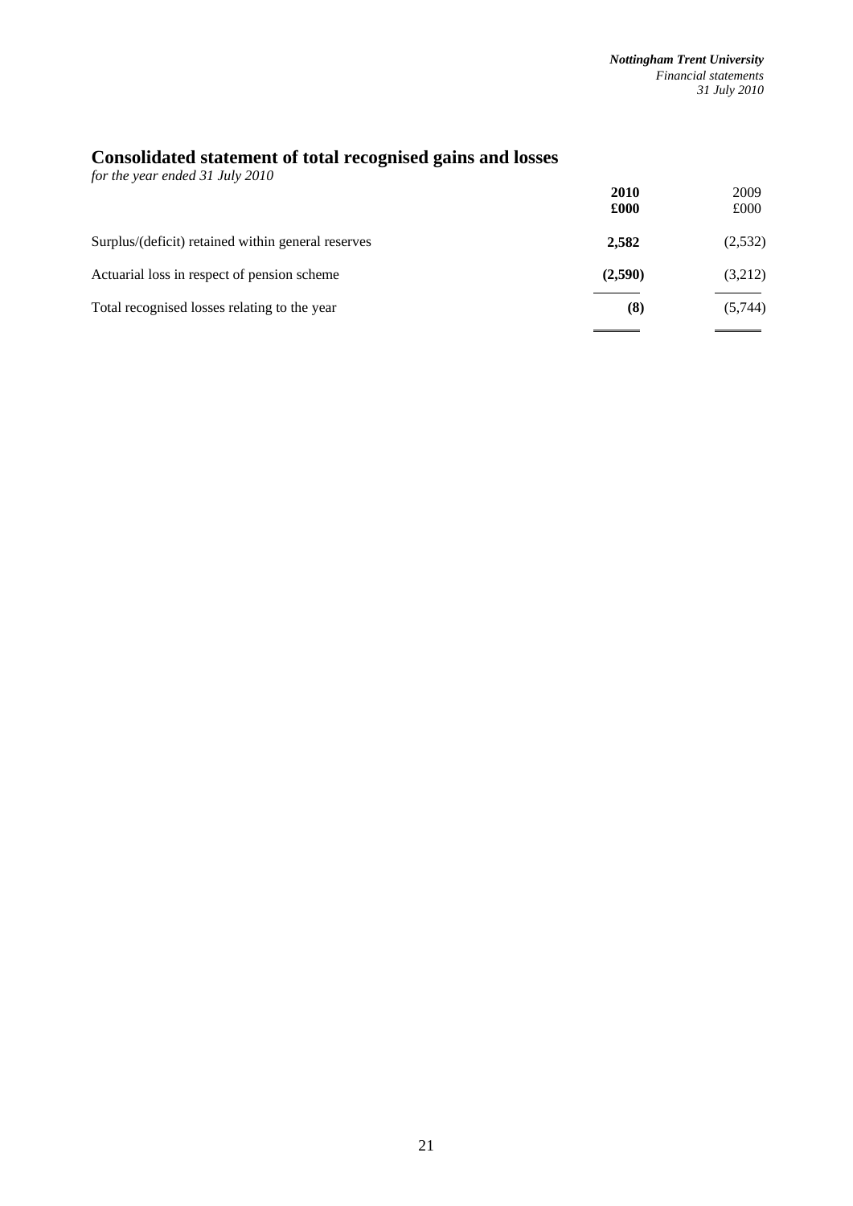# Consolidated statement of total recognised gains and losses

*for the year ended 31 July 2010*

| | **2010 £000** | 2009 £000 |
|---|---|---|
| Surplus/(deficit) retained within general reserves | **2,582** | (2,532) |
| Actuarial loss in respect of pension scheme | **(2,590)** | (3,212) |
| Total recognised losses relating to the year | **(8)** | (5,744) |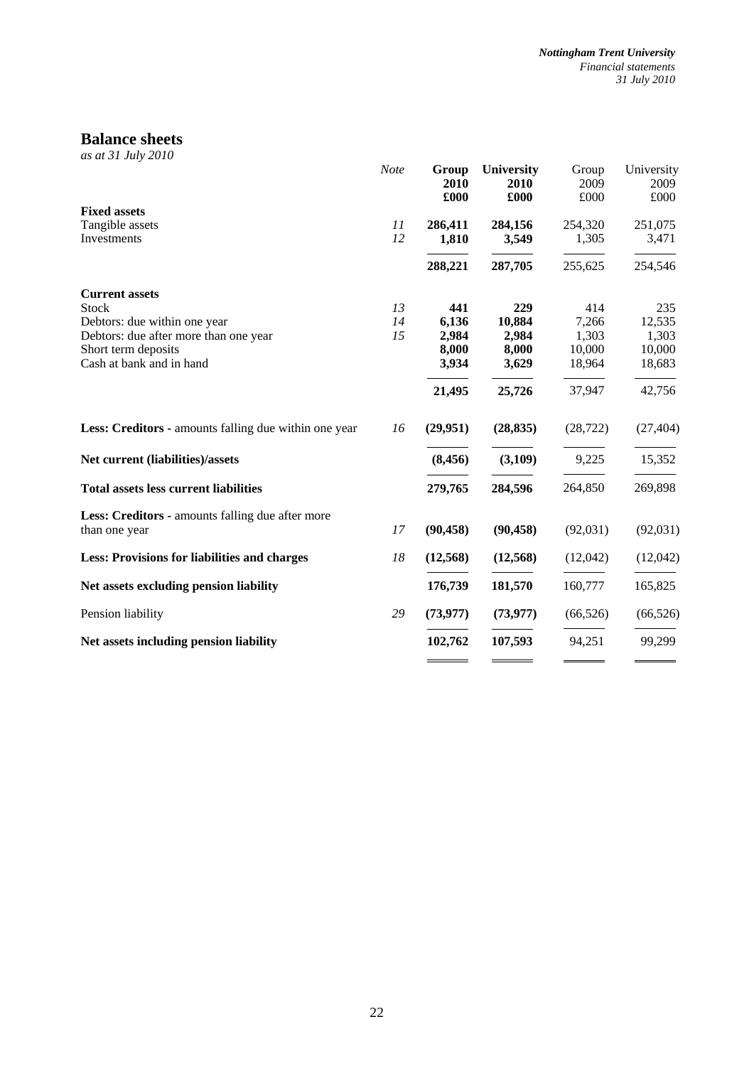# Balance sheets

*as at 31 July 2010*

| | *Note* | **Group 2010 £000** | **University 2010 £000** | Group 2009 £000 | University 2009 £000 |
|---|---|---|---|---|---|
| **Fixed assets** | | | | | |
| Tangible assets | *11* | **286,411** | **284,156** | 254,320 | 251,075 |
| Investments | *12* | **1,810** | **3,549** | 1,305 | 3,471 |
| | | **288,221** | **287,705** | 255,625 | 254,546 |
| **Current assets** | | | | | |
| Stock | *13* | **441** | **229** | 414 | 235 |
| Debtors: due within one year | *14* | **6,136** | **10,884** | 7,266 | 12,535 |
| Debtors: due after more than one year | *15* | **2,984** | **2,984** | 1,303 | 1,303 |
| Short term deposits | | **8,000** | **8,000** | 10,000 | 10,000 |
| Cash at bank and in hand | | **3,934** | **3,629** | 18,964 | 18,683 |
| | | **21,495** | **25,726** | 37,947 | 42,756 |
| **Less: Creditors** - amounts falling due within one year | *16* | **(29,951)** | **(28,835)** | (28,722) | (27,404) |
| **Net current (liabilities)/assets** | | **(8,456)** | **(3,109)** | 9,225 | 15,352 |
| **Total assets less current liabilities** | | **279,765** | **284,596** | 264,850 | 269,898 |
| **Less: Creditors** - amounts falling due after more than one year | *17* | **(90,458)** | **(90,458)** | (92,031) | (92,031) |
| **Less: Provisions for liabilities and charges** | *18* | **(12,568)** | **(12,568)** | (12,042) | (12,042) |
| **Net assets excluding pension liability** | | **176,739** | **181,570** | 160,777 | 165,825 |
| Pension liability | *29* | **(73,977)** | **(73,977)** | (66,526) | (66,526) |
| **Net assets including pension liability** | | **102,762** | **107,593** | 94,251 | 99,299 |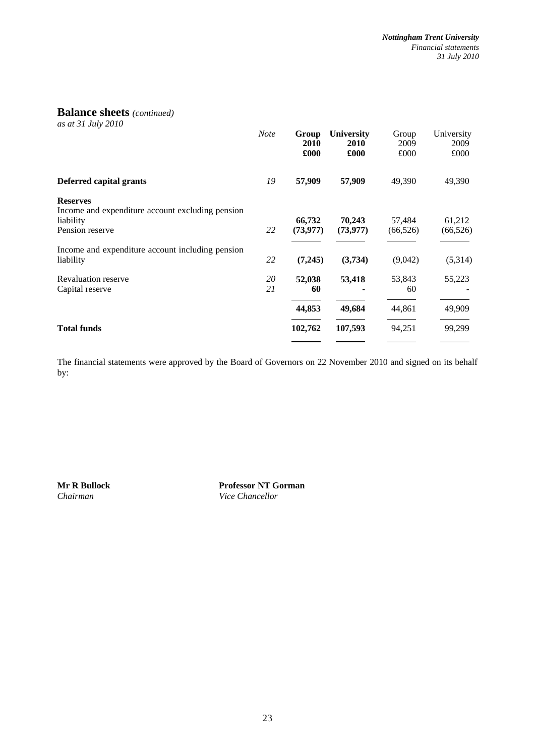## Balance sheets *(continued)*

*as at 31 July 2010*

| | *Note* | **Group 2010 £000** | **University 2010 £000** | Group 2009 £000 | University 2009 £000 |
|---|---|---|---|---|---|
| **Deferred capital grants** | *19* | **57,909** | **57,909** | 49,390 | 49,390 |
| **Reserves** | | | | | |
| Income and expenditure account excluding pension liability | | **66,732** | **70,243** | 57,484 | 61,212 |
| Pension reserve | *22* | **(73,977)** | **(73,977)** | (66,526) | (66,526) |
| Income and expenditure account including pension liability | *22* | **(7,245)** | **(3,734)** | (9,042) | (5,314) |
| Revaluation reserve | *20* | **52,038** | **53,418** | 53,843 | 55,223 |
| Capital reserve | *21* | **60** | **-** | 60 | - |
| | | **44,853** | **49,684** | 44,861 | 49,909 |
| **Total funds** | | **102,762** | **107,593** | 94,251 | 99,299 |

The financial statements were approved by the Board of Governors on 22 November 2010 and signed on its behalf by:

**Mr R Bullock**
*Chairman*

**Professor NT Gorman**
*Vice Chancellor*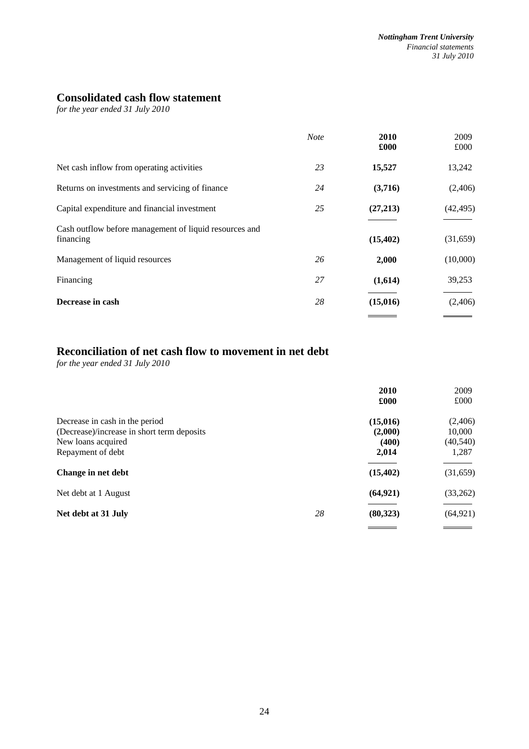## Consolidated cash flow statement

*for the year ended 31 July 2010*

| | *Note* | **2010 £000** | 2009 £000 |
|---|---|---|---|
| Net cash inflow from operating activities | *23* | **15,527** | 13,242 |
| Returns on investments and servicing of finance | *24* | **(3,716)** | (2,406) |
| Capital expenditure and financial investment | *25* | **(27,213)** | (42,495) |
| Cash outflow before management of liquid resources and financing | | **(15,402)** | (31,659) |
| Management of liquid resources | *26* | **2,000** | (10,000) |
| Financing | *27* | **(1,614)** | 39,253 |
| **Decrease in cash** | *28* | **(15,016)** | (2,406) |

## Reconciliation of net cash flow to movement in net debt

*for the year ended 31 July 2010*

| | | **2010 £000** | 2009 £000 |
|---|---|---|---|
| Decrease in cash in the period | | **(15,016)** | (2,406) |
| (Decrease)/increase in short term deposits | | **(2,000)** | 10,000 |
| New loans acquired | | **(400)** | (40,540) |
| Repayment of debt | | **2,014** | 1,287 |
| **Change in net debt** | | **(15,402)** | (31,659) |
| Net debt at 1 August | | **(64,921)** | (33,262) |
| **Net debt at 31 July** | *28* | **(80,323)** | (64,921) |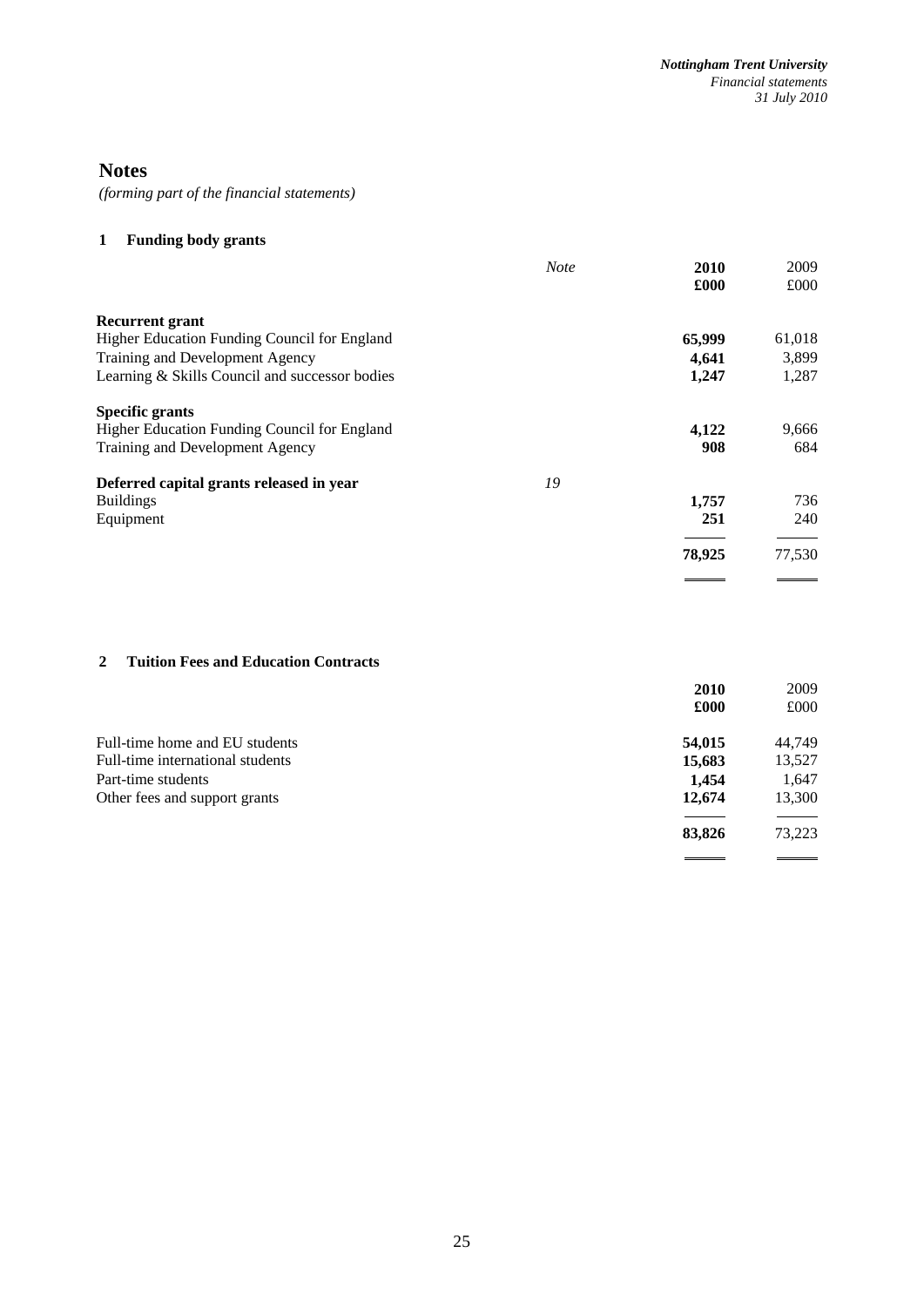# Notes

*(forming part of the financial statements)*

## 1 Funding body grants

| | *Note* | **2010 £000** | 2009 £000 |
|---|---|---|---|
| **Recurrent grant** | | | |
| Higher Education Funding Council for England | | **65,999** | 61,018 |
| Training and Development Agency | | **4,641** | 3,899 |
| Learning & Skills Council and successor bodies | | **1,247** | 1,287 |
| **Specific grants** | | | |
| Higher Education Funding Council for England | | **4,122** | 9,666 |
| Training and Development Agency | | **908** | 684 |
| **Deferred capital grants released in year** | *19* | | |
| Buildings | | **1,757** | 736 |
| Equipment | | **251** | 240 |
| | | **78,925** | 77,530 |

## 2 Tuition Fees and Education Contracts

| | **2010 £000** | 2009 £000 |
|---|---|---|
| Full-time home and EU students | **54,015** | 44,749 |
| Full-time international students | **15,683** | 13,527 |
| Part-time students | **1,454** | 1,647 |
| Other fees and support grants | **12,674** | 13,300 |
| | **83,826** | 73,223 |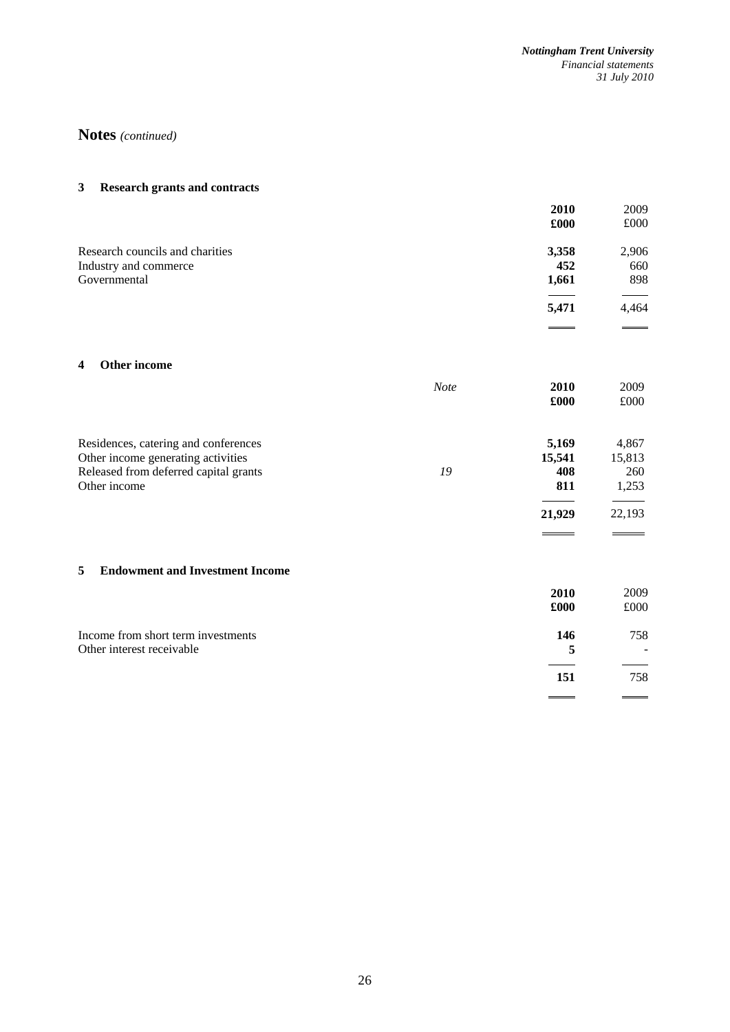# Notes *(continued)*

## 3 Research grants and contracts

| | **2010 £000** | 2009 £000 |
|---|---|---|
| Research councils and charities | **3,358** | 2,906 |
| Industry and commerce | **452** | 660 |
| Governmental | **1,661** | 898 |
| | **5,471** | 4,464 |

## 4 Other income

| | *Note* | **2010 £000** | 2009 £000 |
|---|---|---|---|
| Residences, catering and conferences | | **5,169** | 4,867 |
| Other income generating activities | | **15,541** | 15,813 |
| Released from deferred capital grants | *19* | **408** | 260 |
| Other income | | **811** | 1,253 |
| | | **21,929** | 22,193 |

## 5 Endowment and Investment Income

| | **2010 £000** | 2009 £000 |
|---|---|---|
| Income from short term investments | **146** | 758 |
| Other interest receivable | **5** | - |
| | **151** | 758 |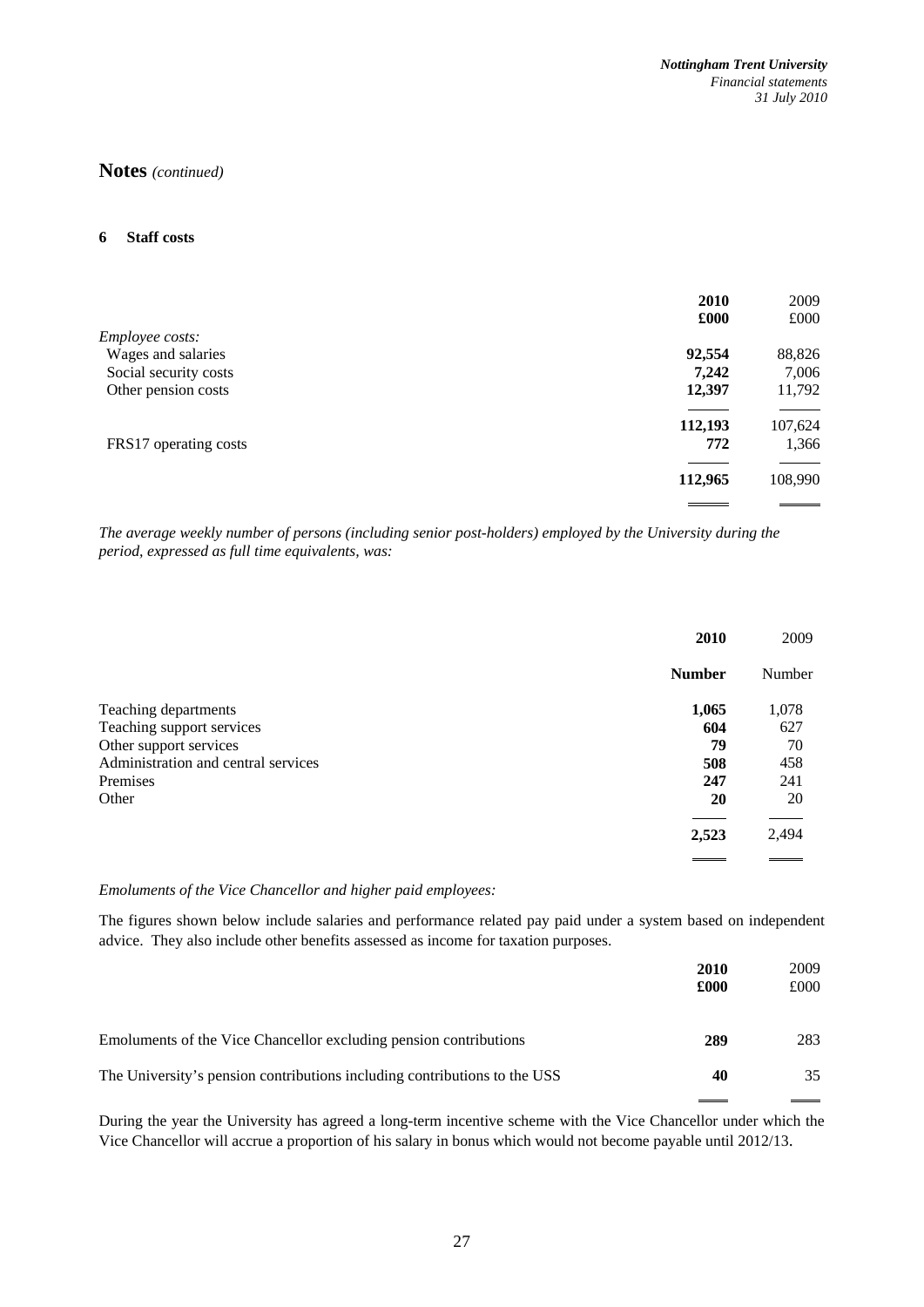## Notes *(continued)*

### 6 Staff costs

| | **2010** | 2009 |
|---|---|---|
| | **£000** | £000 |
| *Employee costs:* | | |
| Wages and salaries | **92,554** | 88,826 |
| Social security costs | **7,242** | 7,006 |
| Other pension costs | **12,397** | 11,792 |
| | **112,193** | 107,624 |
| FRS17 operating costs | **772** | 1,366 |
| | **112,965** | 108,990 |

*The average weekly number of persons (including senior post-holders) employed by the University during the period, expressed as full time equivalents, was:*

| | **2010** | 2009 |
|---|---|---|
| | **Number** | Number |
| Teaching departments | **1,065** | 1,078 |
| Teaching support services | **604** | 627 |
| Other support services | **79** | 70 |
| Administration and central services | **508** | 458 |
| Premises | **247** | 241 |
| Other | **20** | 20 |
| | **2,523** | 2,494 |

*Emoluments of the Vice Chancellor and higher paid employees:*

The figures shown below include salaries and performance related pay paid under a system based on independent advice. They also include other benefits assessed as income for taxation purposes.

| | **2010** | 2009 |
|---|---|---|
| | **£000** | £000 |
| Emoluments of the Vice Chancellor excluding pension contributions | **289** | 283 |
| The University's pension contributions including contributions to the USS | **40** | 35 |

During the year the University has agreed a long-term incentive scheme with the Vice Chancellor under which the Vice Chancellor will accrue a proportion of his salary in bonus which would not become payable until 2012/13.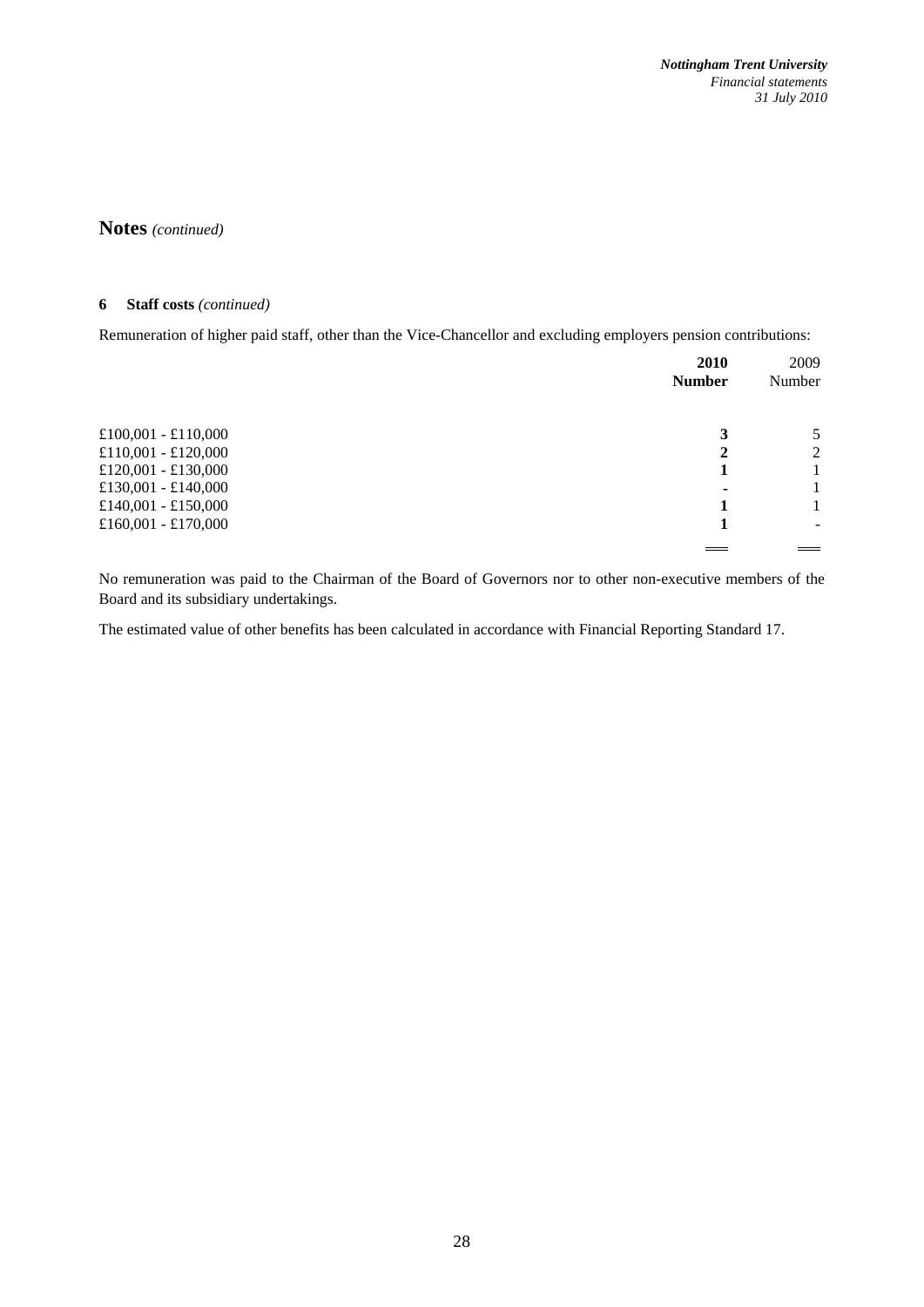## Notes *(continued)*

### 6 Staff costs *(continued)*

Remuneration of higher paid staff, other than the Vice-Chancellor and excluding employers pension contributions:

| | **2010 Number** | 2009 Number |
|---|---|---|
| £100,001 - £110,000 | **3** | 5 |
| £110,001 - £120,000 | **2** | 2 |
| £120,001 - £130,000 | **1** | 1 |
| £130,001 - £140,000 | **-** | 1 |
| £140,001 - £150,000 | **1** | 1 |
| £160,001 - £170,000 | **1** | - |

No remuneration was paid to the Chairman of the Board of Governors nor to other non-executive members of the Board and its subsidiary undertakings.

The estimated value of other benefits has been calculated in accordance with Financial Reporting Standard 17.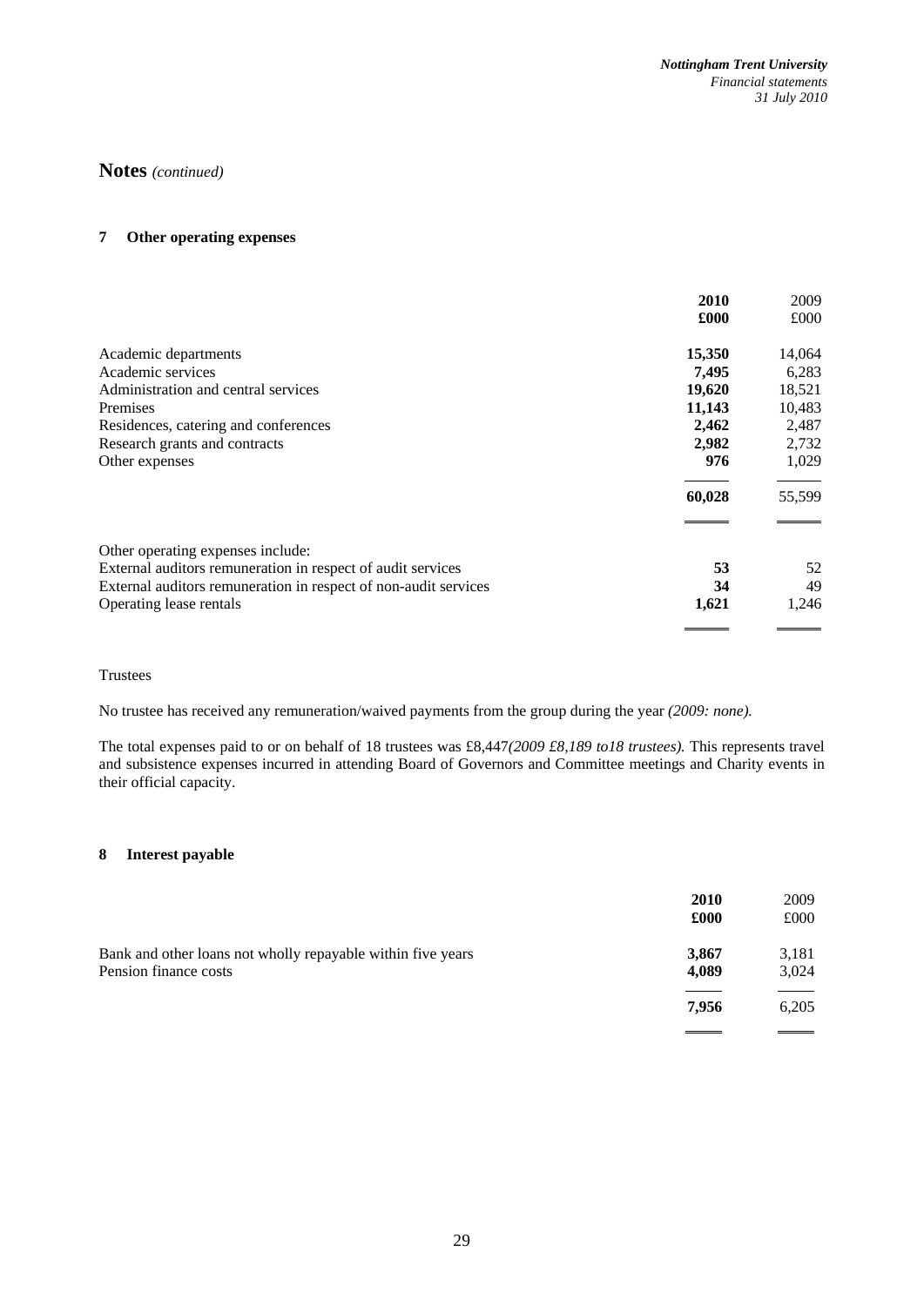## Notes *(continued)*

### 7 Other operating expenses

| | **2010** | 2009 |
|---|---|---|
| | **£000** | £000 |
| Academic departments | **15,350** | 14,064 |
| Academic services | **7,495** | 6,283 |
| Administration and central services | **19,620** | 18,521 |
| Premises | **11,143** | 10,483 |
| Residences, catering and conferences | **2,462** | 2,487 |
| Research grants and contracts | **2,982** | 2,732 |
| Other expenses | **976** | 1,029 |
| | **60,028** | 55,599 |

| | | |
|---|---|---|
| Other operating expenses include: | | |
| External auditors remuneration in respect of audit services | **53** | 52 |
| External auditors remuneration in respect of non-audit services | **34** | 49 |
| Operating lease rentals | **1,621** | 1,246 |

Trustees

No trustee has received any remuneration/waived payments from the group during the year *(2009: none).*

The total expenses paid to or on behalf of 18 trustees was £8,447*(2009 £8,189 to18 trustees).* This represents travel and subsistence expenses incurred in attending Board of Governors and Committee meetings and Charity events in their official capacity.

### 8 Interest payable

| | **2010** | 2009 |
|---|---|---|
| | **£000** | £000 |
| Bank and other loans not wholly repayable within five years | **3,867** | 3,181 |
| Pension finance costs | **4,089** | 3,024 |
| | **7,956** | 6,205 |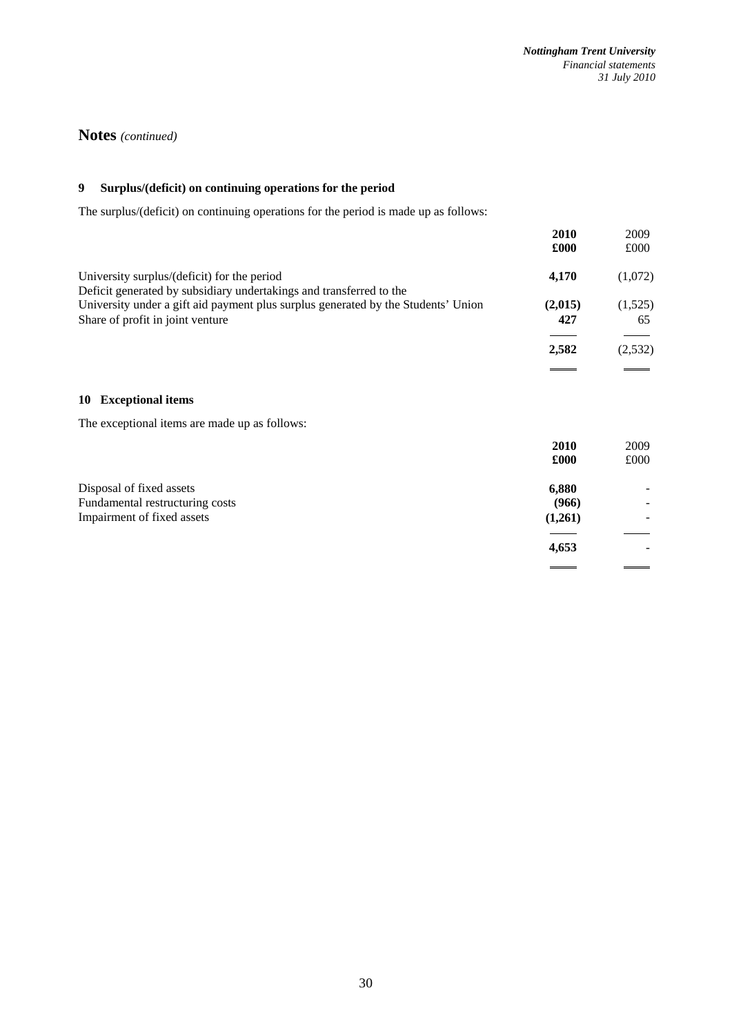## Notes *(continued)*

### 9 Surplus/(deficit) on continuing operations for the period

The surplus/(deficit) on continuing operations for the period is made up as follows:

| | **2010** **£000** | 2009 £000 |
|---|---|---|
| University surplus/(deficit) for the period | **4,170** | (1,072) |
| Deficit generated by subsidiary undertakings and transferred to the University under a gift aid payment plus surplus generated by the Students' Union | **(2,015)** | (1,525) |
| Share of profit in joint venture | **427** | 65 |
| | **2,582** | (2,532) |

### 10 Exceptional items

The exceptional items are made up as follows:

| | **2010** **£000** | 2009 £000 |
|---|---|---|
| Disposal of fixed assets | **6,880** | - |
| Fundamental restructuring costs | **(966)** | - |
| Impairment of fixed assets | **(1,261)** | - |
| | **4,653** | - |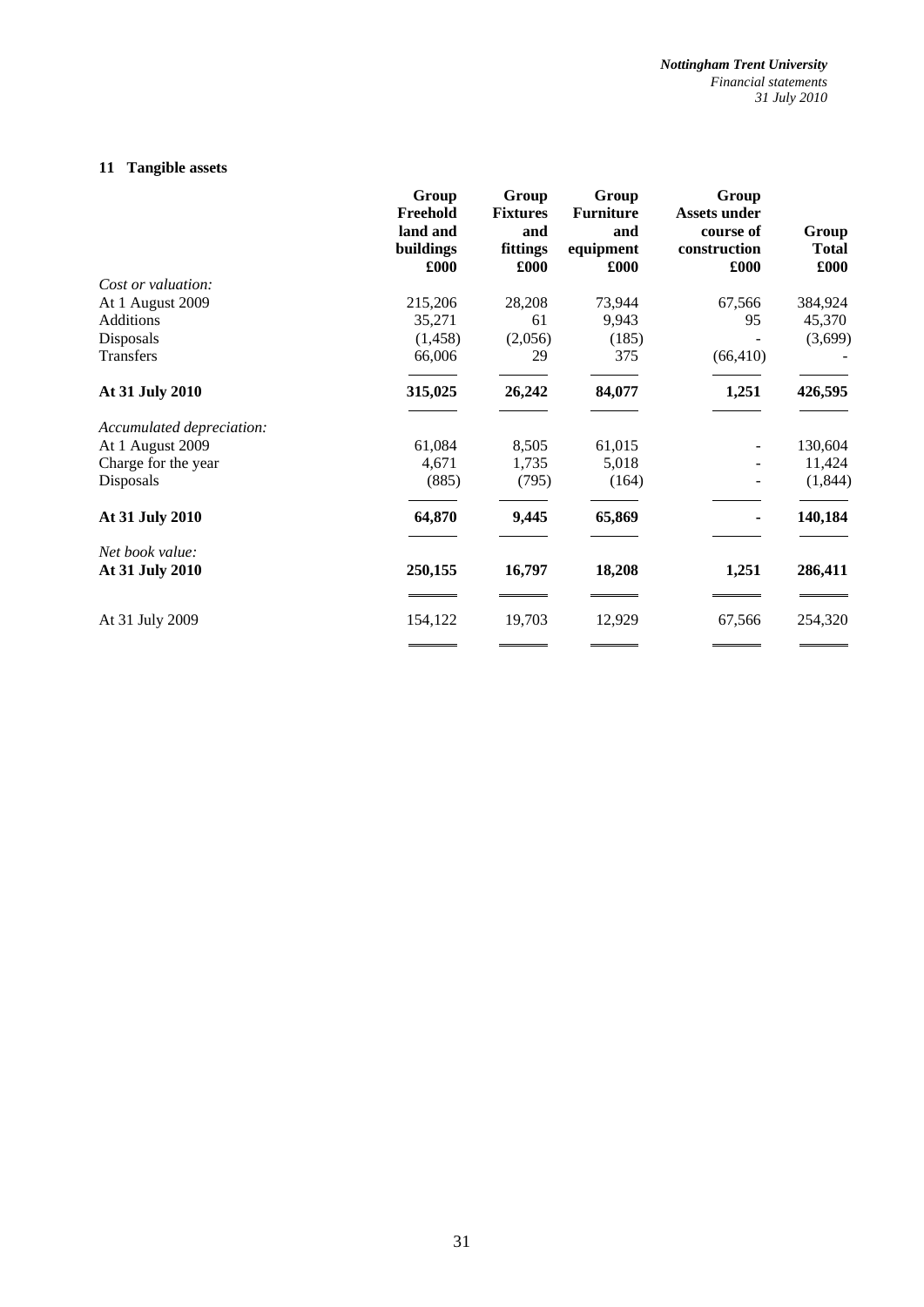## 11 Tangible assets

| | Group Freehold land and buildings £000 | Group Fixtures and fittings £000 | Group Furniture and equipment £000 | Group Assets under course of construction £000 | Group Total £000 |
|---|---|---|---|---|---|
| *Cost or valuation:* | | | | | |
| At 1 August 2009 | 215,206 | 28,208 | 73,944 | 67,566 | 384,924 |
| Additions | 35,271 | 61 | 9,943 | 95 | 45,370 |
| Disposals | (1,458) | (2,056) | (185) | - | (3,699) |
| Transfers | 66,006 | 29 | 375 | (66,410) | - |
| **At 31 July 2010** | **315,025** | **26,242** | **84,077** | **1,251** | **426,595** |
| *Accumulated depreciation:* | | | | | |
| At 1 August 2009 | 61,084 | 8,505 | 61,015 | - | 130,604 |
| Charge for the year | 4,671 | 1,735 | 5,018 | - | 11,424 |
| Disposals | (885) | (795) | (164) | - | (1,844) |
| **At 31 July 2010** | **64,870** | **9,445** | **65,869** | **-** | **140,184** |
| *Net book value:* | | | | | |
| **At 31 July 2010** | **250,155** | **16,797** | **18,208** | **1,251** | **286,411** |
| At 31 July 2009 | 154,122 | 19,703 | 12,929 | 67,566 | 254,320 |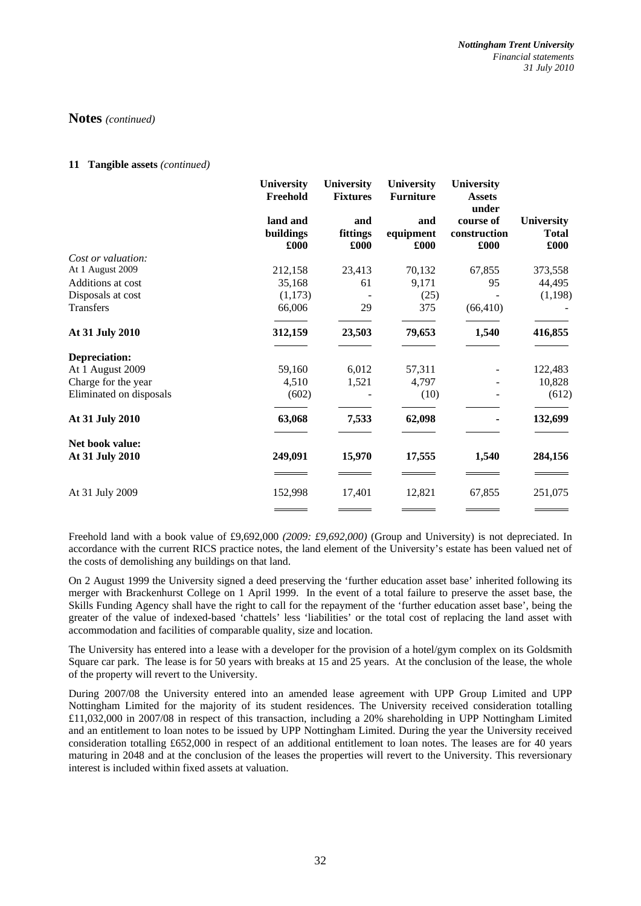# Notes *(continued)*

## 11 Tangible assets *(continued)*

| | University Freehold land and buildings £000 | University Fixtures and fittings £000 | University Furniture and equipment £000 | University Assets under course of construction £000 | University Total £000 |
|---|---|---|---|---|---|
| *Cost or valuation:* | | | | | |
| At 1 August 2009 | 212,158 | 23,413 | 70,132 | 67,855 | 373,558 |
| Additions at cost | 35,168 | 61 | 9,171 | 95 | 44,495 |
| Disposals at cost | (1,173) | - | (25) | - | (1,198) |
| Transfers | 66,006 | 29 | 375 | (66,410) | - |
| **At 31 July 2010** | **312,159** | **23,503** | **79,653** | **1,540** | **416,855** |
| **Depreciation:** | | | | | |
| At 1 August 2009 | 59,160 | 6,012 | 57,311 | - | 122,483 |
| Charge for the year | 4,510 | 1,521 | 4,797 | - | 10,828 |
| Eliminated on disposals | (602) | - | (10) | - | (612) |
| **At 31 July 2010** | **63,068** | **7,533** | **62,098** | **-** | **132,699** |
| **Net book value:** | | | | | |
| **At 31 July 2010** | **249,091** | **15,970** | **17,555** | **1,540** | **284,156** |
| At 31 July 2009 | 152,998 | 17,401 | 12,821 | 67,855 | 251,075 |

Freehold land with a book value of £9,692,000 *(2009: £9,692,000)* (Group and University) is not depreciated. In accordance with the current RICS practice notes, the land element of the University's estate has been valued net of the costs of demolishing any buildings on that land.

On 2 August 1999 the University signed a deed preserving the 'further education asset base' inherited following its merger with Brackenhurst College on 1 April 1999. In the event of a total failure to preserve the asset base, the Skills Funding Agency shall have the right to call for the repayment of the 'further education asset base', being the greater of the value of indexed-based 'chattels' less 'liabilities' or the total cost of replacing the land asset with accommodation and facilities of comparable quality, size and location.

The University has entered into a lease with a developer for the provision of a hotel/gym complex on its Goldsmith Square car park. The lease is for 50 years with breaks at 15 and 25 years. At the conclusion of the lease, the whole of the property will revert to the University.

During 2007/08 the University entered into an amended lease agreement with UPP Group Limited and UPP Nottingham Limited for the majority of its student residences. The University received consideration totalling £11,032,000 in 2007/08 in respect of this transaction, including a 20% shareholding in UPP Nottingham Limited and an entitlement to loan notes to be issued by UPP Nottingham Limited. During the year the University received consideration totalling £652,000 in respect of an additional entitlement to loan notes. The leases are for 40 years maturing in 2048 and at the conclusion of the leases the properties will revert to the University. This reversionary interest is included within fixed assets at valuation.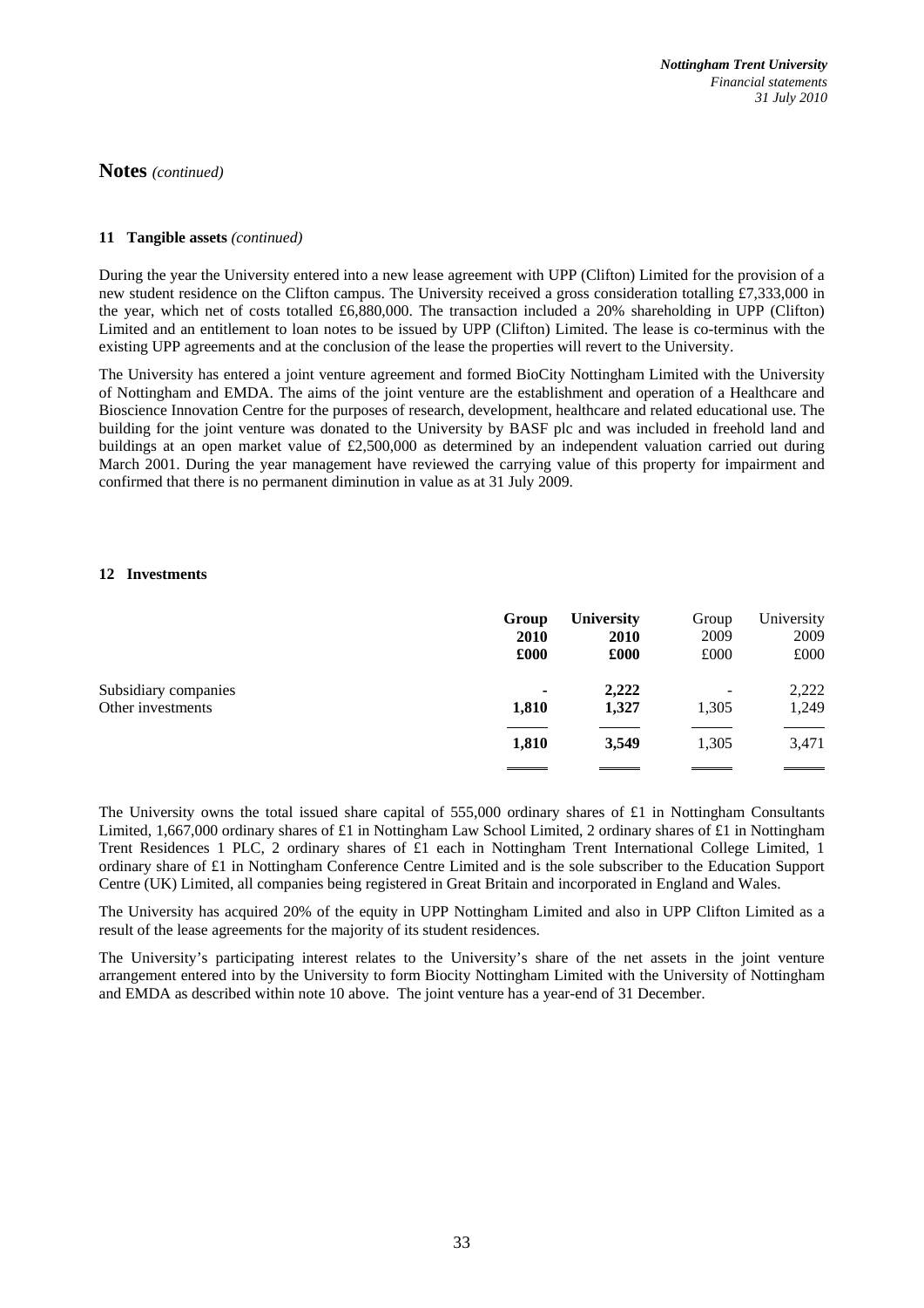## Notes *(continued)*

### 11 Tangible assets *(continued)*

During the year the University entered into a new lease agreement with UPP (Clifton) Limited for the provision of a new student residence on the Clifton campus. The University received a gross consideration totalling £7,333,000 in the year, which net of costs totalled £6,880,000. The transaction included a 20% shareholding in UPP (Clifton) Limited and an entitlement to loan notes to be issued by UPP (Clifton) Limited. The lease is co-terminus with the existing UPP agreements and at the conclusion of the lease the properties will revert to the University.

The University has entered a joint venture agreement and formed BioCity Nottingham Limited with the University of Nottingham and EMDA. The aims of the joint venture are the establishment and operation of a Healthcare and Bioscience Innovation Centre for the purposes of research, development, healthcare and related educational use. The building for the joint venture was donated to the University by BASF plc and was included in freehold land and buildings at an open market value of £2,500,000 as determined by an independent valuation carried out during March 2001. During the year management have reviewed the carrying value of this property for impairment and confirmed that there is no permanent diminution in value as at 31 July 2009.

### 12 Investments

| | **Group 2010 £000** | **University 2010 £000** | Group 2009 £000 | University 2009 £000 |
|---|---|---|---|---|
| Subsidiary companies | **-** | **2,222** | - | 2,222 |
| Other investments | **1,810** | **1,327** | 1,305 | 1,249 |
| | **1,810** | **3,549** | 1,305 | 3,471 |

The University owns the total issued share capital of 555,000 ordinary shares of £1 in Nottingham Consultants Limited, 1,667,000 ordinary shares of £1 in Nottingham Law School Limited, 2 ordinary shares of £1 in Nottingham Trent Residences 1 PLC, 2 ordinary shares of £1 each in Nottingham Trent International College Limited, 1 ordinary share of £1 in Nottingham Conference Centre Limited and is the sole subscriber to the Education Support Centre (UK) Limited, all companies being registered in Great Britain and incorporated in England and Wales.

The University has acquired 20% of the equity in UPP Nottingham Limited and also in UPP Clifton Limited as a result of the lease agreements for the majority of its student residences.

The University's participating interest relates to the University's share of the net assets in the joint venture arrangement entered into by the University to form Biocity Nottingham Limited with the University of Nottingham and EMDA as described within note 10 above. The joint venture has a year-end of 31 December.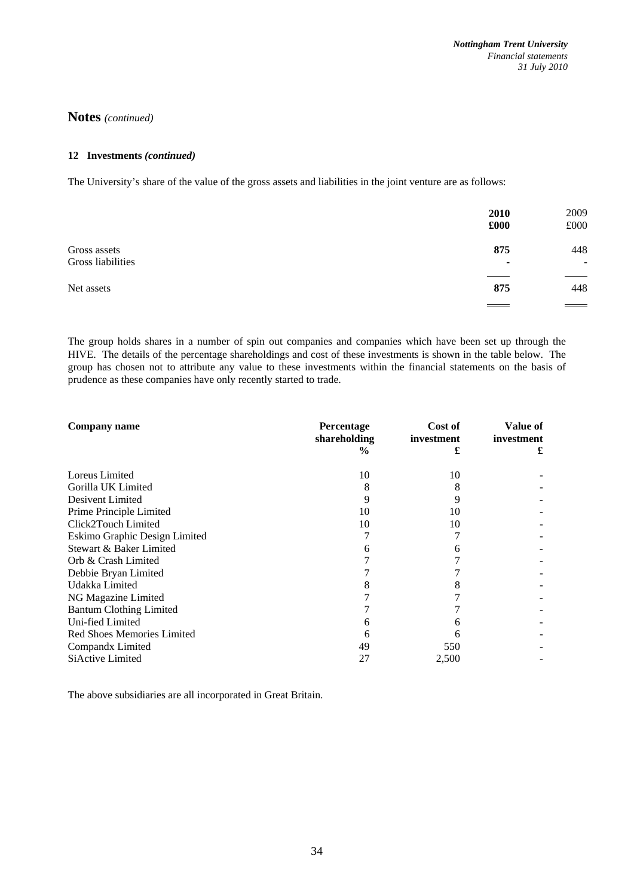## Notes *(continued)*

### 12 Investments *(continued)*

The University's share of the value of the gross assets and liabilities in the joint venture are as follows:

| | **2010** | 2009 |
|---|---|---|
| | **£000** | £000 |
| Gross assets | **875** | 448 |
| Gross liabilities | **-** | - |
| Net assets | **875** | 448 |

The group holds shares in a number of spin out companies and companies which have been set up through the HIVE. The details of the percentage shareholdings and cost of these investments is shown in the table below. The group has chosen not to attribute any value to these investments within the financial statements on the basis of prudence as these companies have only recently started to trade.

| **Company name** | **Percentage shareholding %** | **Cost of investment £** | **Value of investment £** |
|---|---|---|---|
| Loreus Limited | 10 | 10 | - |
| Gorilla UK Limited | 8 | 8 | - |
| Desivent Limited | 9 | 9 | - |
| Prime Principle Limited | 10 | 10 | - |
| Click2Touch Limited | 10 | 10 | - |
| Eskimo Graphic Design Limited | 7 | 7 | - |
| Stewart & Baker Limited | 6 | 6 | - |
| Orb & Crash Limited | 7 | 7 | - |
| Debbie Bryan Limited | 7 | 7 | - |
| Udakka Limited | 8 | 8 | - |
| NG Magazine Limited | 7 | 7 | - |
| Bantum Clothing Limited | 7 | 7 | - |
| Uni-fied Limited | 6 | 6 | - |
| Red Shoes Memories Limited | 6 | 6 | - |
| Compandx Limited | 49 | 550 | - |
| SiActive Limited | 27 | 2,500 | - |

The above subsidiaries are all incorporated in Great Britain.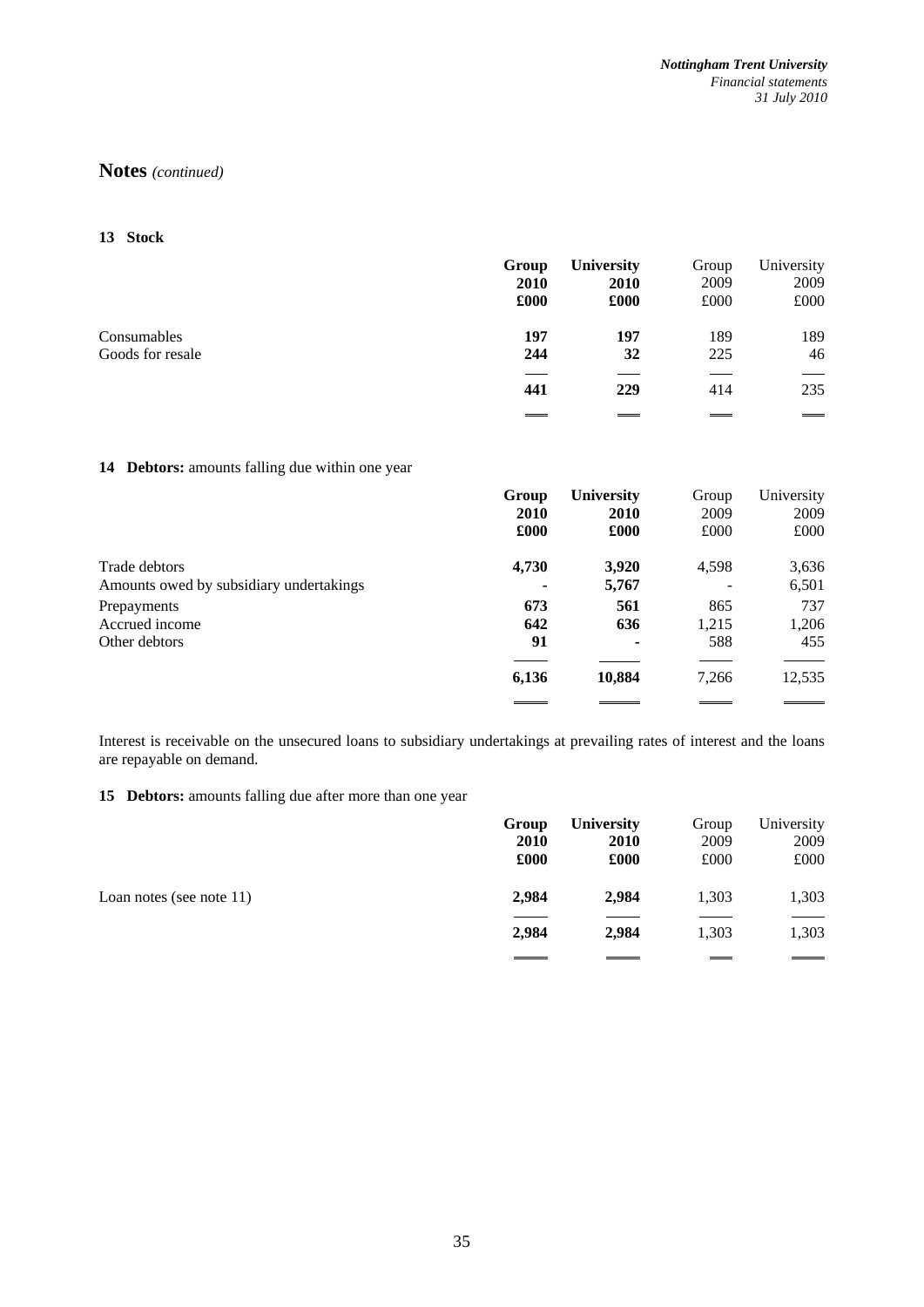# Notes *(continued)*

## 13 Stock

| | **Group 2010 £000** | **University 2010 £000** | Group 2009 £000 | University 2009 £000 |
|---|---|---|---|---|
| Consumables | **197** | **197** | 189 | 189 |
| Goods for resale | **244** | **32** | 225 | 46 |
| | **441** | **229** | 414 | 235 |

## 14 Debtors: amounts falling due within one year

| | **Group 2010 £000** | **University 2010 £000** | Group 2009 £000 | University 2009 £000 |
|---|---|---|---|---|
| Trade debtors | **4,730** | **3,920** | 4,598 | 3,636 |
| Amounts owed by subsidiary undertakings | **-** | **5,767** | - | 6,501 |
| Prepayments | **673** | **561** | 865 | 737 |
| Accrued income | **642** | **636** | 1,215 | 1,206 |
| Other debtors | **91** | **-** | 588 | 455 |
| | **6,136** | **10,884** | 7,266 | 12,535 |

Interest is receivable on the unsecured loans to subsidiary undertakings at prevailing rates of interest and the loans are repayable on demand.

## 15 Debtors: amounts falling due after more than one year

| | **Group 2010 £000** | **University 2010 £000** | Group 2009 £000 | University 2009 £000 |
|---|---|---|---|---|
| Loan notes (see note 11) | **2,984** | **2,984** | 1,303 | 1,303 |
| | **2,984** | **2,984** | 1,303 | 1,303 |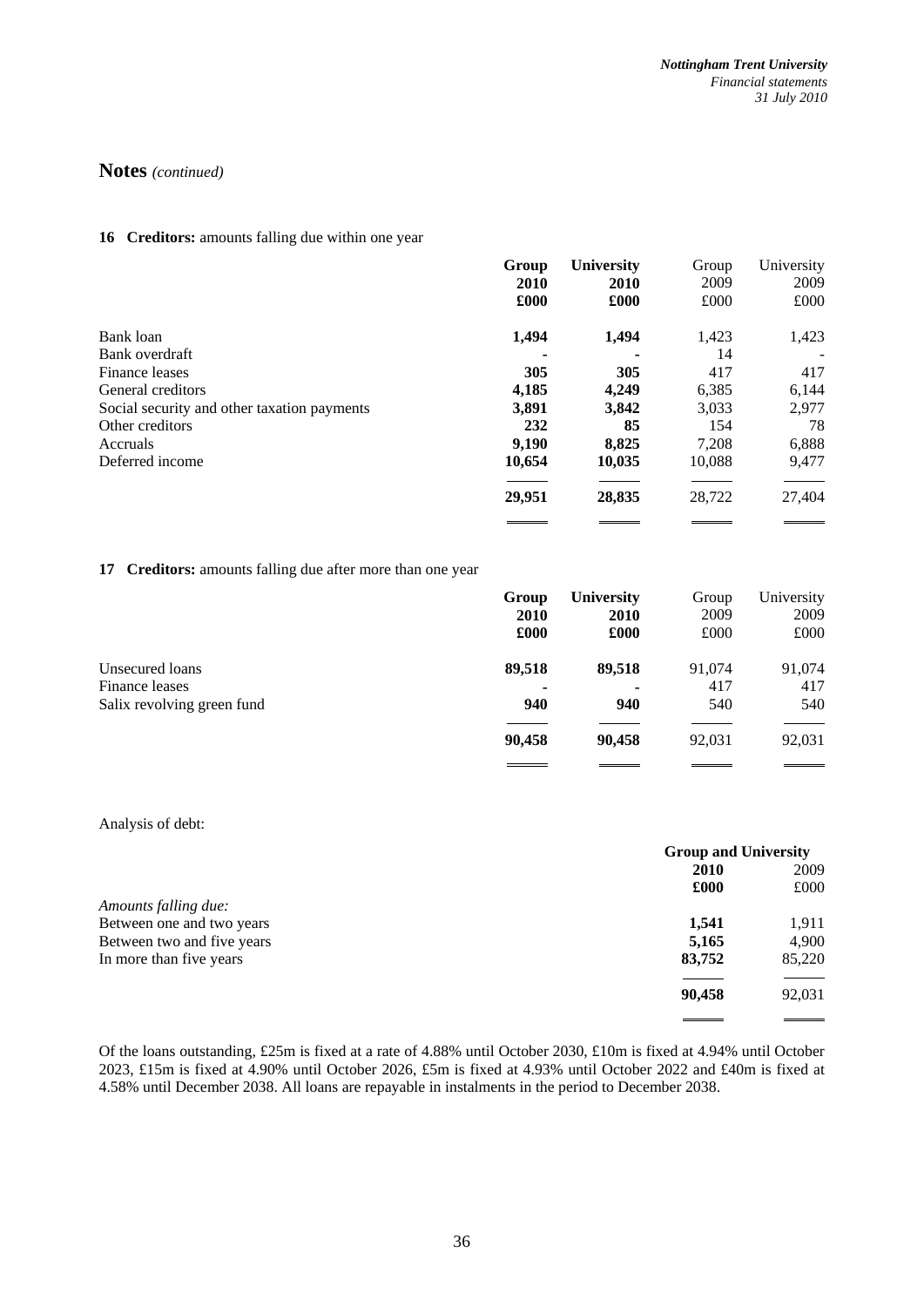## Notes *(continued)*

### 16 Creditors: amounts falling due within one year

| | **Group 2010 £000** | **University 2010 £000** | Group 2009 £000 | University 2009 £000 |
|---|---|---|---|---|
| Bank loan | **1,494** | **1,494** | 1,423 | 1,423 |
| Bank overdraft | **-** | **-** | 14 | - |
| Finance leases | **305** | **305** | 417 | 417 |
| General creditors | **4,185** | **4,249** | 6,385 | 6,144 |
| Social security and other taxation payments | **3,891** | **3,842** | 3,033 | 2,977 |
| Other creditors | **232** | **85** | 154 | 78 |
| Accruals | **9,190** | **8,825** | 7,208 | 6,888 |
| Deferred income | **10,654** | **10,035** | 10,088 | 9,477 |
| | **29,951** | **28,835** | 28,722 | 27,404 |

### 17 Creditors: amounts falling due after more than one year

| | **Group 2010 £000** | **University 2010 £000** | Group 2009 £000 | University 2009 £000 |
|---|---|---|---|---|
| Unsecured loans | **89,518** | **89,518** | 91,074 | 91,074 |
| Finance leases | **-** | **-** | 417 | 417 |
| Salix revolving green fund | **940** | **940** | 540 | 540 |
| | **90,458** | **90,458** | 92,031 | 92,031 |

Analysis of debt:

| | **Group and University** | |
|---|---|---|
| | **2010 £000** | 2009 £000 |
| *Amounts falling due:* | | |
| Between one and two years | **1,541** | 1,911 |
| Between two and five years | **5,165** | 4,900 |
| In more than five years | **83,752** | 85,220 |
| | **90,458** | 92,031 |

Of the loans outstanding, £25m is fixed at a rate of 4.88% until October 2030, £10m is fixed at 4.94% until October 2023, £15m is fixed at 4.90% until October 2026, £5m is fixed at 4.93% until October 2022 and £40m is fixed at 4.58% until December 2038. All loans are repayable in instalments in the period to December 2038.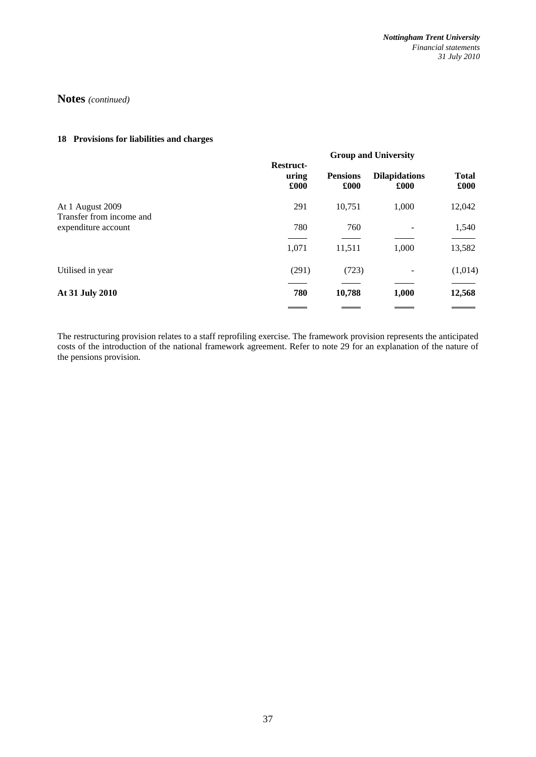# Notes *(continued)*

## 18 Provisions for liabilities and charges

| | Group and University | | | |
|---|---|---|---|---|
| | **Restructuring £000** | **Pensions £000** | **Dilapidations £000** | **Total £000** |
| At 1 August 2009 | 291 | 10,751 | 1,000 | 12,042 |
| Transfer from income and expenditure account | 780 | 760 | - | 1,540 |
| | 1,071 | 11,511 | 1,000 | 13,582 |
| Utilised in year | (291) | (723) | - | (1,014) |
| **At 31 July 2010** | **780** | **10,788** | **1,000** | **12,568** |

The restructuring provision relates to a staff reprofiling exercise. The framework provision represents the anticipated costs of the introduction of the national framework agreement. Refer to note 29 for an explanation of the nature of the pensions provision.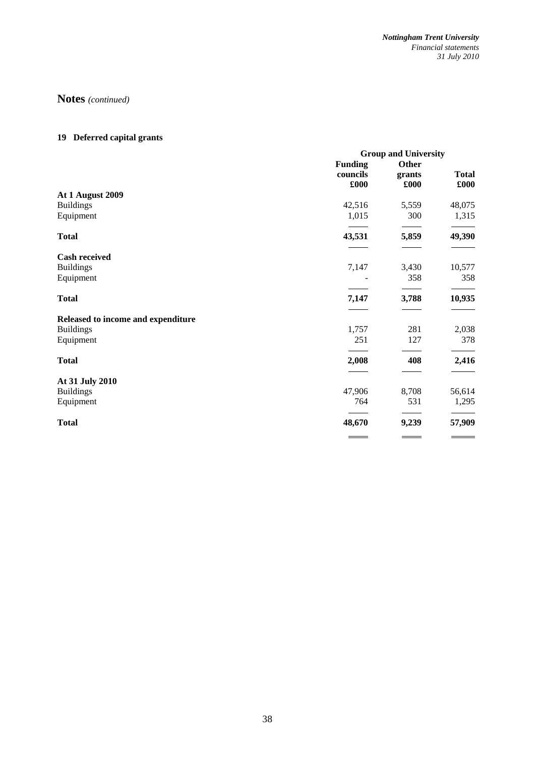## Notes *(continued)*

### 19 Deferred capital grants

| | Group and University | | |
|---|---|---|---|
| | **Funding councils** | **Other grants** | **Total** |
| | **£000** | **£000** | **£000** |
| **At 1 August 2009** | | | |
| Buildings | 42,516 | 5,559 | 48,075 |
| Equipment | 1,015 | 300 | 1,315 |
| **Total** | **43,531** | **5,859** | **49,390** |
| **Cash received** | | | |
| Buildings | 7,147 | 3,430 | 10,577 |
| Equipment | - | 358 | 358 |
| **Total** | **7,147** | **3,788** | **10,935** |
| **Released to income and expenditure** | | | |
| Buildings | 1,757 | 281 | 2,038 |
| Equipment | 251 | 127 | 378 |
| **Total** | **2,008** | **408** | **2,416** |
| **At 31 July 2010** | | | |
| Buildings | 47,906 | 8,708 | 56,614 |
| Equipment | 764 | 531 | 1,295 |
| **Total** | **48,670** | **9,239** | **57,909** |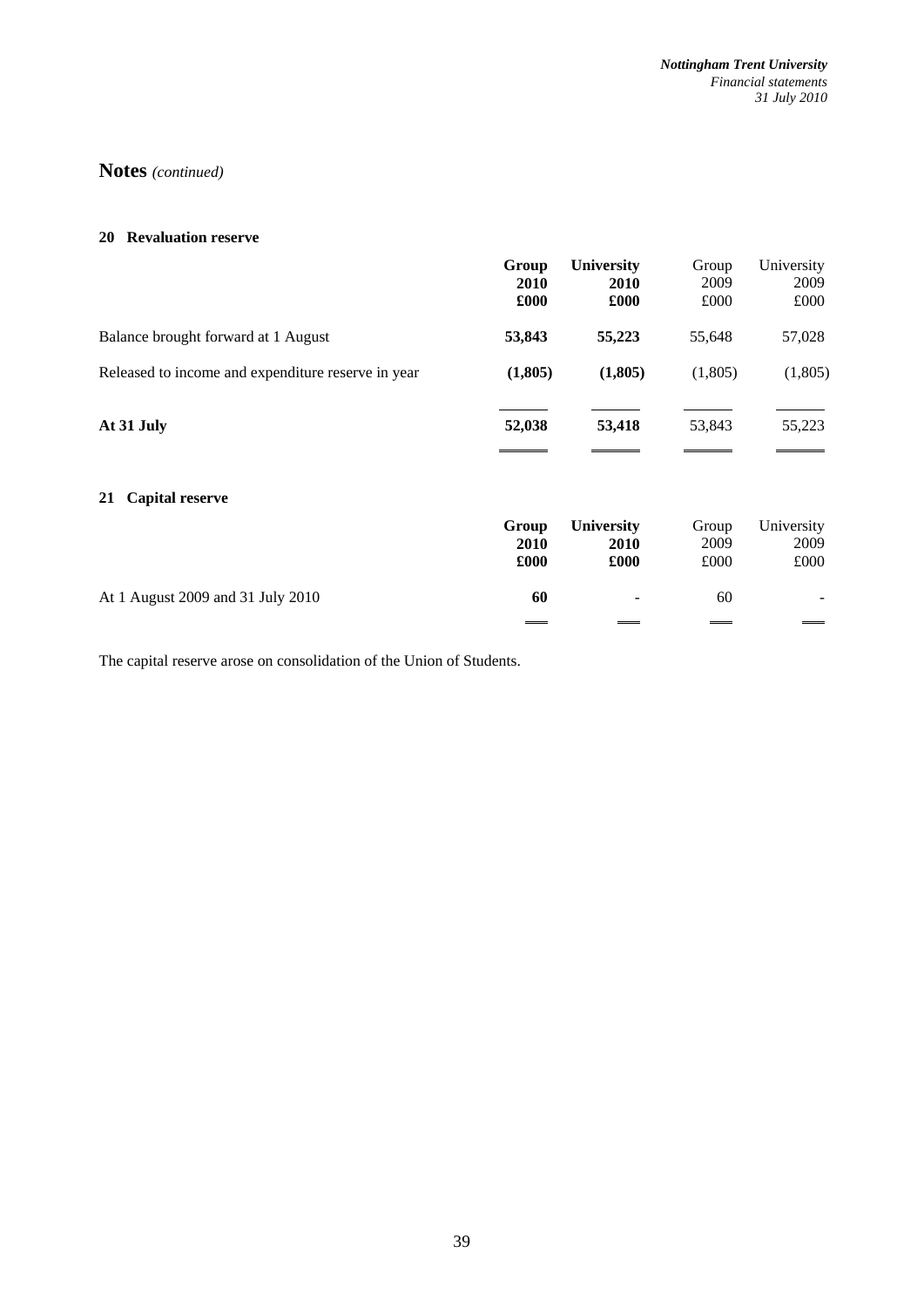## Notes *(continued)*

### 20 Revaluation reserve

| | Group 2010 £000 | University 2010 £000 | Group 2009 £000 | University 2009 £000 |
|---|---|---|---|---|
| Balance brought forward at 1 August | **53,843** | **55,223** | 55,648 | 57,028 |
| Released to income and expenditure reserve in year | **(1,805)** | **(1,805)** | (1,805) | (1,805) |
| **At 31 July** | **52,038** | **53,418** | 53,843 | 55,223 |

### 21 Capital reserve

| | Group 2010 £000 | University 2010 £000 | Group 2009 £000 | University 2009 £000 |
|---|---|---|---|---|
| At 1 August 2009 and 31 July 2010 | **60** | - | 60 | - |

The capital reserve arose on consolidation of the Union of Students.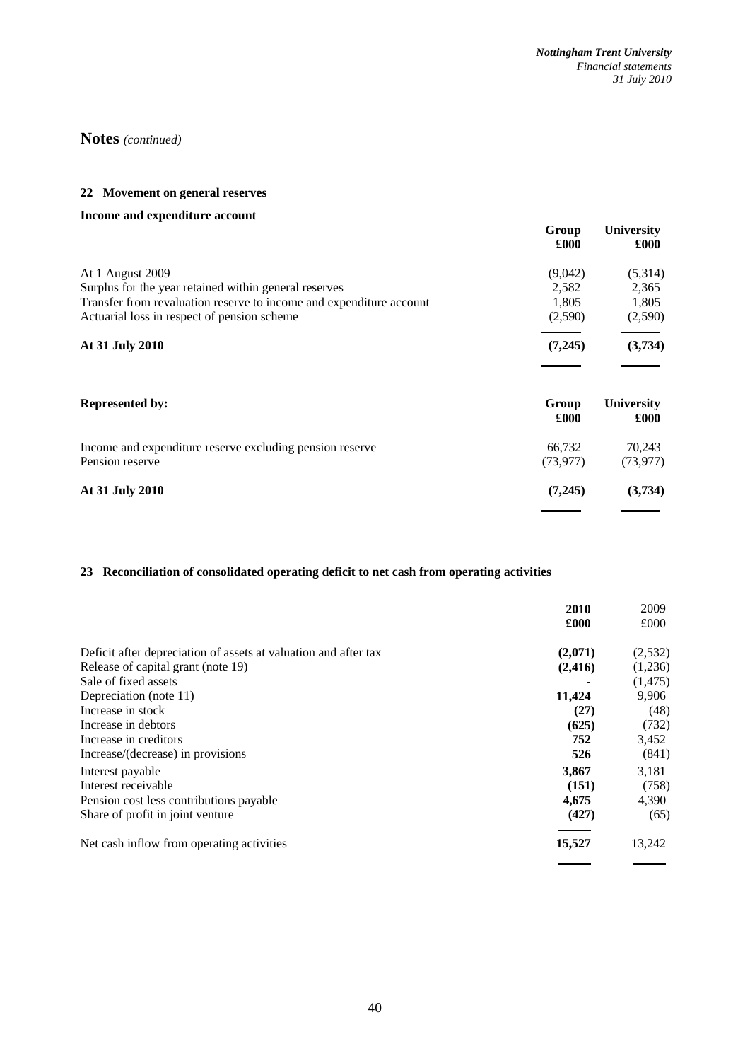# Notes *(continued)*

## 22 Movement on general reserves

### Income and expenditure account

| | Group £000 | University £000 |
|---|---|---|
| At 1 August 2009 | (9,042) | (5,314) |
| Surplus for the year retained within general reserves | 2,582 | 2,365 |
| Transfer from revaluation reserve to income and expenditure account | 1,805 | 1,805 |
| Actuarial loss in respect of pension scheme | (2,590) | (2,590) |
| **At 31 July 2010** | **(7,245)** | **(3,734)** |

| **Represented by:** | **Group £000** | **University £000** |
|---|---|---|
| Income and expenditure reserve excluding pension reserve | 66,732 | 70,243 |
| Pension reserve | (73,977) | (73,977) |
| **At 31 July 2010** | **(7,245)** | **(3,734)** |

## 23 Reconciliation of consolidated operating deficit to net cash from operating activities

| | **2010 £000** | 2009 £000 |
|---|---|---|
| Deficit after depreciation of assets at valuation and after tax | **(2,071)** | (2,532) |
| Release of capital grant (note 19) | **(2,416)** | (1,236) |
| Sale of fixed assets | **-** | (1,475) |
| Depreciation (note 11) | **11,424** | 9,906 |
| Increase in stock | **(27)** | (48) |
| Increase in debtors | **(625)** | (732) |
| Increase in creditors | **752** | 3,452 |
| Increase/(decrease) in provisions | **526** | (841) |
| Interest payable | **3,867** | 3,181 |
| Interest receivable | **(151)** | (758) |
| Pension cost less contributions payable | **4,675** | 4,390 |
| Share of profit in joint venture | **(427)** | (65) |
| Net cash inflow from operating activities | **15,527** | 13,242 |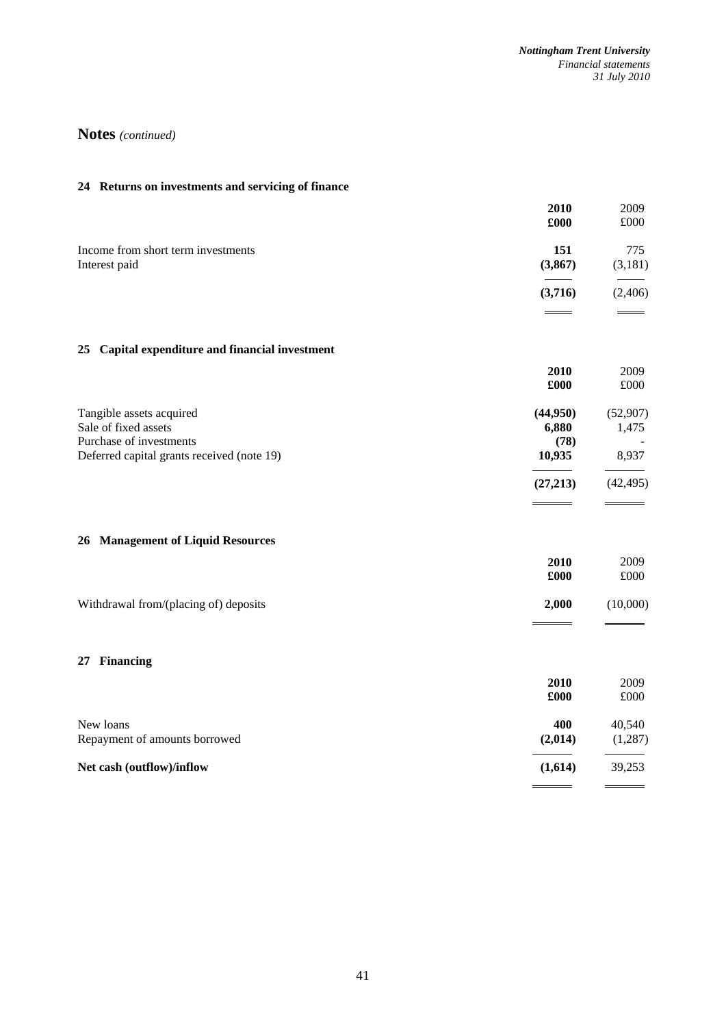## Notes *(continued)*

### 24 Returns on investments and servicing of finance

| | **2010** **£000** | 2009 £000 |
|---|---|---|
| Income from short term investments | **151** | 775 |
| Interest paid | **(3,867)** | (3,181) |
| | **(3,716)** | (2,406) |

### 25 Capital expenditure and financial investment

| | **2010** **£000** | 2009 £000 |
|---|---|---|
| Tangible assets acquired | **(44,950)** | (52,907) |
| Sale of fixed assets | **6,880** | 1,475 |
| Purchase of investments | **(78)** | - |
| Deferred capital grants received (note 19) | **10,935** | 8,937 |
| | **(27,213)** | (42,495) |

### 26 Management of Liquid Resources

| | **2010** **£000** | 2009 £000 |
|---|---|---|
| Withdrawal from/(placing of) deposits | **2,000** | (10,000) |

### 27 Financing

| | **2010** **£000** | 2009 £000 |
|---|---|---|
| New loans | **400** | 40,540 |
| Repayment of amounts borrowed | **(2,014)** | (1,287) |
| **Net cash (outflow)/inflow** | **(1,614)** | 39,253 |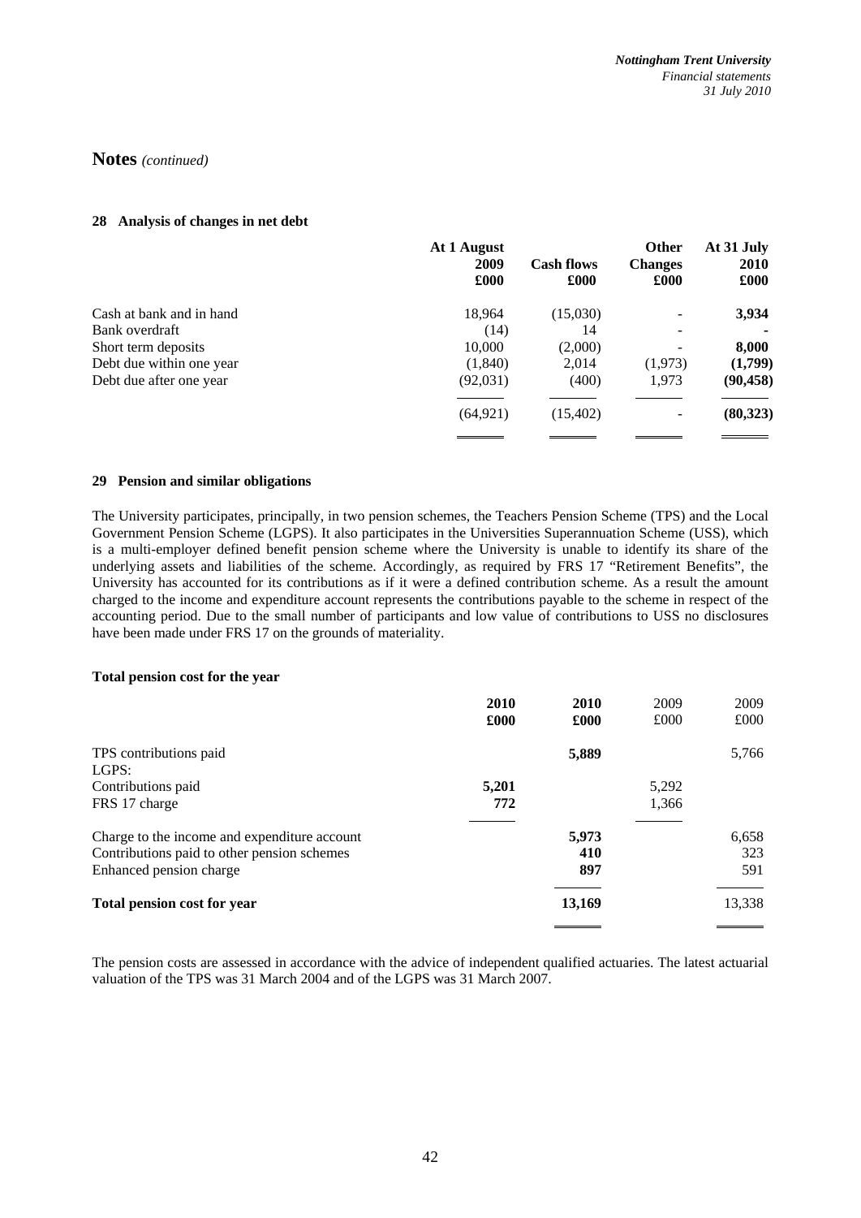## Notes *(continued)*

### 28 Analysis of changes in net debt

| | At 1 August 2009 £000 | Cash flows £000 | Other Changes £000 | At 31 July 2010 £000 |
|---|---|---|---|---|
| Cash at bank and in hand | 18,964 | (15,030) | - | **3,934** |
| Bank overdraft | (14) | 14 | - | **-** |
| Short term deposits | 10,000 | (2,000) | - | **8,000** |
| Debt due within one year | (1,840) | 2,014 | (1,973) | **(1,799)** |
| Debt due after one year | (92,031) | (400) | 1,973 | **(90,458)** |
| | (64,921) | (15,402) | - | **(80,323)** |

### 29 Pension and similar obligations

The University participates, principally, in two pension schemes, the Teachers Pension Scheme (TPS) and the Local Government Pension Scheme (LGPS). It also participates in the Universities Superannuation Scheme (USS), which is a multi-employer defined benefit pension scheme where the University is unable to identify its share of the underlying assets and liabilities of the scheme. Accordingly, as required by FRS 17 "Retirement Benefits", the University has accounted for its contributions as if it were a defined contribution scheme. As a result the amount charged to the income and expenditure account represents the contributions payable to the scheme in respect of the accounting period. Due to the small number of participants and low value of contributions to USS no disclosures have been made under FRS 17 on the grounds of materiality.

**Total pension cost for the year**

| | 2010 £000 | 2010 £000 | 2009 £000 | 2009 £000 |
|---|---|---|---|---|
| TPS contributions paid | | **5,889** | | 5,766 |
| LGPS: | | | | |
| Contributions paid | **5,201** | | 5,292 | |
| FRS 17 charge | **772** | | 1,366 | |
| Charge to the income and expenditure account | | **5,973** | | 6,658 |
| Contributions paid to other pension schemes | | **410** | | 323 |
| Enhanced pension charge | | **897** | | 591 |
| **Total pension cost for year** | | **13,169** | | 13,338 |

The pension costs are assessed in accordance with the advice of independent qualified actuaries. The latest actuarial valuation of the TPS was 31 March 2004 and of the LGPS was 31 March 2007.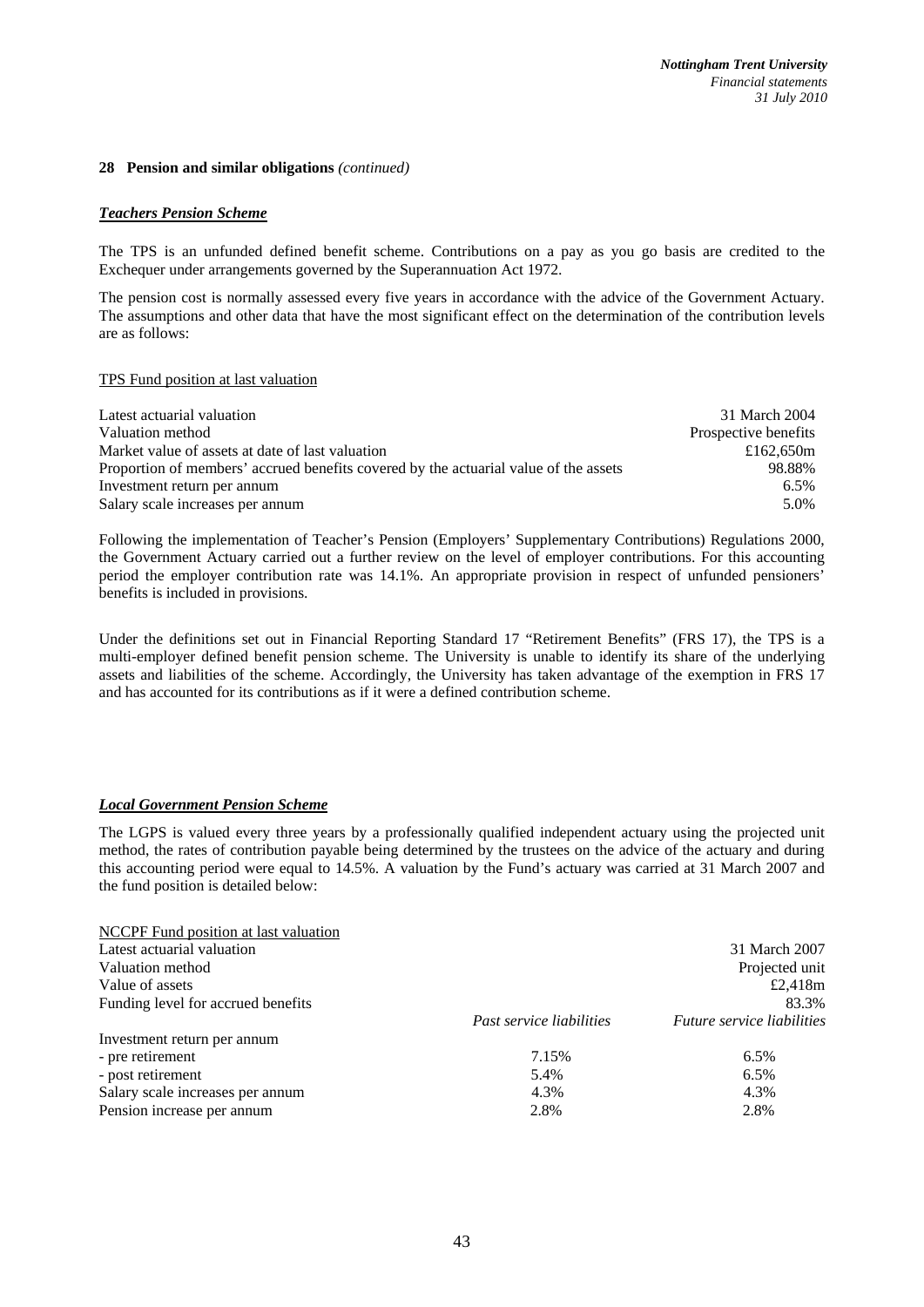**28 Pension and similar obligations** *(continued)*

***Teachers Pension Scheme***

The TPS is an unfunded defined benefit scheme. Contributions on a pay as you go basis are credited to the Exchequer under arrangements governed by the Superannuation Act 1972.

The pension cost is normally assessed every five years in accordance with the advice of the Government Actuary. The assumptions and other data that have the most significant effect on the determination of the contribution levels are as follows:

TPS Fund position at last valuation

| | |
|---|---|
| Latest actuarial valuation | 31 March 2004 |
| Valuation method | Prospective benefits |
| Market value of assets at date of last valuation | £162,650m |
| Proportion of members' accrued benefits covered by the actuarial value of the assets | 98.88% |
| Investment return per annum | 6.5% |
| Salary scale increases per annum | 5.0% |

Following the implementation of Teacher's Pension (Employers' Supplementary Contributions) Regulations 2000, the Government Actuary carried out a further review on the level of employer contributions. For this accounting period the employer contribution rate was 14.1%. An appropriate provision in respect of unfunded pensioners' benefits is included in provisions.

Under the definitions set out in Financial Reporting Standard 17 "Retirement Benefits" (FRS 17), the TPS is a multi-employer defined benefit pension scheme. The University is unable to identify its share of the underlying assets and liabilities of the scheme. Accordingly, the University has taken advantage of the exemption in FRS 17 and has accounted for its contributions as if it were a defined contribution scheme.

***Local Government Pension Scheme***

The LGPS is valued every three years by a professionally qualified independent actuary using the projected unit method, the rates of contribution payable being determined by the trustees on the advice of the actuary and during this accounting period were equal to 14.5%. A valuation by the Fund's actuary was carried at 31 March 2007 and the fund position is detailed below:

NCCPF Fund position at last valuation

| | | |
|---|---|---|
| Latest actuarial valuation | | 31 March 2007 |
| Valuation method | | Projected unit |
| Value of assets | | £2,418m |
| Funding level for accrued benefits | | 83.3% |
| | *Past service liabilities* | *Future service liabilities* |
| Investment return per annum | | |
| - pre retirement | 7.15% | 6.5% |
| - post retirement | 5.4% | 6.5% |
| Salary scale increases per annum | 4.3% | 4.3% |
| Pension increase per annum | 2.8% | 2.8% |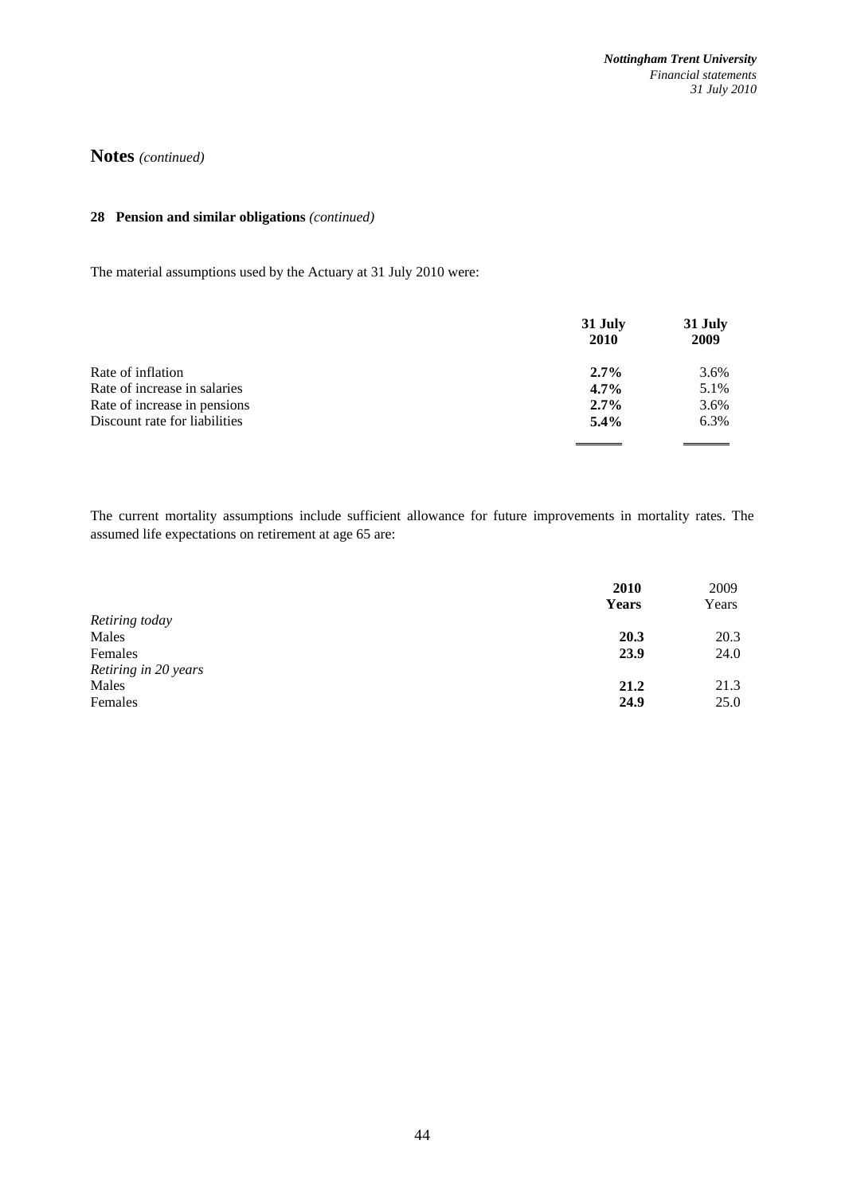# Notes *(continued)*

## 28 Pension and similar obligations *(continued)*

The material assumptions used by the Actuary at 31 July 2010 were:

| | **31 July 2010** | **31 July 2009** |
|---|---|---|
| Rate of inflation | **2.7%** | 3.6% |
| Rate of increase in salaries | **4.7%** | 5.1% |
| Rate of increase in pensions | **2.7%** | 3.6% |
| Discount rate for liabilities | **5.4%** | 6.3% |

The current mortality assumptions include sufficient allowance for future improvements in mortality rates. The assumed life expectations on retirement at age 65 are:

| | **2010 Years** | 2009 Years |
|---|---|---|
| *Retiring today* | | |
| Males | **20.3** | 20.3 |
| Females | **23.9** | 24.0 |
| *Retiring in 20 years* | | |
| Males | **21.2** | 21.3 |
| Females | **24.9** | 25.0 |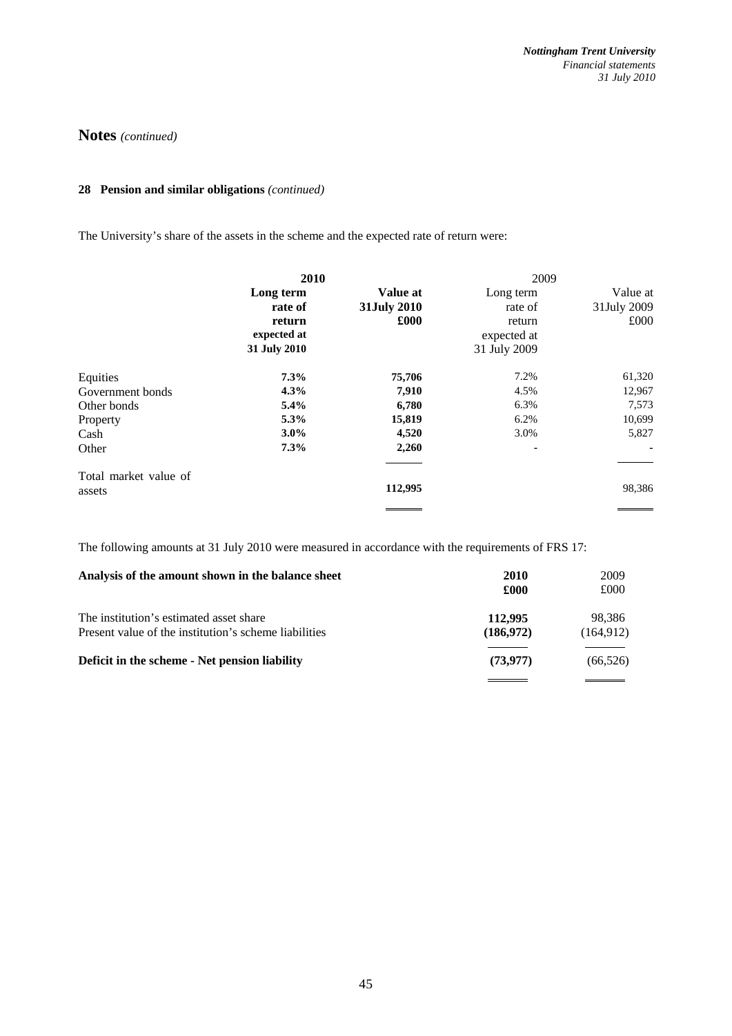## Notes *(continued)*

### 28 Pension and similar obligations *(continued)*

The University's share of the assets in the scheme and the expected rate of return were:

| | **2010** | | 2009 | |
|---|---|---|---|---|
| | **Long term rate of return expected at 31 July 2010** | **Value at 31July 2010 £000** | Long term rate of return expected at 31 July 2009 | Value at 31July 2009 £000 |
| Equities | **7.3%** | **75,706** | 7.2% | 61,320 |
| Government bonds | **4.3%** | **7,910** | 4.5% | 12,967 |
| Other bonds | **5.4%** | **6,780** | 6.3% | 7,573 |
| Property | **5.3%** | **15,819** | 6.2% | 10,699 |
| Cash | **3.0%** | **4,520** | 3.0% | 5,827 |
| Other | **7.3%** | **2,260** | - | - |
| Total market value of assets | | **112,995** | | 98,386 |

The following amounts at 31 July 2010 were measured in accordance with the requirements of FRS 17:

| **Analysis of the amount shown in the balance sheet** | **2010 £000** | 2009 £000 |
|---|---|---|
| The institution's estimated asset share | **112,995** | 98,386 |
| Present value of the institution's scheme liabilities | **(186,972)** | (164,912) |
| **Deficit in the scheme - Net pension liability** | **(73,977)** | (66,526) |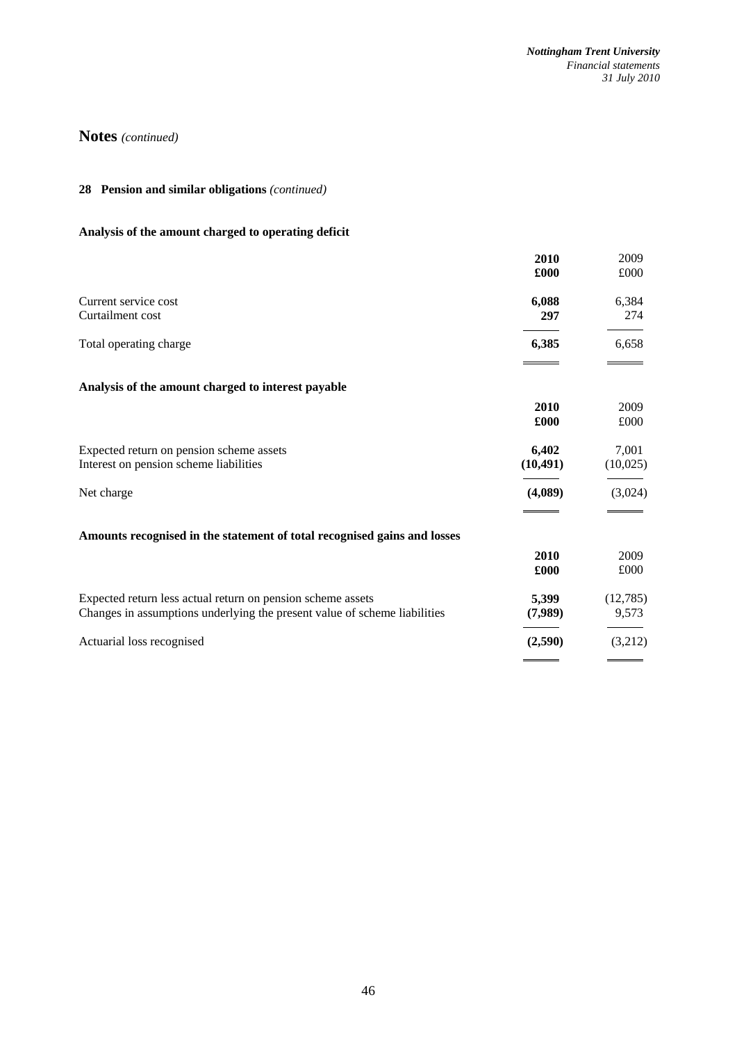# Notes *(continued)*

## 28 Pension and similar obligations *(continued)*

### Analysis of the amount charged to operating deficit

| | **2010** | 2009 |
|---|---|---|
| | **£000** | £000 |
| Current service cost | **6,088** | 6,384 |
| Curtailment cost | **297** | 274 |
| Total operating charge | **6,385** | 6,658 |

### Analysis of the amount charged to interest payable

| | **2010** | 2009 |
|---|---|---|
| | **£000** | £000 |
| Expected return on pension scheme assets | **6,402** | 7,001 |
| Interest on pension scheme liabilities | **(10,491)** | (10,025) |
| Net charge | **(4,089)** | (3,024) |

### Amounts recognised in the statement of total recognised gains and losses

| | **2010** | 2009 |
|---|---|---|
| | **£000** | £000 |
| Expected return less actual return on pension scheme assets | **5,399** | (12,785) |
| Changes in assumptions underlying the present value of scheme liabilities | **(7,989)** | 9,573 |
| Actuarial loss recognised | **(2,590)** | (3,212) |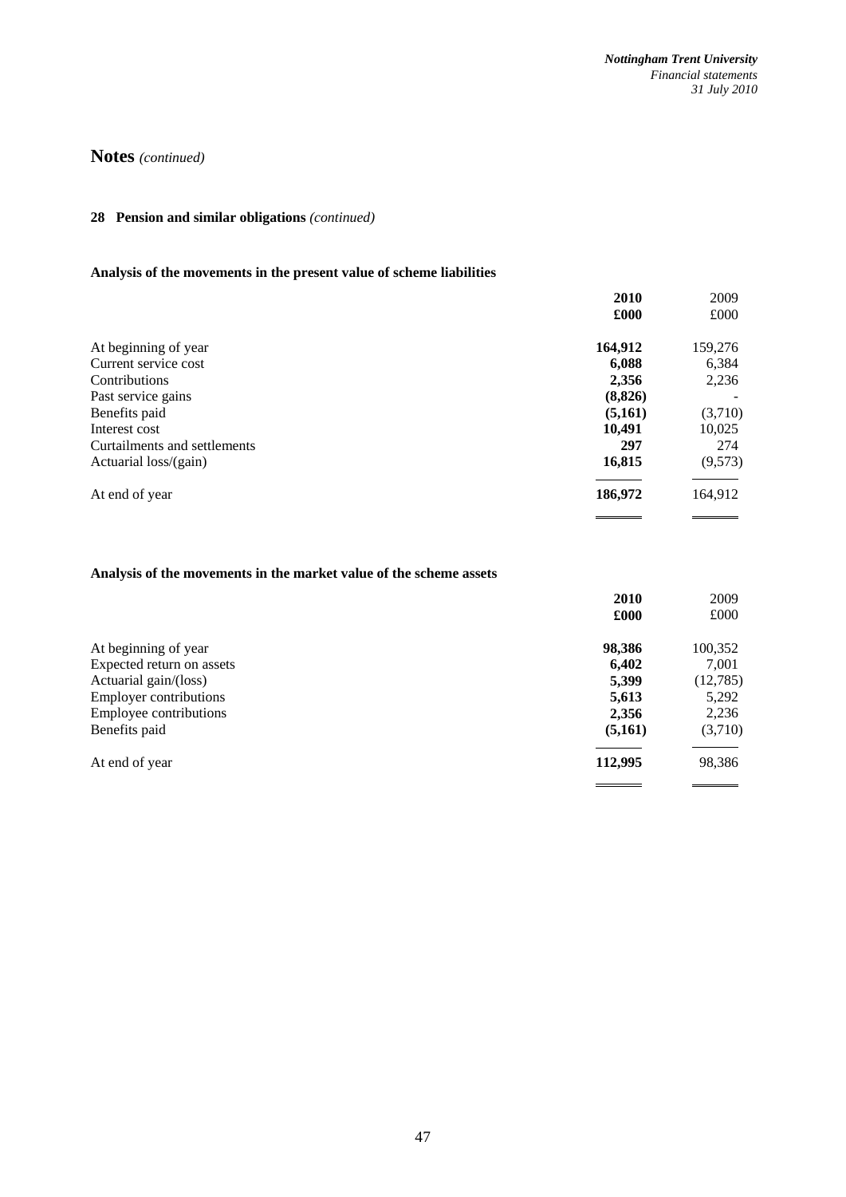# Notes *(continued)*

### 28 Pension and similar obligations *(continued)*

#### Analysis of the movements in the present value of scheme liabilities

| | **2010** | 2009 |
|---|---|---|
| | **£000** | £000 |
| At beginning of year | **164,912** | 159,276 |
| Current service cost | **6,088** | 6,384 |
| Contributions | **2,356** | 2,236 |
| Past service gains | **(8,826)** | - |
| Benefits paid | **(5,161)** | (3,710) |
| Interest cost | **10,491** | 10,025 |
| Curtailments and settlements | **297** | 274 |
| Actuarial loss/(gain) | **16,815** | (9,573) |
| At end of year | **186,972** | 164,912 |

#### Analysis of the movements in the market value of the scheme assets

| | **2010** | 2009 |
|---|---|---|
| | **£000** | £000 |
| At beginning of year | **98,386** | 100,352 |
| Expected return on assets | **6,402** | 7,001 |
| Actuarial gain/(loss) | **5,399** | (12,785) |
| Employer contributions | **5,613** | 5,292 |
| Employee contributions | **2,356** | 2,236 |
| Benefits paid | **(5,161)** | (3,710) |
| At end of year | **112,995** | 98,386 |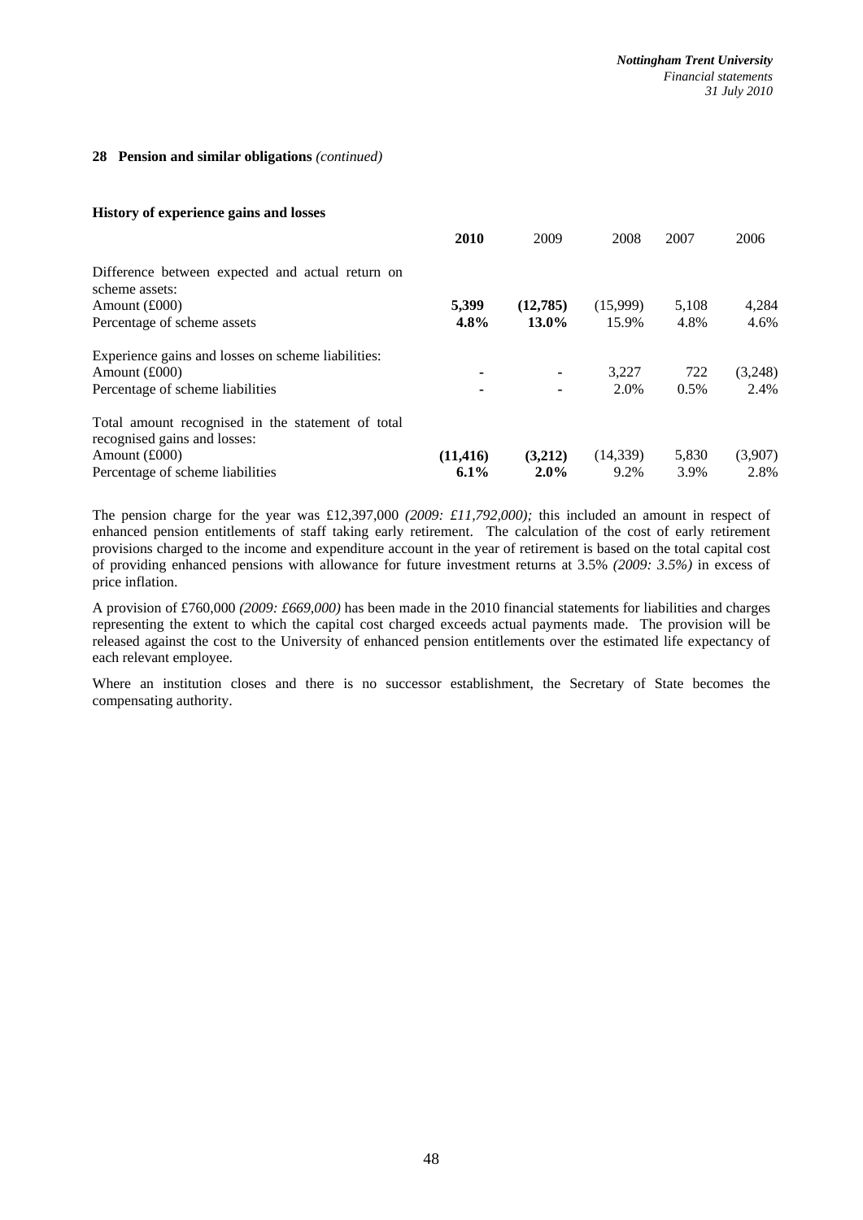## 28 Pension and similar obligations *(continued)*

### History of experience gains and losses

| | **2010** | 2009 | 2008 | 2007 | 2006 |
|---|---|---|---|---|---|
| Difference between expected and actual return on scheme assets: | | | | | |
| Amount (£000) | **5,399** | **(12,785)** | (15,999) | 5,108 | 4,284 |
| Percentage of scheme assets | **4.8%** | **13.0%** | 15.9% | 4.8% | 4.6% |
| Experience gains and losses on scheme liabilities: | | | | | |
| Amount (£000) | **-** | **-** | 3,227 | 722 | (3,248) |
| Percentage of scheme liabilities | **-** | **-** | 2.0% | 0.5% | 2.4% |
| Total amount recognised in the statement of total recognised gains and losses: | | | | | |
| Amount (£000) | **(11,416)** | **(3,212)** | (14,339) | 5,830 | (3,907) |
| Percentage of scheme liabilities | **6.1%** | **2.0%** | 9.2% | 3.9% | 2.8% |

The pension charge for the year was £12,397,000 *(2009: £11,792,000);* this included an amount in respect of enhanced pension entitlements of staff taking early retirement. The calculation of the cost of early retirement provisions charged to the income and expenditure account in the year of retirement is based on the total capital cost of providing enhanced pensions with allowance for future investment returns at 3.5% *(2009: 3.5%)* in excess of price inflation.

A provision of £760,000 *(2009: £669,000)* has been made in the 2010 financial statements for liabilities and charges representing the extent to which the capital cost charged exceeds actual payments made. The provision will be released against the cost to the University of enhanced pension entitlements over the estimated life expectancy of each relevant employee.

Where an institution closes and there is no successor establishment, the Secretary of State becomes the compensating authority.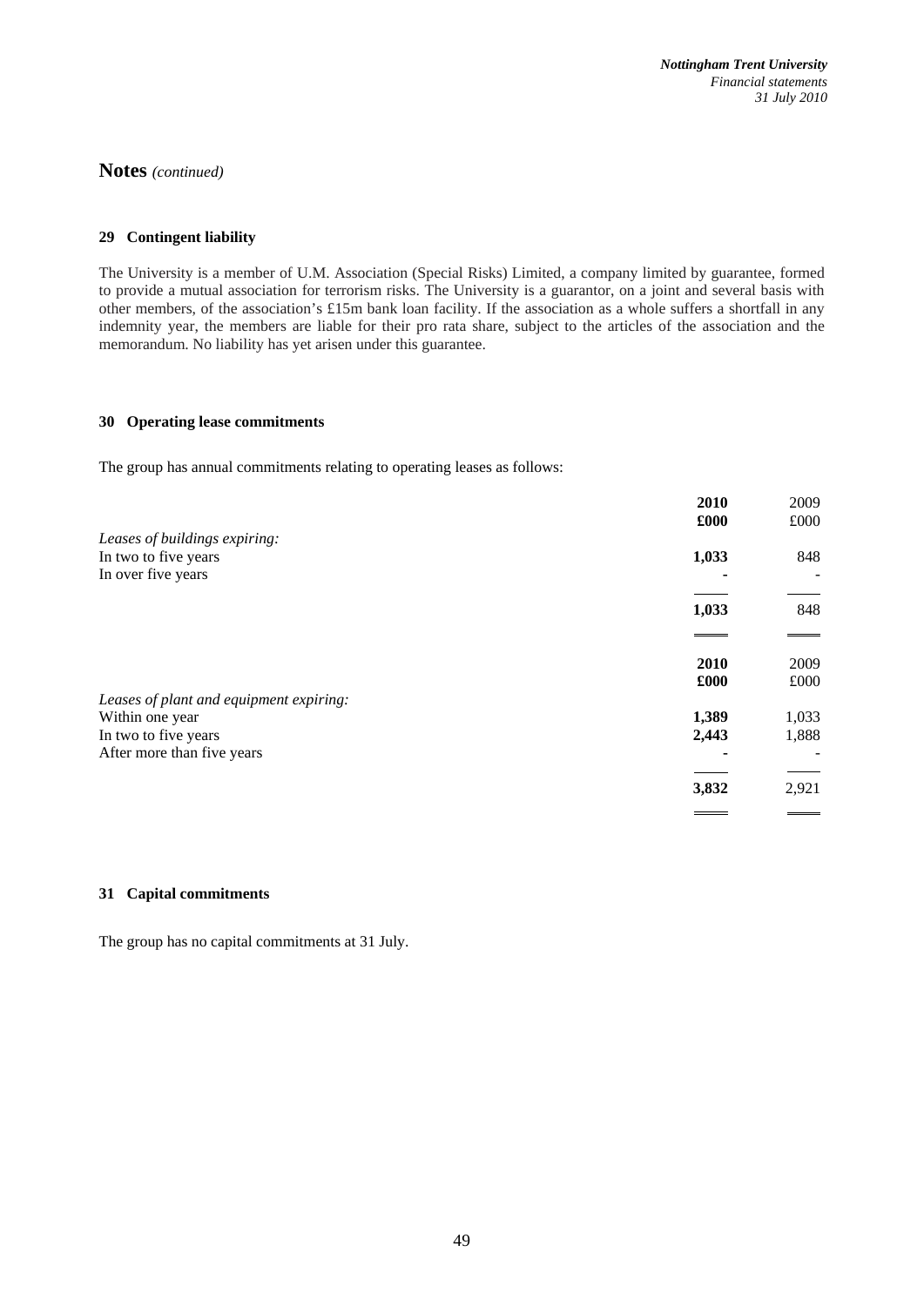## Notes *(continued)*

### 29 Contingent liability

The University is a member of U.M. Association (Special Risks) Limited, a company limited by guarantee, formed to provide a mutual association for terrorism risks. The University is a guarantor, on a joint and several basis with other members, of the association's £15m bank loan facility. If the association as a whole suffers a shortfall in any indemnity year, the members are liable for their pro rata share, subject to the articles of the association and the memorandum. No liability has yet arisen under this guarantee.

### 30 Operating lease commitments

The group has annual commitments relating to operating leases as follows:

| | **2010** | 2009 |
|---|---|---|
| | **£000** | £000 |
| *Leases of buildings expiring:* | | |
| In two to five years | **1,033** | 848 |
| In over five years | **-** | - |
| | **1,033** | 848 |

| | **2010** | 2009 |
|---|---|---|
| | **£000** | £000 |
| *Leases of plant and equipment expiring:* | | |
| Within one year | **1,389** | 1,033 |
| In two to five years | **2,443** | 1,888 |
| After more than five years | **-** | - |
| | **3,832** | 2,921 |

### 31 Capital commitments

The group has no capital commitments at 31 July.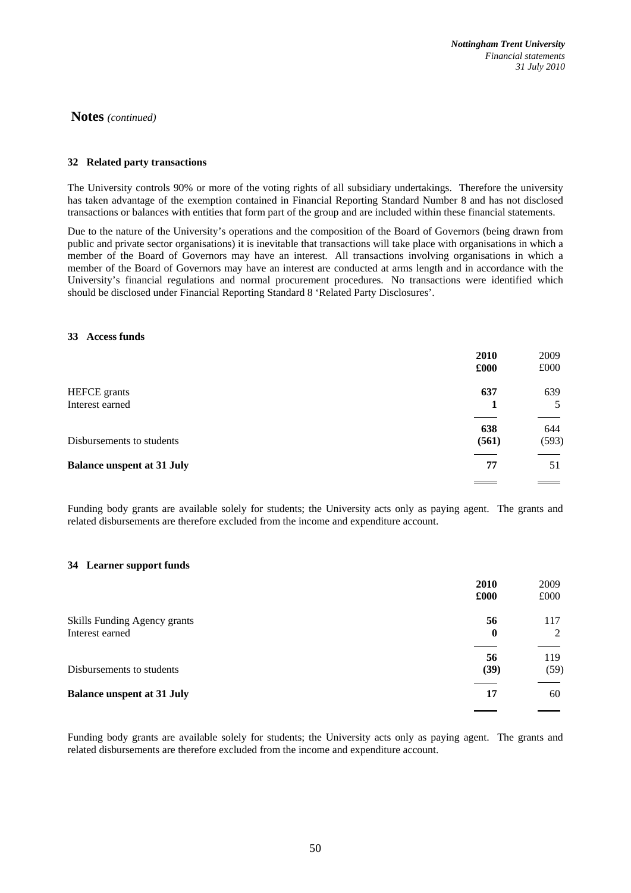## Notes *(continued)*

### 32 Related party transactions

The University controls 90% or more of the voting rights of all subsidiary undertakings. Therefore the university has taken advantage of the exemption contained in Financial Reporting Standard Number 8 and has not disclosed transactions or balances with entities that form part of the group and are included within these financial statements.

Due to the nature of the University's operations and the composition of the Board of Governors (being drawn from public and private sector organisations) it is inevitable that transactions will take place with organisations in which a member of the Board of Governors may have an interest. All transactions involving organisations in which a member of the Board of Governors may have an interest are conducted at arms length and in accordance with the University's financial regulations and normal procurement procedures. No transactions were identified which should be disclosed under Financial Reporting Standard 8 'Related Party Disclosures'.

### 33 Access funds

| | **2010** **£000** | 2009 £000 |
|---|---|---|
| HEFCE grants | **637** | 639 |
| Interest earned | **1** | 5 |
| | **638** | 644 |
| Disbursements to students | **(561)** | (593) |
| **Balance unspent at 31 July** | **77** | 51 |

Funding body grants are available solely for students; the University acts only as paying agent. The grants and related disbursements are therefore excluded from the income and expenditure account.

### 34 Learner support funds

| | **2010** **£000** | 2009 £000 |
|---|---|---|
| Skills Funding Agency grants | **56** | 117 |
| Interest earned | **0** | 2 |
| | **56** | 119 |
| Disbursements to students | **(39)** | (59) |
| **Balance unspent at 31 July** | **17** | 60 |

Funding body grants are available solely for students; the University acts only as paying agent. The grants and related disbursements are therefore excluded from the income and expenditure account.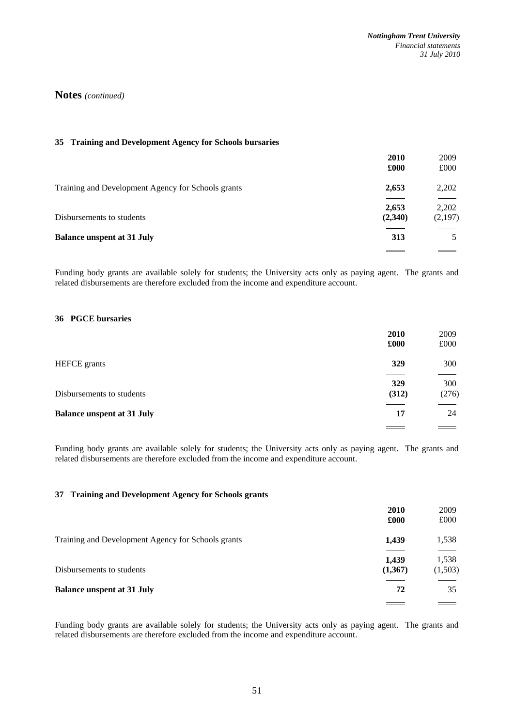## Notes *(continued)*

### 35 Training and Development Agency for Schools bursaries

| | 2010 | 2009 |
|---|---|---|
| | £000 | £000 |
| Training and Development Agency for Schools grants | **2,653** | 2,202 |
| | **2,653** | 2,202 |
| Disbursements to students | **(2,340)** | (2,197) |
| **Balance unspent at 31 July** | **313** | 5 |

Funding body grants are available solely for students; the University acts only as paying agent. The grants and related disbursements are therefore excluded from the income and expenditure account.

### 36 PGCE bursaries

| | 2010 | 2009 |
|---|---|---|
| | £000 | £000 |
| HEFCE grants | **329** | 300 |
| | **329** | 300 |
| Disbursements to students | **(312)** | (276) |
| **Balance unspent at 31 July** | **17** | 24 |

Funding body grants are available solely for students; the University acts only as paying agent. The grants and related disbursements are therefore excluded from the income and expenditure account.

### 37 Training and Development Agency for Schools grants

| | 2010 | 2009 |
|---|---|---|
| | £000 | £000 |
| Training and Development Agency for Schools grants | **1,439** | 1,538 |
| | **1,439** | 1,538 |
| Disbursements to students | **(1,367)** | (1,503) |
| **Balance unspent at 31 July** | **72** | 35 |

Funding body grants are available solely for students; the University acts only as paying agent. The grants and related disbursements are therefore excluded from the income and expenditure account.